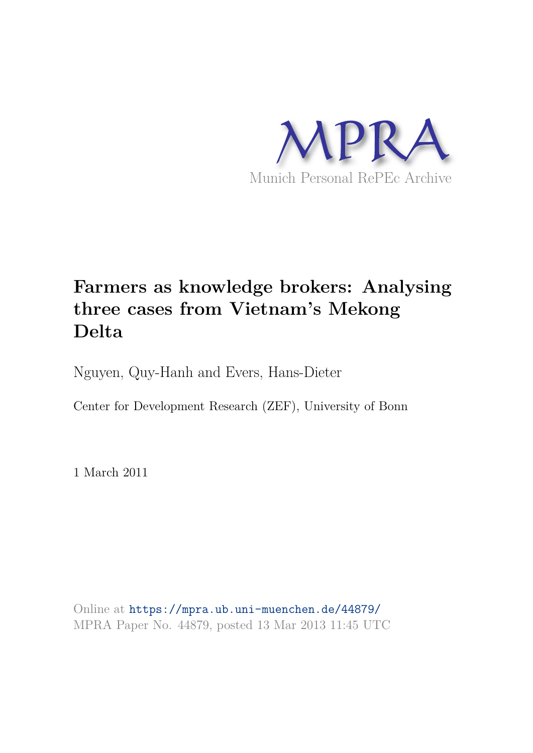MPRA

Munich Personal RePEc Archive

# Farmers as knowledge brokers: Analysing three cases from Vietnam's Mekong Delta

Nguyen, Quy-Hanh and Evers, Hans-Dieter

Center for Development Research (ZEF), University of Bonn

1 March 2011

Online at https://mpra.ub.uni-muenchen.de/44879/
MPRA Paper No. 44879, posted 13 Mar 2013 11:45 UTC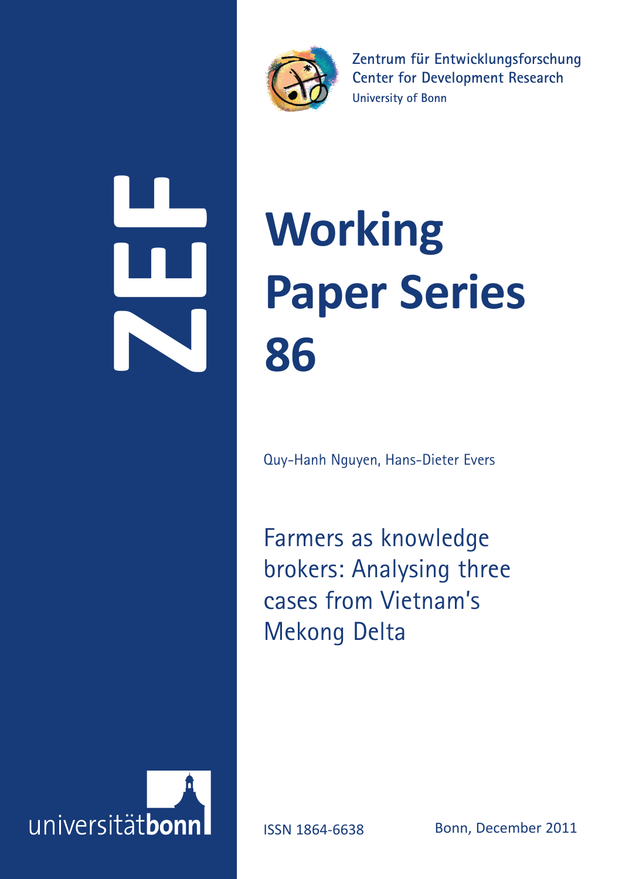Zentrum für Entwicklungsforschung
Center for Development Research
University of Bonn

ZEF

# Working Paper Series 86

Quy-Hanh Nguyen, Hans-Dieter Evers

## Farmers as knowledge brokers: Analysing three cases from Vietnam's Mekong Delta

universitätbonn

ISSN 1864-6638

Bonn, December 2011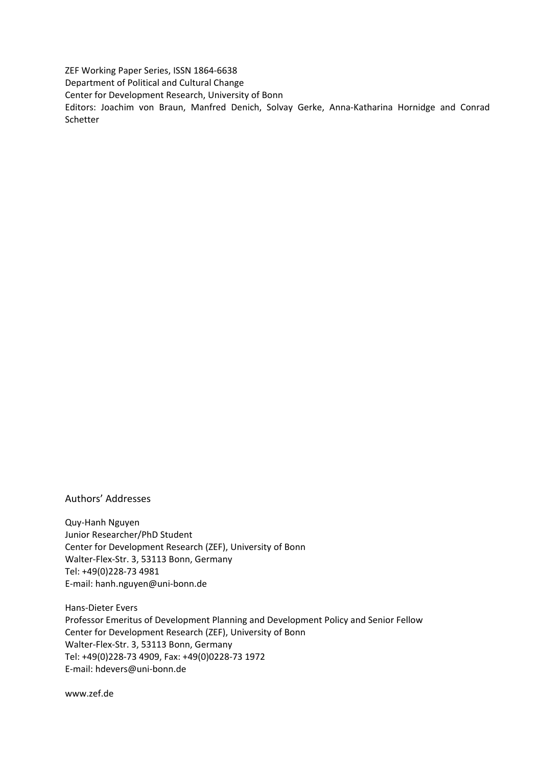ZEF Working Paper Series, ISSN 1864-6638
Department of Political and Cultural Change
Center for Development Research, University of Bonn
Editors: Joachim von Braun, Manfred Denich, Solvay Gerke, Anna-Katharina Hornidge and Conrad Schetter

## Authors' Addresses

Quy-Hanh Nguyen
Junior Researcher/PhD Student
Center for Development Research (ZEF), University of Bonn
Walter-Flex-Str. 3, 53113 Bonn, Germany
Tel: +49(0)228-73 4981
E-mail: hanh.nguyen@uni-bonn.de

Hans-Dieter Evers
Professor Emeritus of Development Planning and Development Policy and Senior Fellow
Center for Development Research (ZEF), University of Bonn
Walter-Flex-Str. 3, 53113 Bonn, Germany
Tel: +49(0)228-73 4909, Fax: +49(0)0228-73 1972
E-mail: hdevers@uni-bonn.de

www.zef.de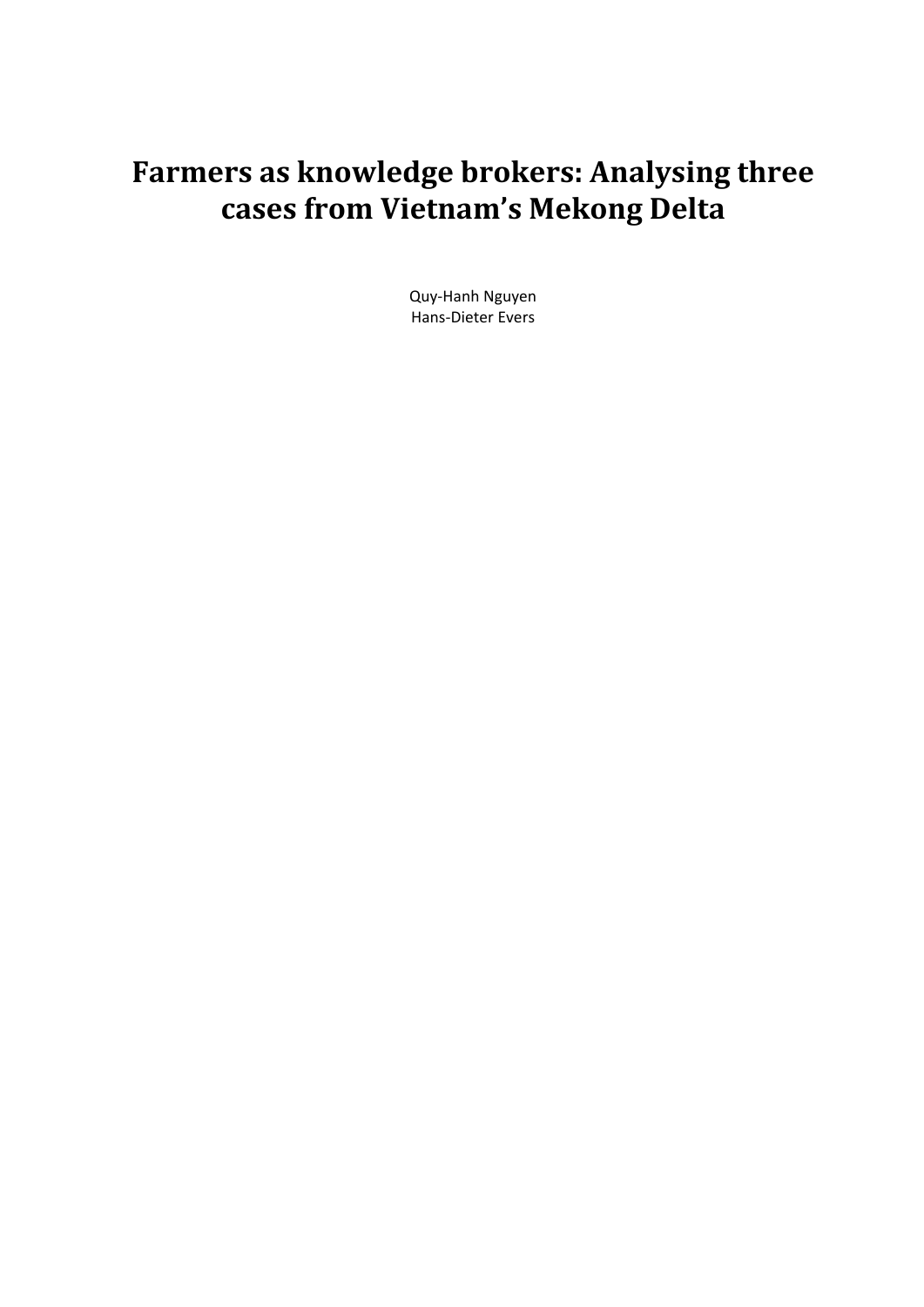# Farmers as knowledge brokers: Analysing three cases from Vietnam's Mekong Delta

Quy-Hanh Nguyen
Hans-Dieter Evers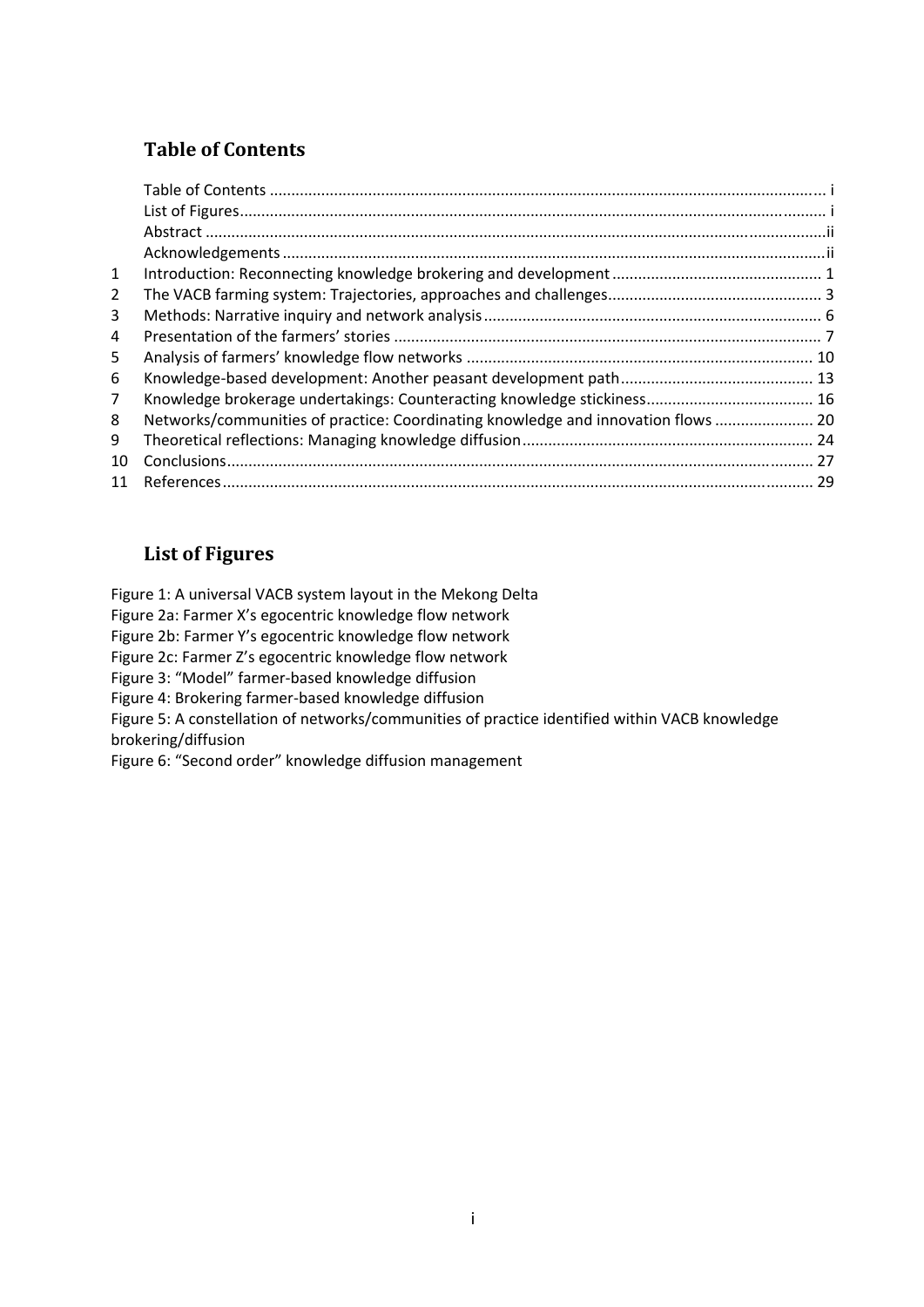## Table of Contents

| | | |
|---|---|---|
| | Table of Contents | i |
| | List of Figures | i |
| | Abstract | ii |
| | Acknowledgements | ii |
| 1 | Introduction: Reconnecting knowledge brokering and development | 1 |
| 2 | The VACB farming system: Trajectories, approaches and challenges | 3 |
| 3 | Methods: Narrative inquiry and network analysis | 6 |
| 4 | Presentation of the farmers' stories | 7 |
| 5 | Analysis of farmers' knowledge flow networks | 10 |
| 6 | Knowledge-based development: Another peasant development path | 13 |
| 7 | Knowledge brokerage undertakings: Counteracting knowledge stickiness | 16 |
| 8 | Networks/communities of practice: Coordinating knowledge and innovation flows | 20 |
| 9 | Theoretical reflections: Managing knowledge diffusion | 24 |
| 10 | Conclusions | 27 |
| 11 | References | 29 |

## List of Figures

Figure 1: A universal VACB system layout in the Mekong Delta

Figure 2a: Farmer X's egocentric knowledge flow network

Figure 2b: Farmer Y's egocentric knowledge flow network

Figure 2c: Farmer Z's egocentric knowledge flow network

Figure 3: "Model" farmer-based knowledge diffusion

Figure 4: Brokering farmer-based knowledge diffusion

Figure 5: A constellation of networks/communities of practice identified within VACB knowledge brokering/diffusion

Figure 6: "Second order" knowledge diffusion management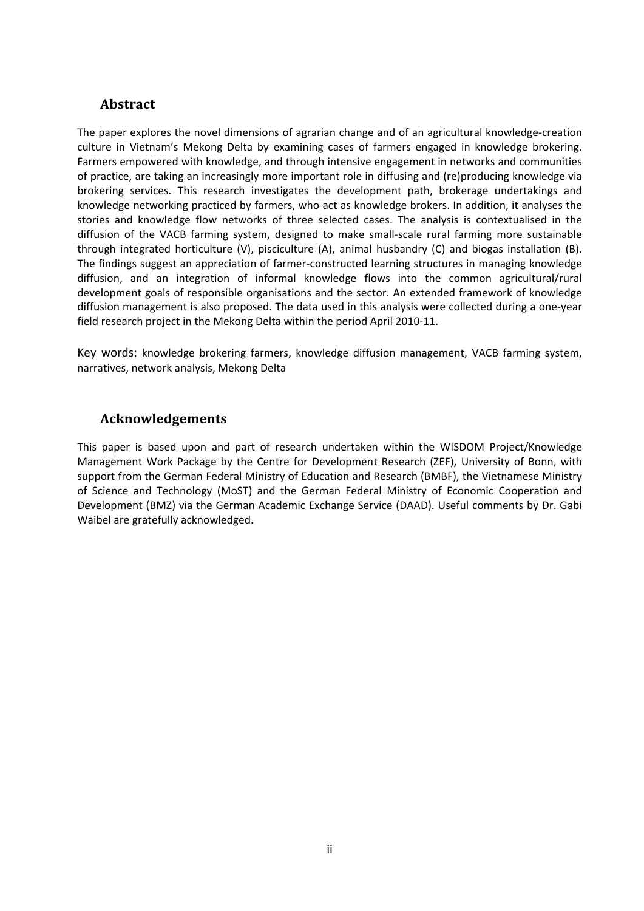## Abstract

The paper explores the novel dimensions of agrarian change and of an agricultural knowledge-creation culture in Vietnam's Mekong Delta by examining cases of farmers engaged in knowledge brokering. Farmers empowered with knowledge, and through intensive engagement in networks and communities of practice, are taking an increasingly more important role in diffusing and (re)producing knowledge via brokering services. This research investigates the development path, brokerage undertakings and knowledge networking practiced by farmers, who act as knowledge brokers. In addition, it analyses the stories and knowledge flow networks of three selected cases. The analysis is contextualised in the diffusion of the VACB farming system, designed to make small-scale rural farming more sustainable through integrated horticulture (V), pisciculture (A), animal husbandry (C) and biogas installation (B). The findings suggest an appreciation of farmer-constructed learning structures in managing knowledge diffusion, and an integration of informal knowledge flows into the common agricultural/rural development goals of responsible organisations and the sector. An extended framework of knowledge diffusion management is also proposed. The data used in this analysis were collected during a one-year field research project in the Mekong Delta within the period April 2010-11.

Key words: knowledge brokering farmers, knowledge diffusion management, VACB farming system, narratives, network analysis, Mekong Delta

## Acknowledgements

This paper is based upon and part of research undertaken within the WISDOM Project/Knowledge Management Work Package by the Centre for Development Research (ZEF), University of Bonn, with support from the German Federal Ministry of Education and Research (BMBF), the Vietnamese Ministry of Science and Technology (MoST) and the German Federal Ministry of Economic Cooperation and Development (BMZ) via the German Academic Exchange Service (DAAD). Useful comments by Dr. Gabi Waibel are gratefully acknowledged.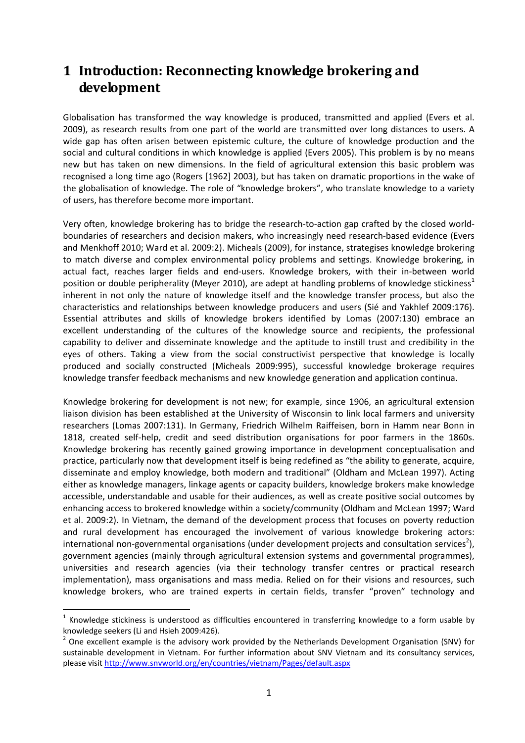# 1 Introduction: Reconnecting knowledge brokering and development

Globalisation has transformed the way knowledge is produced, transmitted and applied (Evers et al. 2009), as research results from one part of the world are transmitted over long distances to users. A wide gap has often arisen between epistemic culture, the culture of knowledge production and the social and cultural conditions in which knowledge is applied (Evers 2005). This problem is by no means new but has taken on new dimensions. In the field of agricultural extension this basic problem was recognised a long time ago (Rogers [1962] 2003), but has taken on dramatic proportions in the wake of the globalisation of knowledge. The role of "knowledge brokers", who translate knowledge to a variety of users, has therefore become more important.

Very often, knowledge brokering has to bridge the research-to-action gap crafted by the closed world-boundaries of researchers and decision makers, who increasingly need research-based evidence (Evers and Menkhoff 2010; Ward et al. 2009:2). Micheals (2009), for instance, strategises knowledge brokering to match diverse and complex environmental policy problems and settings. Knowledge brokering, in actual fact, reaches larger fields and end-users. Knowledge brokers, with their in-between world position or double peripherality (Meyer 2010), are adept at handling problems of knowledge stickiness[1] inherent in not only the nature of knowledge itself and the knowledge transfer process, but also the characteristics and relationships between knowledge producers and users (Sié and Yakhlef 2009:176). Essential attributes and skills of knowledge brokers identified by Lomas (2007:130) embrace an excellent understanding of the cultures of the knowledge source and recipients, the professional capability to deliver and disseminate knowledge and the aptitude to instill trust and credibility in the eyes of others. Taking a view from the social constructivist perspective that knowledge is locally produced and socially constructed (Micheals 2009:995), successful knowledge brokerage requires knowledge transfer feedback mechanisms and new knowledge generation and application continua.

Knowledge brokering for development is not new; for example, since 1906, an agricultural extension liaison division has been established at the University of Wisconsin to link local farmers and university researchers (Lomas 2007:131). In Germany, Friedrich Wilhelm Raiffeisen, born in Hamm near Bonn in 1818, created self-help, credit and seed distribution organisations for poor farmers in the 1860s. Knowledge brokering has recently gained growing importance in development conceptualisation and practice, particularly now that development itself is being redefined as "the ability to generate, acquire, disseminate and employ knowledge, both modern and traditional" (Oldham and McLean 1997). Acting either as knowledge managers, linkage agents or capacity builders, knowledge brokers make knowledge accessible, understandable and usable for their audiences, as well as create positive social outcomes by enhancing access to brokered knowledge within a society/community (Oldham and McLean 1997; Ward et al. 2009:2). In Vietnam, the demand of the development process that focuses on poverty reduction and rural development has encouraged the involvement of various knowledge brokering actors: international non-governmental organisations (under development projects and consultation services[2]), government agencies (mainly through agricultural extension systems and governmental programmes), universities and research agencies (via their technology transfer centres or practical research implementation), mass organisations and mass media. Relied on for their visions and resources, such knowledge brokers, who are trained experts in certain fields, transfer "proven" technology and

---

[1] Knowledge stickiness is understood as difficulties encountered in transferring knowledge to a form usable by knowledge seekers (Li and Hsieh 2009:426).

[2] One excellent example is the advisory work provided by the Netherlands Development Organisation (SNV) for sustainable development in Vietnam. For further information about SNV Vietnam and its consultancy services, please visit http://www.snvworld.org/en/countries/vietnam/Pages/default.aspx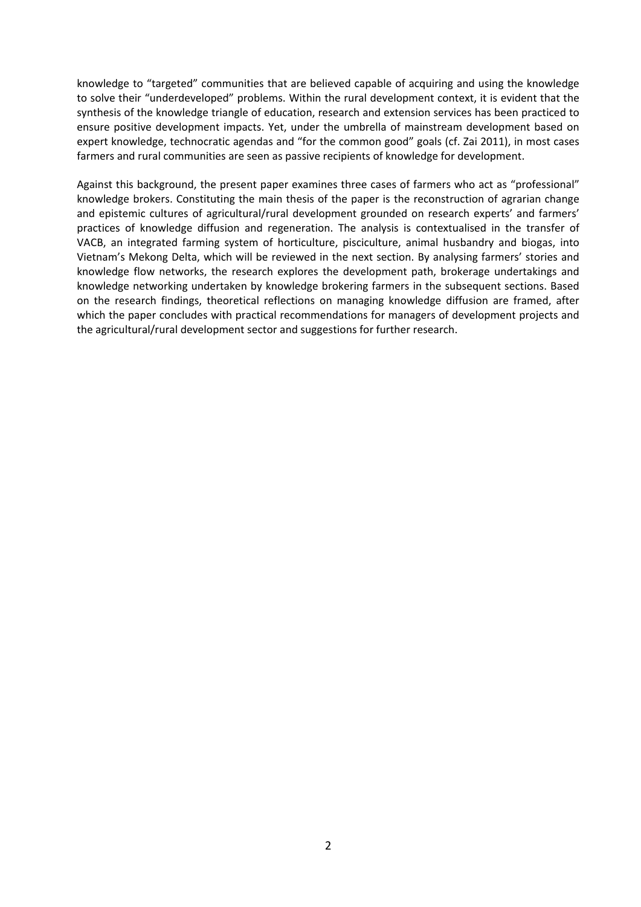knowledge to "targeted" communities that are believed capable of acquiring and using the knowledge to solve their "underdeveloped" problems. Within the rural development context, it is evident that the synthesis of the knowledge triangle of education, research and extension services has been practiced to ensure positive development impacts. Yet, under the umbrella of mainstream development based on expert knowledge, technocratic agendas and "for the common good" goals (cf. Zai 2011), in most cases farmers and rural communities are seen as passive recipients of knowledge for development.

Against this background, the present paper examines three cases of farmers who act as "professional" knowledge brokers. Constituting the main thesis of the paper is the reconstruction of agrarian change and epistemic cultures of agricultural/rural development grounded on research experts' and farmers' practices of knowledge diffusion and regeneration. The analysis is contextualised in the transfer of VACB, an integrated farming system of horticulture, pisciculture, animal husbandry and biogas, into Vietnam's Mekong Delta, which will be reviewed in the next section. By analysing farmers' stories and knowledge flow networks, the research explores the development path, brokerage undertakings and knowledge networking undertaken by knowledge brokering farmers in the subsequent sections. Based on the research findings, theoretical reflections on managing knowledge diffusion are framed, after which the paper concludes with practical recommendations for managers of development projects and the agricultural/rural development sector and suggestions for further research.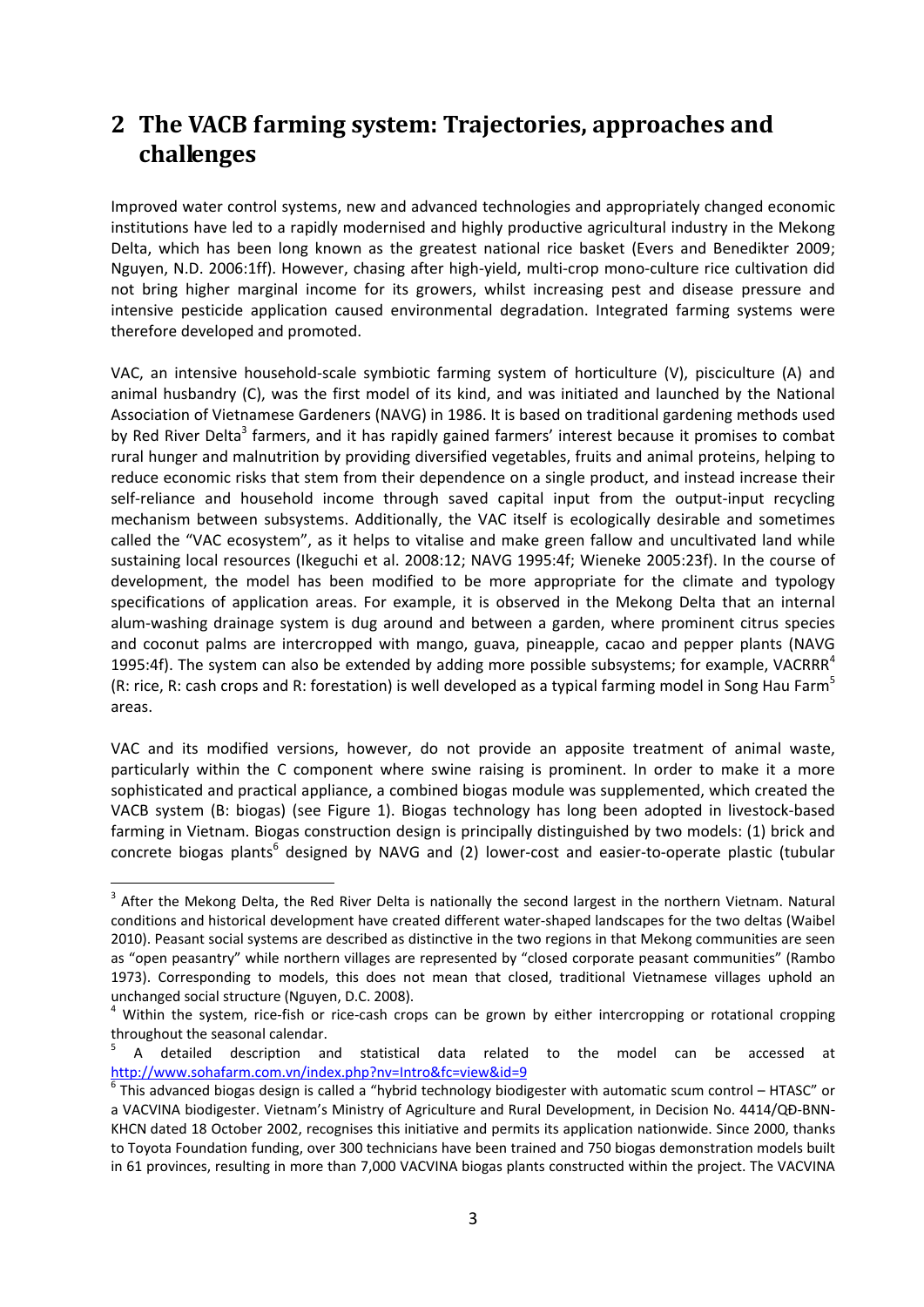# 2 The VACB farming system: Trajectories, approaches and challenges

Improved water control systems, new and advanced technologies and appropriately changed economic institutions have led to a rapidly modernised and highly productive agricultural industry in the Mekong Delta, which has been long known as the greatest national rice basket (Evers and Benedikter 2009; Nguyen, N.D. 2006:1ff). However, chasing after high-yield, multi-crop mono-culture rice cultivation did not bring higher marginal income for its growers, whilst increasing pest and disease pressure and intensive pesticide application caused environmental degradation. Integrated farming systems were therefore developed and promoted.

VAC, an intensive household-scale symbiotic farming system of horticulture (V), pisciculture (A) and animal husbandry (C), was the first model of its kind, and was initiated and launched by the National Association of Vietnamese Gardeners (NAVG) in 1986. It is based on traditional gardening methods used by Red River Delta[3] farmers, and it has rapidly gained farmers' interest because it promises to combat rural hunger and malnutrition by providing diversified vegetables, fruits and animal proteins, helping to reduce economic risks that stem from their dependence on a single product, and instead increase their self-reliance and household income through saved capital input from the output-input recycling mechanism between subsystems. Additionally, the VAC itself is ecologically desirable and sometimes called the "VAC ecosystem", as it helps to vitalise and make green fallow and uncultivated land while sustaining local resources (Ikeguchi et al. 2008:12; NAVG 1995:4f; Wieneke 2005:23f). In the course of development, the model has been modified to be more appropriate for the climate and typology specifications of application areas. For example, it is observed in the Mekong Delta that an internal alum-washing drainage system is dug around and between a garden, where prominent citrus species and coconut palms are intercropped with mango, guava, pineapple, cacao and pepper plants (NAVG 1995:4f). The system can also be extended by adding more possible subsystems; for example, VACRRR[4] (R: rice, R: cash crops and R: forestation) is well developed as a typical farming model in Song Hau Farm[5] areas.

VAC and its modified versions, however, do not provide an apposite treatment of animal waste, particularly within the C component where swine raising is prominent. In order to make it a more sophisticated and practical appliance, a combined biogas module was supplemented, which created the VACB system (B: biogas) (see Figure 1). Biogas technology has long been adopted in livestock-based farming in Vietnam. Biogas construction design is principally distinguished by two models: (1) brick and concrete biogas plants[6] designed by NAVG and (2) lower-cost and easier-to-operate plastic (tubular

---

[3] After the Mekong Delta, the Red River Delta is nationally the second largest in the northern Vietnam. Natural conditions and historical development have created different water-shaped landscapes for the two deltas (Waibel 2010). Peasant social systems are described as distinctive in the two regions in that Mekong communities are seen as "open peasantry" while northern villages are represented by "closed corporate peasant communities" (Rambo 1973). Corresponding to models, this does not mean that closed, traditional Vietnamese villages uphold an unchanged social structure (Nguyen, D.C. 2008).

[4] Within the system, rice-fish or rice-cash crops can be grown by either intercropping or rotational cropping throughout the seasonal calendar.

[5] A detailed description and statistical data related to the model can be accessed at http://www.sohafarm.com.vn/index.php?nv=Intro&fc=view&id=9

[6] This advanced biogas design is called a "hybrid technology biodigester with automatic scum control – HTASC" or a VACVINA biodigester. Vietnam's Ministry of Agriculture and Rural Development, in Decision No. 4414/QĐ-BNN-KHCN dated 18 October 2002, recognises this initiative and permits its application nationwide. Since 2000, thanks to Toyota Foundation funding, over 300 technicians have been trained and 750 biogas demonstration models built in 61 provinces, resulting in more than 7,000 VACVINA biogas plants constructed within the project. The VACVINA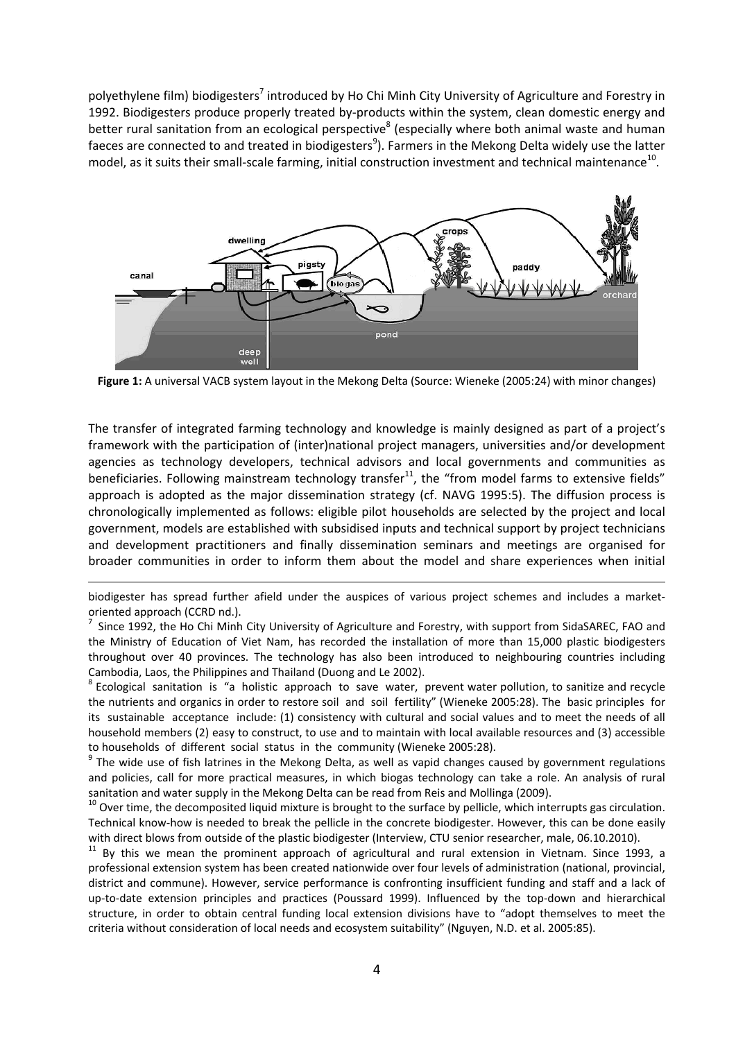polyethylene film) biodigesters[7] introduced by Ho Chi Minh City University of Agriculture and Forestry in 1992. Biodigesters produce properly treated by-products within the system, clean domestic energy and better rural sanitation from an ecological perspective[8] (especially where both animal waste and human faeces are connected to and treated in biodigesters[9]). Farmers in the Mekong Delta widely use the latter model, as it suits their small-scale farming, initial construction investment and technical maintenance[10].

dwelling
pigsty
crops
paddy
canal
bio gas
orchard
pond
deep well

**Figure 1:** A universal VACB system layout in the Mekong Delta (Source: Wieneke (2005:24) with minor changes)

The transfer of integrated farming technology and knowledge is mainly designed as part of a project's framework with the participation of (inter)national project managers, universities and/or development agencies as technology developers, technical advisors and local governments and communities as beneficiaries. Following mainstream technology transfer[11], the "from model farms to extensive fields" approach is adopted as the major dissemination strategy (cf. NAVG 1995:5). The diffusion process is chronologically implemented as follows: eligible pilot households are selected by the project and local government, models are established with subsidised inputs and technical support by project technicians and development practitioners and finally dissemination seminars and meetings are organised for broader communities in order to inform them about the model and share experiences when initial

---

biodigester has spread further afield under the auspices of various project schemes and includes a market-oriented approach (CCRD nd.).

[7] Since 1992, the Ho Chi Minh City University of Agriculture and Forestry, with support from SidaSAREC, FAO and the Ministry of Education of Viet Nam, has recorded the installation of more than 15,000 plastic biodigesters throughout over 40 provinces. The technology has also been introduced to neighbouring countries including Cambodia, Laos, the Philippines and Thailand (Duong and Le 2002).

[8] Ecological sanitation is "a holistic approach to save water, prevent water pollution, to sanitize and recycle the nutrients and organics in order to restore soil and soil fertility" (Wieneke 2005:28). The basic principles for its sustainable acceptance include: (1) consistency with cultural and social values and to meet the needs of all household members (2) easy to construct, to use and to maintain with local available resources and (3) accessible to households of different social status in the community (Wieneke 2005:28).

[9] The wide use of fish latrines in the Mekong Delta, as well as vapid changes caused by government regulations and policies, call for more practical measures, in which biogas technology can take a role. An analysis of rural sanitation and water supply in the Mekong Delta can be read from Reis and Mollinga (2009).

[10] Over time, the decomposited liquid mixture is brought to the surface by pellicle, which interrupts gas circulation. Technical know-how is needed to break the pellicle in the concrete biodigester. However, this can be done easily with direct blows from outside of the plastic biodigester (Interview, CTU senior researcher, male, 06.10.2010).

[11] By this we mean the prominent approach of agricultural and rural extension in Vietnam. Since 1993, a professional extension system has been created nationwide over four levels of administration (national, provincial, district and commune). However, service performance is confronting insufficient funding and staff and a lack of up-to-date extension principles and practices (Poussard 1999). Influenced by the top-down and hierarchical structure, in order to obtain central funding local extension divisions have to "adopt themselves to meet the criteria without consideration of local needs and ecosystem suitability" (Nguyen, N.D. et al. 2005:85).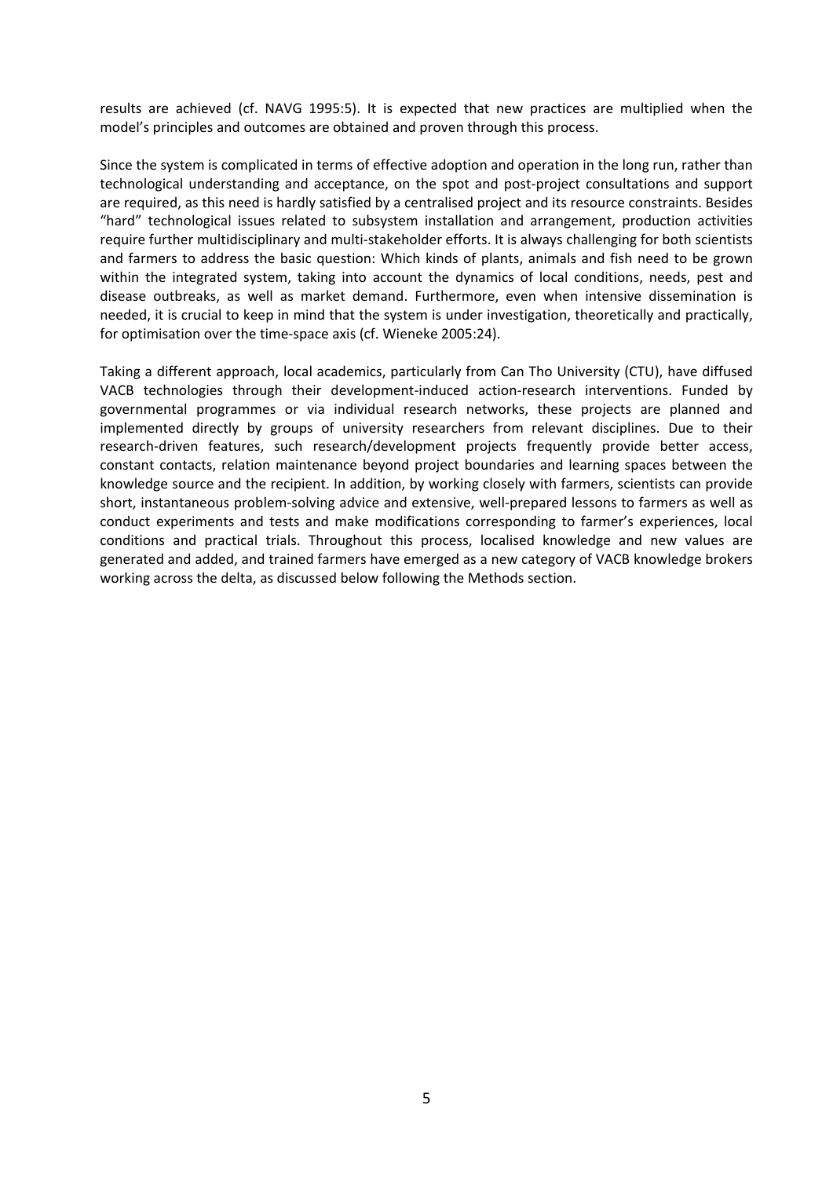results are achieved (cf. NAVG 1995:5). It is expected that new practices are multiplied when the model's principles and outcomes are obtained and proven through this process.

Since the system is complicated in terms of effective adoption and operation in the long run, rather than technological understanding and acceptance, on the spot and post-project consultations and support are required, as this need is hardly satisfied by a centralised project and its resource constraints. Besides "hard" technological issues related to subsystem installation and arrangement, production activities require further multidisciplinary and multi-stakeholder efforts. It is always challenging for both scientists and farmers to address the basic question: Which kinds of plants, animals and fish need to be grown within the integrated system, taking into account the dynamics of local conditions, needs, pest and disease outbreaks, as well as market demand. Furthermore, even when intensive dissemination is needed, it is crucial to keep in mind that the system is under investigation, theoretically and practically, for optimisation over the time-space axis (cf. Wieneke 2005:24).

Taking a different approach, local academics, particularly from Can Tho University (CTU), have diffused VACB technologies through their development-induced action-research interventions. Funded by governmental programmes or via individual research networks, these projects are planned and implemented directly by groups of university researchers from relevant disciplines. Due to their research-driven features, such research/development projects frequently provide better access, constant contacts, relation maintenance beyond project boundaries and learning spaces between the knowledge source and the recipient. In addition, by working closely with farmers, scientists can provide short, instantaneous problem-solving advice and extensive, well-prepared lessons to farmers as well as conduct experiments and tests and make modifications corresponding to farmer's experiences, local conditions and practical trials. Throughout this process, localised knowledge and new values are generated and added, and trained farmers have emerged as a new category of VACB knowledge brokers working across the delta, as discussed below following the Methods section.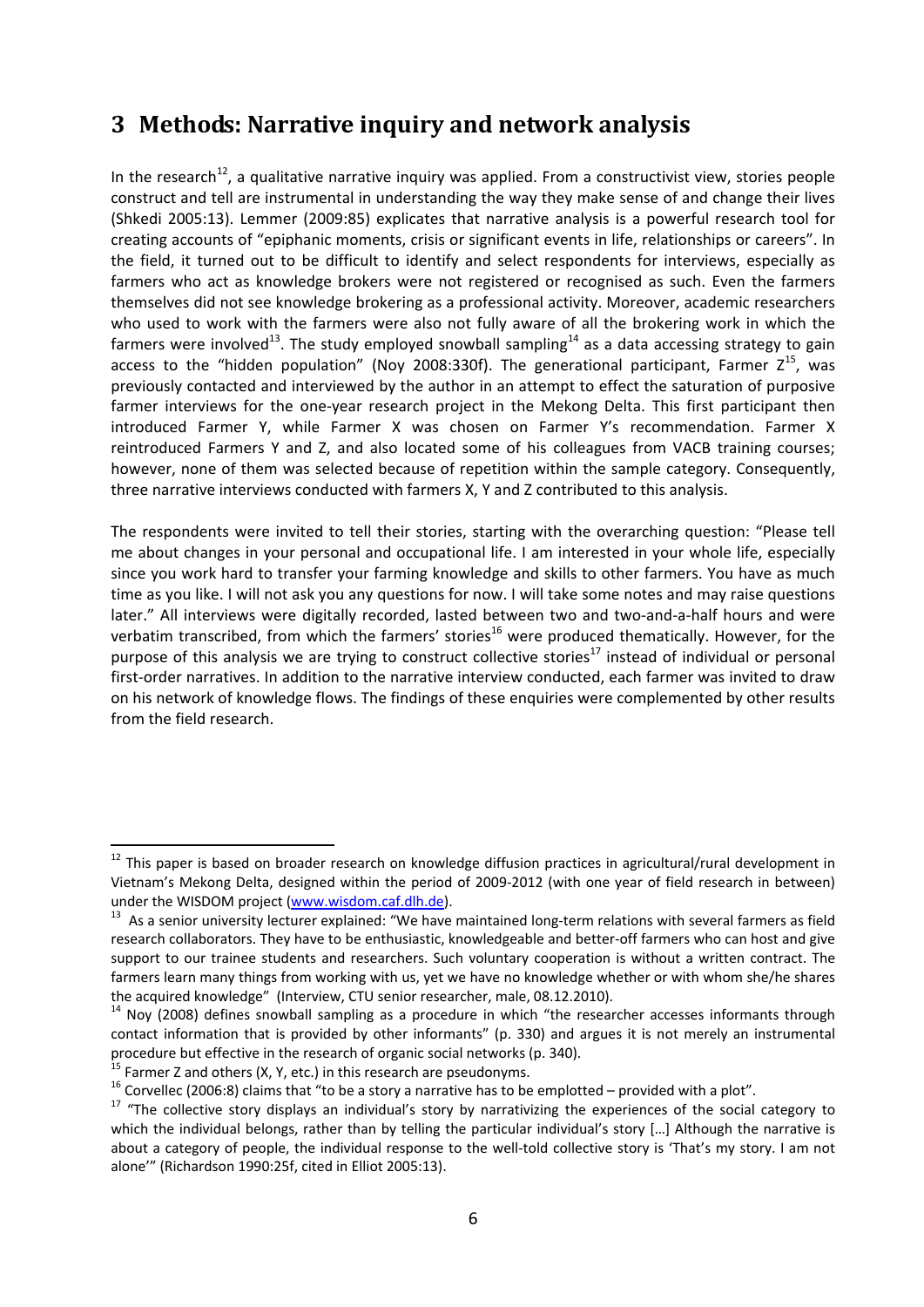# 3 Methods: Narrative inquiry and network analysis

In the research[12], a qualitative narrative inquiry was applied. From a constructivist view, stories people construct and tell are instrumental in understanding the way they make sense of and change their lives (Shkedi 2005:13). Lemmer (2009:85) explicates that narrative analysis is a powerful research tool for creating accounts of "epiphanic moments, crisis or significant events in life, relationships or careers". In the field, it turned out to be difficult to identify and select respondents for interviews, especially as farmers who act as knowledge brokers were not registered or recognised as such. Even the farmers themselves did not see knowledge brokering as a professional activity. Moreover, academic researchers who used to work with the farmers were also not fully aware of all the brokering work in which the farmers were involved[13]. The study employed snowball sampling[14] as a data accessing strategy to gain access to the "hidden population" (Noy 2008:330f). The generational participant, Farmer Z[15], was previously contacted and interviewed by the author in an attempt to effect the saturation of purposive farmer interviews for the one-year research project in the Mekong Delta. This first participant then introduced Farmer Y, while Farmer X was chosen on Farmer Y's recommendation. Farmer X reintroduced Farmers Y and Z, and also located some of his colleagues from VACB training courses; however, none of them was selected because of repetition within the sample category. Consequently, three narrative interviews conducted with farmers X, Y and Z contributed to this analysis.

The respondents were invited to tell their stories, starting with the overarching question: "Please tell me about changes in your personal and occupational life. I am interested in your whole life, especially since you work hard to transfer your farming knowledge and skills to other farmers. You have as much time as you like. I will not ask you any questions for now. I will take some notes and may raise questions later." All interviews were digitally recorded, lasted between two and two-and-a-half hours and were verbatim transcribed, from which the farmers' stories[16] were produced thematically. However, for the purpose of this analysis we are trying to construct collective stories[17] instead of individual or personal first-order narratives. In addition to the narrative interview conducted, each farmer was invited to draw on his network of knowledge flows. The findings of these enquiries were complemented by other results from the field research.

---

[12] This paper is based on broader research on knowledge diffusion practices in agricultural/rural development in Vietnam's Mekong Delta, designed within the period of 2009-2012 (with one year of field research in between) under the WISDOM project (www.wisdom.caf.dlh.de).

[13] As a senior university lecturer explained: "We have maintained long-term relations with several farmers as field research collaborators. They have to be enthusiastic, knowledgeable and better-off farmers who can host and give support to our trainee students and researchers. Such voluntary cooperation is without a written contract. The farmers learn many things from working with us, yet we have no knowledge whether or with whom she/he shares the acquired knowledge" (Interview, CTU senior researcher, male, 08.12.2010).

[14] Noy (2008) defines snowball sampling as a procedure in which "the researcher accesses informants through contact information that is provided by other informants" (p. 330) and argues it is not merely an instrumental procedure but effective in the research of organic social networks (p. 340).

[15] Farmer Z and others (X, Y, etc.) in this research are pseudonyms.

[16] Corvellec (2006:8) claims that "to be a story a narrative has to be emplotted – provided with a plot".

[17] "The collective story displays an individual's story by narrativizing the experiences of the social category to which the individual belongs, rather than by telling the particular individual's story […] Although the narrative is about a category of people, the individual response to the well-told collective story is 'That's my story. I am not alone'" (Richardson 1990:25f, cited in Elliot 2005:13).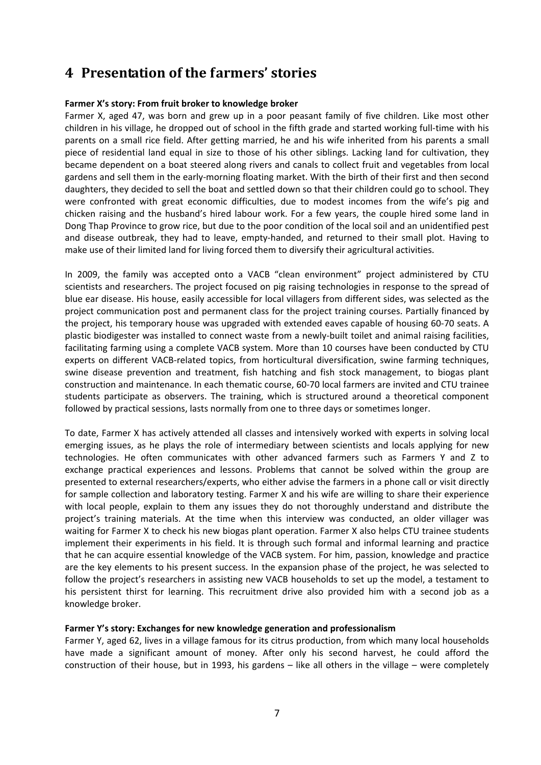# 4 Presentation of the farmers' stories

**Farmer X's story: From fruit broker to knowledge broker**

Farmer X, aged 47, was born and grew up in a poor peasant family of five children. Like most other children in his village, he dropped out of school in the fifth grade and started working full-time with his parents on a small rice field. After getting married, he and his wife inherited from his parents a small piece of residential land equal in size to those of his other siblings. Lacking land for cultivation, they became dependent on a boat steered along rivers and canals to collect fruit and vegetables from local gardens and sell them in the early-morning floating market. With the birth of their first and then second daughters, they decided to sell the boat and settled down so that their children could go to school. They were confronted with great economic difficulties, due to modest incomes from the wife's pig and chicken raising and the husband's hired labour work. For a few years, the couple hired some land in Dong Thap Province to grow rice, but due to the poor condition of the local soil and an unidentified pest and disease outbreak, they had to leave, empty-handed, and returned to their small plot. Having to make use of their limited land for living forced them to diversify their agricultural activities.

In 2009, the family was accepted onto a VACB "clean environment" project administered by CTU scientists and researchers. The project focused on pig raising technologies in response to the spread of blue ear disease. His house, easily accessible for local villagers from different sides, was selected as the project communication post and permanent class for the project training courses. Partially financed by the project, his temporary house was upgraded with extended eaves capable of housing 60-70 seats. A plastic biodigester was installed to connect waste from a newly-built toilet and animal raising facilities, facilitating farming using a complete VACB system. More than 10 courses have been conducted by CTU experts on different VACB-related topics, from horticultural diversification, swine farming techniques, swine disease prevention and treatment, fish hatching and fish stock management, to biogas plant construction and maintenance. In each thematic course, 60-70 local farmers are invited and CTU trainee students participate as observers. The training, which is structured around a theoretical component followed by practical sessions, lasts normally from one to three days or sometimes longer.

To date, Farmer X has actively attended all classes and intensively worked with experts in solving local emerging issues, as he plays the role of intermediary between scientists and locals applying for new technologies. He often communicates with other advanced farmers such as Farmers Y and Z to exchange practical experiences and lessons. Problems that cannot be solved within the group are presented to external researchers/experts, who either advise the farmers in a phone call or visit directly for sample collection and laboratory testing. Farmer X and his wife are willing to share their experience with local people, explain to them any issues they do not thoroughly understand and distribute the project's training materials. At the time when this interview was conducted, an older villager was waiting for Farmer X to check his new biogas plant operation. Farmer X also helps CTU trainee students implement their experiments in his field. It is through such formal and informal learning and practice that he can acquire essential knowledge of the VACB system. For him, passion, knowledge and practice are the key elements to his present success. In the expansion phase of the project, he was selected to follow the project's researchers in assisting new VACB households to set up the model, a testament to his persistent thirst for learning. This recruitment drive also provided him with a second job as a knowledge broker.

**Farmer Y's story: Exchanges for new knowledge generation and professionalism**

Farmer Y, aged 62, lives in a village famous for its citrus production, from which many local households have made a significant amount of money. After only his second harvest, he could afford the construction of their house, but in 1993, his gardens – like all others in the village – were completely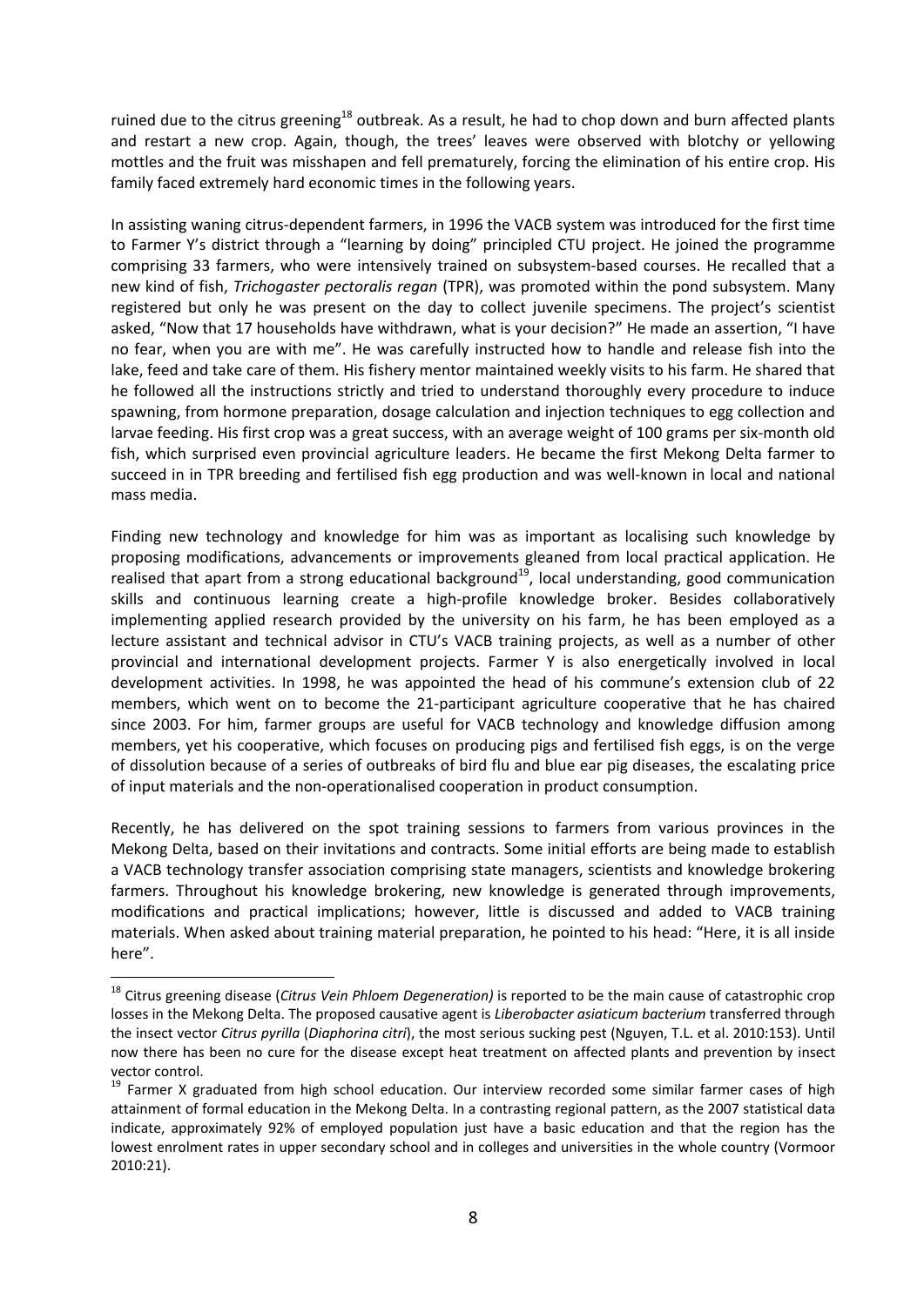ruined due to the citrus greening[18] outbreak. As a result, he had to chop down and burn affected plants and restart a new crop. Again, though, the trees' leaves were observed with blotchy or yellowing mottles and the fruit was misshapen and fell prematurely, forcing the elimination of his entire crop. His family faced extremely hard economic times in the following years.

In assisting waning citrus-dependent farmers, in 1996 the VACB system was introduced for the first time to Farmer Y's district through a "learning by doing" principled CTU project. He joined the programme comprising 33 farmers, who were intensively trained on subsystem-based courses. He recalled that a new kind of fish, *Trichogaster pectoralis regan* (TPR), was promoted within the pond subsystem. Many registered but only he was present on the day to collect juvenile specimens. The project's scientist asked, "Now that 17 households have withdrawn, what is your decision?" He made an assertion, "I have no fear, when you are with me". He was carefully instructed how to handle and release fish into the lake, feed and take care of them. His fishery mentor maintained weekly visits to his farm. He shared that he followed all the instructions strictly and tried to understand thoroughly every procedure to induce spawning, from hormone preparation, dosage calculation and injection techniques to egg collection and larvae feeding. His first crop was a great success, with an average weight of 100 grams per six-month old fish, which surprised even provincial agriculture leaders. He became the first Mekong Delta farmer to succeed in in TPR breeding and fertilised fish egg production and was well-known in local and national mass media.

Finding new technology and knowledge for him was as important as localising such knowledge by proposing modifications, advancements or improvements gleaned from local practical application. He realised that apart from a strong educational background[19], local understanding, good communication skills and continuous learning create a high-profile knowledge broker. Besides collaboratively implementing applied research provided by the university on his farm, he has been employed as a lecture assistant and technical advisor in CTU's VACB training projects, as well as a number of other provincial and international development projects. Farmer Y is also energetically involved in local development activities. In 1998, he was appointed the head of his commune's extension club of 22 members, which went on to become the 21-participant agriculture cooperative that he has chaired since 2003. For him, farmer groups are useful for VACB technology and knowledge diffusion among members, yet his cooperative, which focuses on producing pigs and fertilised fish eggs, is on the verge of dissolution because of a series of outbreaks of bird flu and blue ear pig diseases, the escalating price of input materials and the non-operationalised cooperation in product consumption.

Recently, he has delivered on the spot training sessions to farmers from various provinces in the Mekong Delta, based on their invitations and contracts. Some initial efforts are being made to establish a VACB technology transfer association comprising state managers, scientists and knowledge brokering farmers. Throughout his knowledge brokering, new knowledge is generated through improvements, modifications and practical implications; however, little is discussed and added to VACB training materials. When asked about training material preparation, he pointed to his head: "Here, it is all inside here".

---

[18] Citrus greening disease (*Citrus Vein Phloem Degeneration)* is reported to be the main cause of catastrophic crop losses in the Mekong Delta. The proposed causative agent is *Liberobacter asiaticum bacterium* transferred through the insect vector *Citrus pyrilla* (*Diaphorina citri*), the most serious sucking pest (Nguyen, T.L. et al. 2010:153). Until now there has been no cure for the disease except heat treatment on affected plants and prevention by insect vector control.

[19] Farmer X graduated from high school education. Our interview recorded some similar farmer cases of high attainment of formal education in the Mekong Delta. In a contrasting regional pattern, as the 2007 statistical data indicate, approximately 92% of employed population just have a basic education and that the region has the lowest enrolment rates in upper secondary school and in colleges and universities in the whole country (Vormoor 2010:21).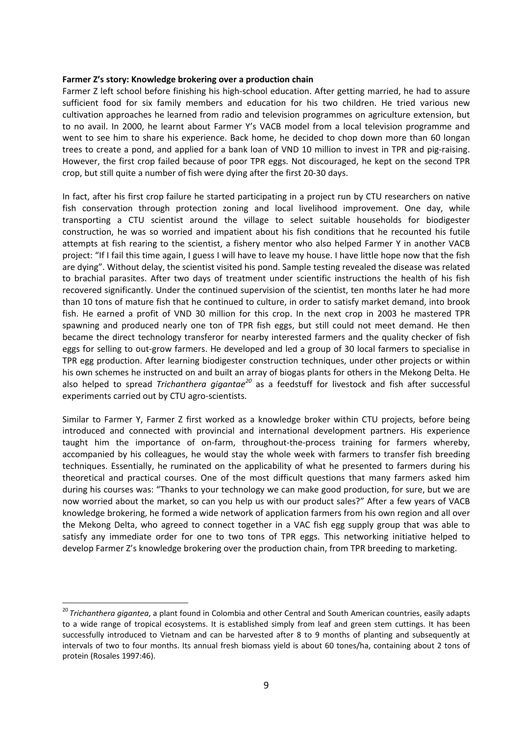**Farmer Z's story: Knowledge brokering over a production chain**

Farmer Z left school before finishing his high-school education. After getting married, he had to assure sufficient food for six family members and education for his two children. He tried various new cultivation approaches he learned from radio and television programmes on agriculture extension, but to no avail. In 2000, he learnt about Farmer Y's VACB model from a local television programme and went to see him to share his experience. Back home, he decided to chop down more than 60 longan trees to create a pond, and applied for a bank loan of VND 10 million to invest in TPR and pig-raising. However, the first crop failed because of poor TPR eggs. Not discouraged, he kept on the second TPR crop, but still quite a number of fish were dying after the first 20-30 days.

In fact, after his first crop failure he started participating in a project run by CTU researchers on native fish conservation through protection zoning and local livelihood improvement. One day, while transporting a CTU scientist around the village to select suitable households for biodigester construction, he was so worried and impatient about his fish conditions that he recounted his futile attempts at fish rearing to the scientist, a fishery mentor who also helped Farmer Y in another VACB project: "If I fail this time again, I guess I will have to leave my house. I have little hope now that the fish are dying". Without delay, the scientist visited his pond. Sample testing revealed the disease was related to brachial parasites. After two days of treatment under scientific instructions the health of his fish recovered significantly. Under the continued supervision of the scientist, ten months later he had more than 10 tons of mature fish that he continued to culture, in order to satisfy market demand, into brook fish. He earned a profit of VND 30 million for this crop. In the next crop in 2003 he mastered TPR spawning and produced nearly one ton of TPR fish eggs, but still could not meet demand. He then became the direct technology transferor for nearby interested farmers and the quality checker of fish eggs for selling to out-grow farmers. He developed and led a group of 30 local farmers to specialise in TPR egg production. After learning biodigester construction techniques, under other projects or within his own schemes he instructed on and built an array of biogas plants for others in the Mekong Delta. He also helped to spread *Trichanthera gigantae*[20] as a feedstuff for livestock and fish after successful experiments carried out by CTU agro-scientists.

Similar to Farmer Y, Farmer Z first worked as a knowledge broker within CTU projects, before being introduced and connected with provincial and international development partners. His experience taught him the importance of on-farm, throughout-the-process training for farmers whereby, accompanied by his colleagues, he would stay the whole week with farmers to transfer fish breeding techniques. Essentially, he ruminated on the applicability of what he presented to farmers during his theoretical and practical courses. One of the most difficult questions that many farmers asked him during his courses was: "Thanks to your technology we can make good production, for sure, but we are now worried about the market, so can you help us with our product sales?" After a few years of VACB knowledge brokering, he formed a wide network of application farmers from his own region and all over the Mekong Delta, who agreed to connect together in a VAC fish egg supply group that was able to satisfy any immediate order for one to two tons of TPR eggs. This networking initiative helped to develop Farmer Z's knowledge brokering over the production chain, from TPR breeding to marketing.

---

[20] *Trichanthera gigantea*, a plant found in Colombia and other Central and South American countries, easily adapts to a wide range of tropical ecosystems. It is established simply from leaf and green stem cuttings. It has been successfully introduced to Vietnam and can be harvested after 8 to 9 months of planting and subsequently at intervals of two to four months. Its annual fresh biomass yield is about 60 tones/ha, containing about 2 tons of protein (Rosales 1997:46).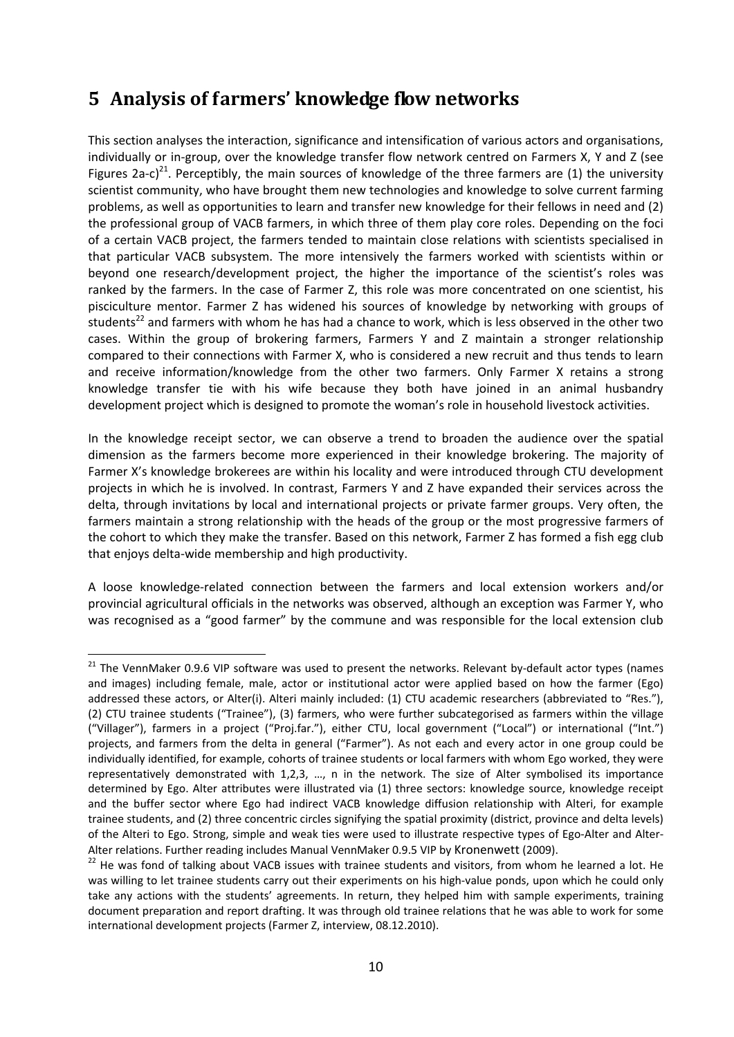# 5 Analysis of farmers' knowledge flow networks

This section analyses the interaction, significance and intensification of various actors and organisations, individually or in-group, over the knowledge transfer flow network centred on Farmers X, Y and Z (see Figures 2a-c)[21]. Perceptibly, the main sources of knowledge of the three farmers are (1) the university scientist community, who have brought them new technologies and knowledge to solve current farming problems, as well as opportunities to learn and transfer new knowledge for their fellows in need and (2) the professional group of VACB farmers, in which three of them play core roles. Depending on the foci of a certain VACB project, the farmers tended to maintain close relations with scientists specialised in that particular VACB subsystem. The more intensively the farmers worked with scientists within or beyond one research/development project, the higher the importance of the scientist's roles was ranked by the farmers. In the case of Farmer Z, this role was more concentrated on one scientist, his pisciculture mentor. Farmer Z has widened his sources of knowledge by networking with groups of students[22] and farmers with whom he has had a chance to work, which is less observed in the other two cases. Within the group of brokering farmers, Farmers Y and Z maintain a stronger relationship compared to their connections with Farmer X, who is considered a new recruit and thus tends to learn and receive information/knowledge from the other two farmers. Only Farmer X retains a strong knowledge transfer tie with his wife because they both have joined in an animal husbandry development project which is designed to promote the woman's role in household livestock activities.

In the knowledge receipt sector, we can observe a trend to broaden the audience over the spatial dimension as the farmers become more experienced in their knowledge brokering. The majority of Farmer X's knowledge brokerees are within his locality and were introduced through CTU development projects in which he is involved. In contrast, Farmers Y and Z have expanded their services across the delta, through invitations by local and international projects or private farmer groups. Very often, the farmers maintain a strong relationship with the heads of the group or the most progressive farmers of the cohort to which they make the transfer. Based on this network, Farmer Z has formed a fish egg club that enjoys delta-wide membership and high productivity.

A loose knowledge-related connection between the farmers and local extension workers and/or provincial agricultural officials in the networks was observed, although an exception was Farmer Y, who was recognised as a "good farmer" by the commune and was responsible for the local extension club

[21] The VennMaker 0.9.6 VIP software was used to present the networks. Relevant by-default actor types (names and images) including female, male, actor or institutional actor were applied based on how the farmer (Ego) addressed these actors, or Alter(i). Alteri mainly included: (1) CTU academic researchers (abbreviated to "Res."), (2) CTU trainee students ("Trainee"), (3) farmers, who were further subcategorised as farmers within the village ("Villager"), farmers in a project ("Proj.far."), either CTU, local government ("Local") or international ("Int.") projects, and farmers from the delta in general ("Farmer"). As not each and every actor in one group could be individually identified, for example, cohorts of trainee students or local farmers with whom Ego worked, they were representatively demonstrated with 1,2,3, …, n in the network. The size of Alter symbolised its importance determined by Ego. Alter attributes were illustrated via (1) three sectors: knowledge source, knowledge receipt and the buffer sector where Ego had indirect VACB knowledge diffusion relationship with Alteri, for example trainee students, and (2) three concentric circles signifying the spatial proximity (district, province and delta levels) of the Alteri to Ego. Strong, simple and weak ties were used to illustrate respective types of Ego-Alter and Alter-Alter relations. Further reading includes Manual VennMaker 0.9.5 VIP by Kronenwett (2009).

[22] He was fond of talking about VACB issues with trainee students and visitors, from whom he learned a lot. He was willing to let trainee students carry out their experiments on his high-value ponds, upon which he could only take any actions with the students' agreements. In return, they helped him with sample experiments, training document preparation and report drafting. It was through old trainee relations that he was able to work for some international development projects (Farmer Z, interview, 08.12.2010).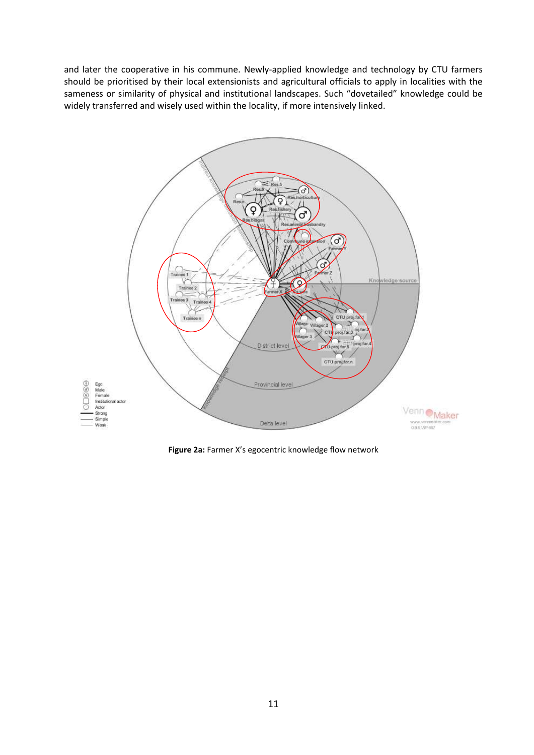and later the cooperative in his commune. Newly-applied knowledge and technology by CTU farmers should be prioritised by their local extensionists and agricultural officials to apply in localities with the sameness or similarity of physical and institutional landscapes. Such "dovetailed" knowledge could be widely transferred and wisely used within the locality, if more intensively linked.

Indirect knowledge diffusion relationship

Knowledge source

Knowledge receipt

Res.5
Res.6
Res.n
Res.horticulture
Res.fishery
Res.biogas
Res.animal husbandry
Commune extension
Farmer Y
Farmer Z
Farmer X
X's wife
Trainee 1
Trainee 2
Trainee 3
Trainee 4
Trainee n
Villager
Villager 2
Villager 3
CTU proj.far.1
proj.far.2
CTU proj.far.3
proj.far.4
CTU proj.far.5
CTU proj.far.n

District level
Provincial level
Delta level

Ego
Male
Female
Institutional actor
Actor
Strong
Simple
Weak

VennMaker
www.vennmaker.com
0.9.6 VIP 667

**Figure 2a:** Farmer X's egocentric knowledge flow network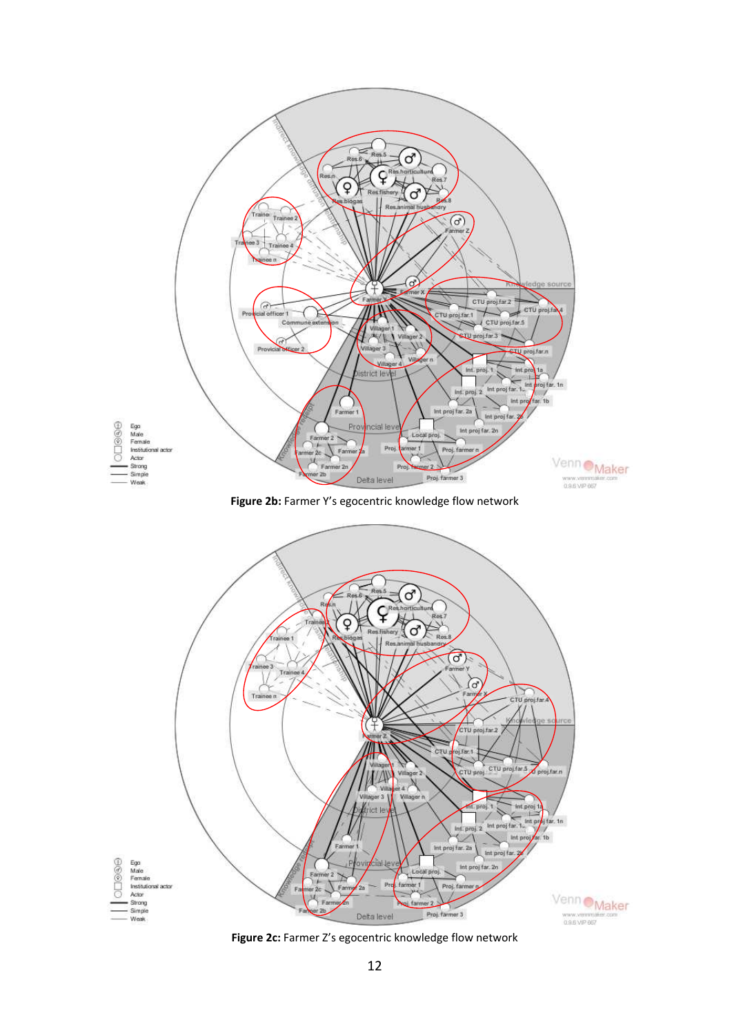Indirect knowledge diffusion relationship

Res.6
Res.5
Res.n
Res.horticulture
Res.7
Res.fishery
Res.biogas
Res.8
Res.animal husbandry

Trainee 1
Trainee 2
Trainee 3
Trainee 4
Trainee n

Farmer Z
Farmer X
Farmer Y

Knowledge source

CTU proj.far.2
CTU proj.far.4
CTU proj.far.1
CTU proj.far.5
CTU proj.far.3
CTU proj.far.n

Provicial officer 1
Commune extension
Provicial officer 2

Villager 1
Villager 2
Villager 3
Villager 4
Villager n

District level

Int. proj. 1
Int proj 1a
Int proj far. 1n
Int. proj. 2
Int proj far. 1..
Int proj far. 1b
Int proj far. 2a
Int proj far. 2..
Int proj far. 2n

Farmer 1
Provincial level
Local proj.
Farmer 2
Farmer 2c
Farmer 2a
Proj. farmer 1
Proj. farmer n
Farmer 2n
Proj. farmer 2
Farmer 2b
Proj. farmer 3
Delta level
Knowledge recipient

Ego
Male
Female
Institutional actor
Actor
Strong
Simple
Weak

VennMaker
www.vennmaker.com
0.9.6 VIP 667

**Figure 2b:** Farmer Y's egocentric knowledge flow network

Indirect knowledge diffusion relationship

Res.6
Res.5
Res.n
Res.horticulture
Res.7
Res.fishery
Res.biogas
Res.8
Res.animal husbandry

Trainee 1
Trainee 2
Trainee 3
Trainee 4
Trainee n

Farmer Y
Farmer X
Farmer Z

Knowledge source

CTU proj.far.4
CTU proj.far.2
CTU proj.far.1
CTU proj.far.5
CTU proj.far.n

Villager 1
Villager 2
Villager 3
Villager 4
Villager n

District level

Int. proj. 1
Int proj 1a
Int proj far. 1n
Int. proj. 2
Int proj far. 1..
Int proj far. 1b
Int proj far. 2a
Int proj far. 2..
Int proj far. 2n

Farmer 1
Provincial level
Local proj.
Farmer 2
Farmer 2c
Farmer 2a
Proj. farmer 1
Proj. farmer n
Farmer 2n
Proj. farmer 2
Farmer 2b
Proj. farmer 3
Delta level
Knowledge recipient

Ego
Male
Female
Institutional actor
Actor
Strong
Simple
Weak

VennMaker
www.vennmaker.com
0.9.6 VIP 667

**Figure 2c:** Farmer Z's egocentric knowledge flow network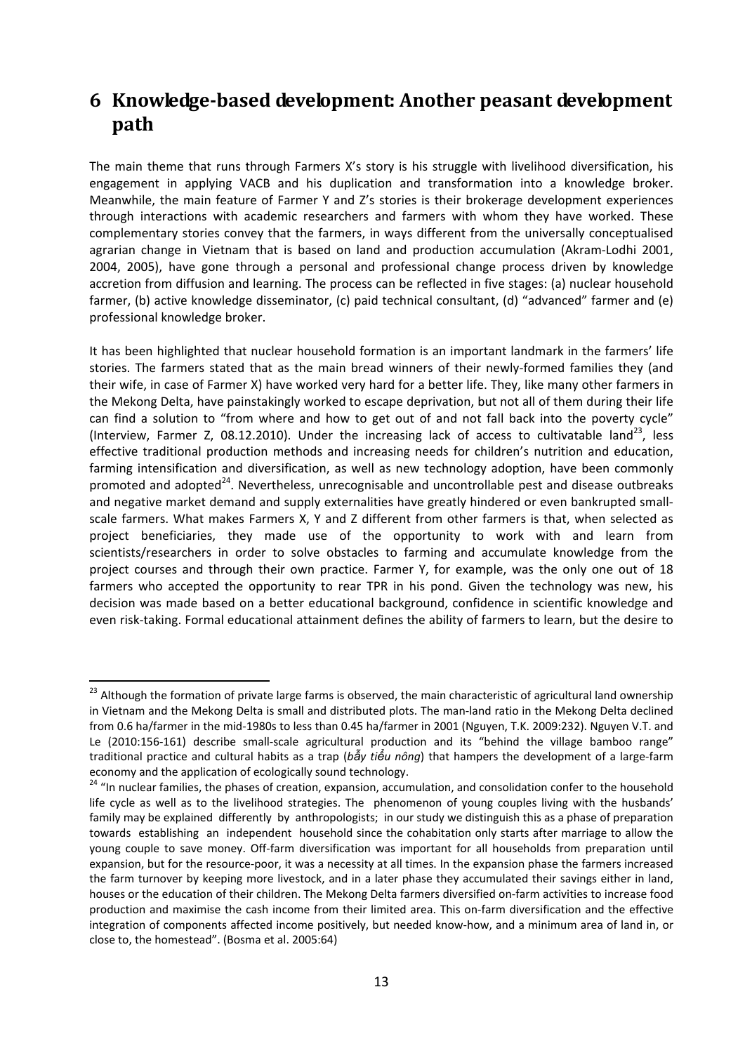# 6 Knowledge-based development: Another peasant development path

The main theme that runs through Farmers X's story is his struggle with livelihood diversification, his engagement in applying VACB and his duplication and transformation into a knowledge broker. Meanwhile, the main feature of Farmer Y and Z's stories is their brokerage development experiences through interactions with academic researchers and farmers with whom they have worked. These complementary stories convey that the farmers, in ways different from the universally conceptualised agrarian change in Vietnam that is based on land and production accumulation (Akram-Lodhi 2001, 2004, 2005), have gone through a personal and professional change process driven by knowledge accretion from diffusion and learning. The process can be reflected in five stages: (a) nuclear household farmer, (b) active knowledge disseminator, (c) paid technical consultant, (d) "advanced" farmer and (e) professional knowledge broker.

It has been highlighted that nuclear household formation is an important landmark in the farmers' life stories. The farmers stated that as the main bread winners of their newly-formed families they (and their wife, in case of Farmer X) have worked very hard for a better life. They, like many other farmers in the Mekong Delta, have painstakingly worked to escape deprivation, but not all of them during their life can find a solution to "from where and how to get out of and not fall back into the poverty cycle" (Interview, Farmer Z, 08.12.2010). Under the increasing lack of access to cultivatable land[23], less effective traditional production methods and increasing needs for children's nutrition and education, farming intensification and diversification, as well as new technology adoption, have been commonly promoted and adopted[24]. Nevertheless, unrecognisable and uncontrollable pest and disease outbreaks and negative market demand and supply externalities have greatly hindered or even bankrupted small-scale farmers. What makes Farmers X, Y and Z different from other farmers is that, when selected as project beneficiaries, they made use of the opportunity to work with and learn from scientists/researchers in order to solve obstacles to farming and accumulate knowledge from the project courses and through their own practice. Farmer Y, for example, was the only one out of 18 farmers who accepted the opportunity to rear TPR in his pond. Given the technology was new, his decision was made based on a better educational background, confidence in scientific knowledge and even risk-taking. Formal educational attainment defines the ability of farmers to learn, but the desire to

[23] Although the formation of private large farms is observed, the main characteristic of agricultural land ownership in Vietnam and the Mekong Delta is small and distributed plots. The man-land ratio in the Mekong Delta declined from 0.6 ha/farmer in the mid-1980s to less than 0.45 ha/farmer in 2001 (Nguyen, T.K. 2009:232). Nguyen V.T. and Le (2010:156-161) describe small-scale agricultural production and its "behind the village bamboo range" traditional practice and cultural habits as a trap (*bẫy tiểu nông*) that hampers the development of a large-farm economy and the application of ecologically sound technology.

[24] "In nuclear families, the phases of creation, expansion, accumulation, and consolidation confer to the household life cycle as well as to the livelihood strategies. The phenomenon of young couples living with the husbands' family may be explained differently by anthropologists; in our study we distinguish this as a phase of preparation towards establishing an independent household since the cohabitation only starts after marriage to allow the young couple to save money. Off-farm diversification was important for all households from preparation until expansion, but for the resource-poor, it was a necessity at all times. In the expansion phase the farmers increased the farm turnover by keeping more livestock, and in a later phase they accumulated their savings either in land, houses or the education of their children. The Mekong Delta farmers diversified on-farm activities to increase food production and maximise the cash income from their limited area. This on-farm diversification and the effective integration of components affected income positively, but needed know-how, and a minimum area of land in, or close to, the homestead". (Bosma et al. 2005:64)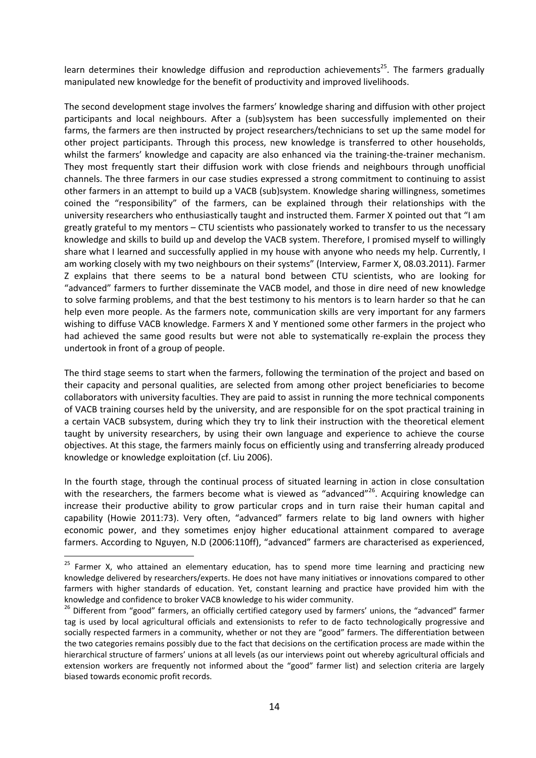learn determines their knowledge diffusion and reproduction achievements[25]. The farmers gradually manipulated new knowledge for the benefit of productivity and improved livelihoods.

The second development stage involves the farmers' knowledge sharing and diffusion with other project participants and local neighbours. After a (sub)system has been successfully implemented on their farms, the farmers are then instructed by project researchers/technicians to set up the same model for other project participants. Through this process, new knowledge is transferred to other households, whilst the farmers' knowledge and capacity are also enhanced via the training-the-trainer mechanism. They most frequently start their diffusion work with close friends and neighbours through unofficial channels. The three farmers in our case studies expressed a strong commitment to continuing to assist other farmers in an attempt to build up a VACB (sub)system. Knowledge sharing willingness, sometimes coined the "responsibility" of the farmers, can be explained through their relationships with the university researchers who enthusiastically taught and instructed them. Farmer X pointed out that "I am greatly grateful to my mentors – CTU scientists who passionately worked to transfer to us the necessary knowledge and skills to build up and develop the VACB system. Therefore, I promised myself to willingly share what I learned and successfully applied in my house with anyone who needs my help. Currently, I am working closely with my two neighbours on their systems" (Interview, Farmer X, 08.03.2011). Farmer Z explains that there seems to be a natural bond between CTU scientists, who are looking for "advanced" farmers to further disseminate the VACB model, and those in dire need of new knowledge to solve farming problems, and that the best testimony to his mentors is to learn harder so that he can help even more people. As the farmers note, communication skills are very important for any farmers wishing to diffuse VACB knowledge. Farmers X and Y mentioned some other farmers in the project who had achieved the same good results but were not able to systematically re-explain the process they undertook in front of a group of people.

The third stage seems to start when the farmers, following the termination of the project and based on their capacity and personal qualities, are selected from among other project beneficiaries to become collaborators with university faculties. They are paid to assist in running the more technical components of VACB training courses held by the university, and are responsible for on the spot practical training in a certain VACB subsystem, during which they try to link their instruction with the theoretical element taught by university researchers, by using their own language and experience to achieve the course objectives. At this stage, the farmers mainly focus on efficiently using and transferring already produced knowledge or knowledge exploitation (cf. Liu 2006).

In the fourth stage, through the continual process of situated learning in action in close consultation with the researchers, the farmers become what is viewed as "advanced"[26]. Acquiring knowledge can increase their productive ability to grow particular crops and in turn raise their human capital and capability (Howie 2011:73). Very often, "advanced" farmers relate to big land owners with higher economic power, and they sometimes enjoy higher educational attainment compared to average farmers. According to Nguyen, N.D (2006:110ff), "advanced" farmers are characterised as experienced,

---

[25] Farmer X, who attained an elementary education, has to spend more time learning and practicing new knowledge delivered by researchers/experts. He does not have many initiatives or innovations compared to other farmers with higher standards of education. Yet, constant learning and practice have provided him with the knowledge and confidence to broker VACB knowledge to his wider community.

[26] Different from "good" farmers, an officially certified category used by farmers' unions, the "advanced" farmer tag is used by local agricultural officials and extensionists to refer to de facto technologically progressive and socially respected farmers in a community, whether or not they are "good" farmers. The differentiation between the two categories remains possibly due to the fact that decisions on the certification process are made within the hierarchical structure of farmers' unions at all levels (as our interviews point out whereby agricultural officials and extension workers are frequently not informed about the "good" farmer list) and selection criteria are largely biased towards economic profit records.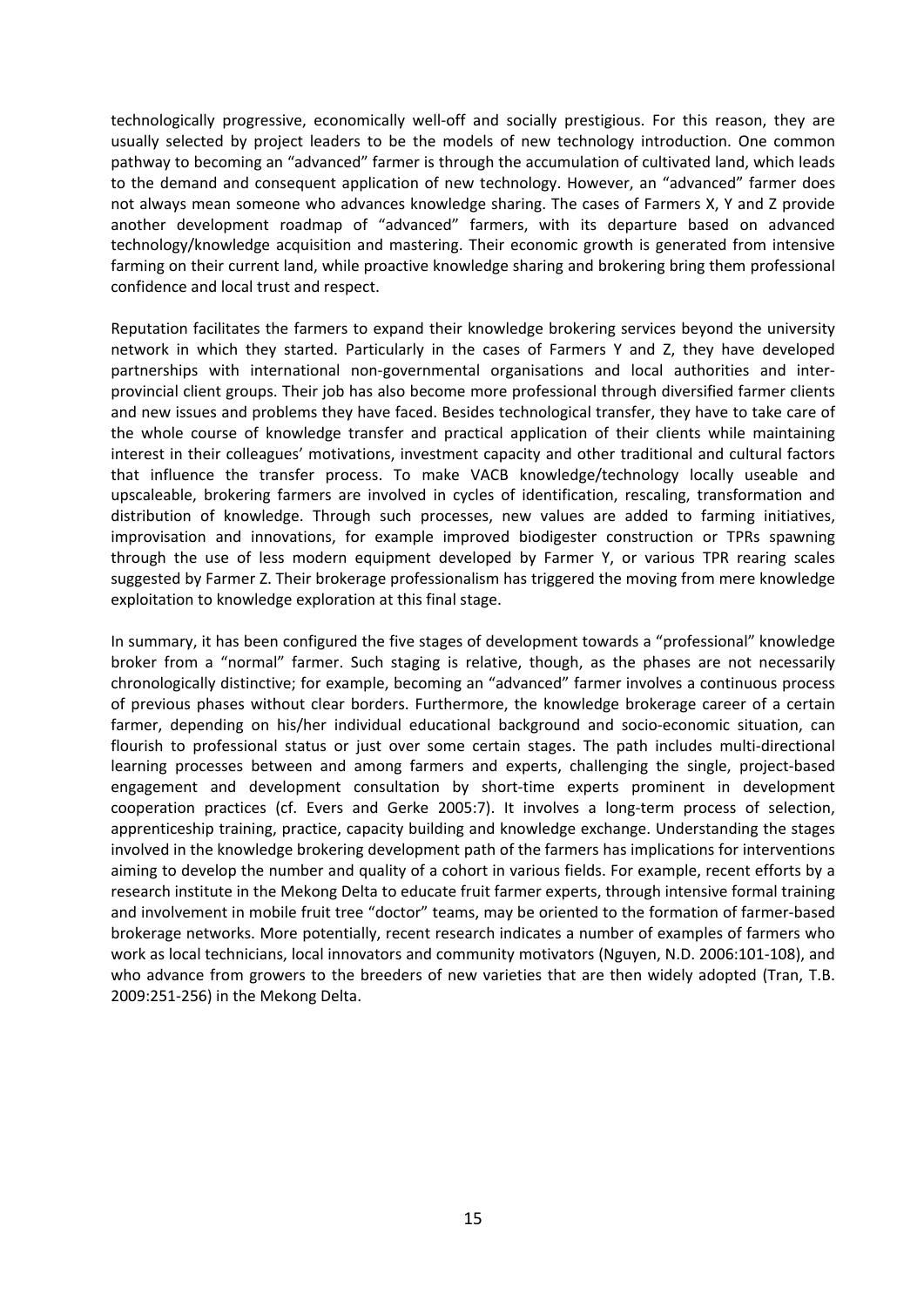technologically progressive, economically well-off and socially prestigious. For this reason, they are usually selected by project leaders to be the models of new technology introduction. One common pathway to becoming an "advanced" farmer is through the accumulation of cultivated land, which leads to the demand and consequent application of new technology. However, an "advanced" farmer does not always mean someone who advances knowledge sharing. The cases of Farmers X, Y and Z provide another development roadmap of "advanced" farmers, with its departure based on advanced technology/knowledge acquisition and mastering. Their economic growth is generated from intensive farming on their current land, while proactive knowledge sharing and brokering bring them professional confidence and local trust and respect.

Reputation facilitates the farmers to expand their knowledge brokering services beyond the university network in which they started. Particularly in the cases of Farmers Y and Z, they have developed partnerships with international non-governmental organisations and local authorities and inter-provincial client groups. Their job has also become more professional through diversified farmer clients and new issues and problems they have faced. Besides technological transfer, they have to take care of the whole course of knowledge transfer and practical application of their clients while maintaining interest in their colleagues' motivations, investment capacity and other traditional and cultural factors that influence the transfer process. To make VACB knowledge/technology locally useable and upscaleable, brokering farmers are involved in cycles of identification, rescaling, transformation and distribution of knowledge. Through such processes, new values are added to farming initiatives, improvisation and innovations, for example improved biodigester construction or TPRs spawning through the use of less modern equipment developed by Farmer Y, or various TPR rearing scales suggested by Farmer Z. Their brokerage professionalism has triggered the moving from mere knowledge exploitation to knowledge exploration at this final stage.

In summary, it has been configured the five stages of development towards a "professional" knowledge broker from a "normal" farmer. Such staging is relative, though, as the phases are not necessarily chronologically distinctive; for example, becoming an "advanced" farmer involves a continuous process of previous phases without clear borders. Furthermore, the knowledge brokerage career of a certain farmer, depending on his/her individual educational background and socio-economic situation, can flourish to professional status or just over some certain stages. The path includes multi-directional learning processes between and among farmers and experts, challenging the single, project-based engagement and development consultation by short-time experts prominent in development cooperation practices (cf. Evers and Gerke 2005:7). It involves a long-term process of selection, apprenticeship training, practice, capacity building and knowledge exchange. Understanding the stages involved in the knowledge brokering development path of the farmers has implications for interventions aiming to develop the number and quality of a cohort in various fields. For example, recent efforts by a research institute in the Mekong Delta to educate fruit farmer experts, through intensive formal training and involvement in mobile fruit tree "doctor" teams, may be oriented to the formation of farmer-based brokerage networks. More potentially, recent research indicates a number of examples of farmers who work as local technicians, local innovators and community motivators (Nguyen, N.D. 2006:101-108), and who advance from growers to the breeders of new varieties that are then widely adopted (Tran, T.B. 2009:251-256) in the Mekong Delta.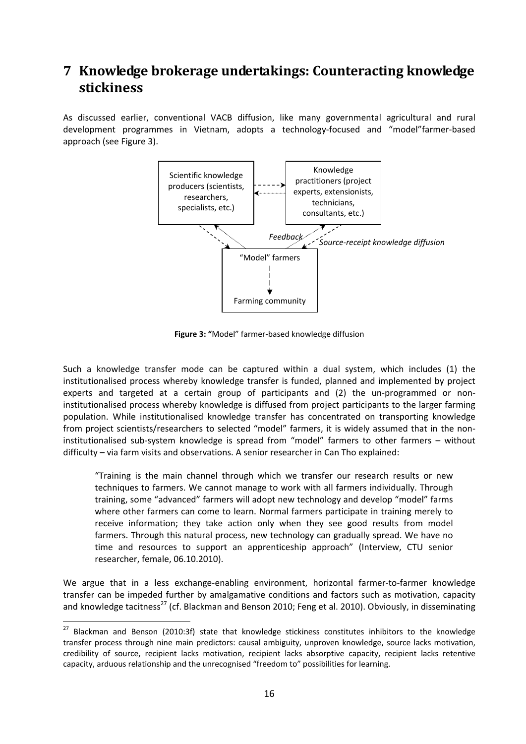# 7 Knowledge brokerage undertakings: Counteracting knowledge stickiness

As discussed earlier, conventional VACB diffusion, like many governmental agricultural and rural development programmes in Vietnam, adopts a technology-focused and "model"farmer-based approach (see Figure 3).

Scientific knowledge producers (scientists, researchers, specialists, etc.)

Knowledge practitioners (project experts, extensionists, technicians, consultants, etc.)

Feedback

Source-receipt knowledge diffusion

"Model" farmers

Farming community

**Figure 3: "**Model" farmer-based knowledge diffusion

Such a knowledge transfer mode can be captured within a dual system, which includes (1) the institutionalised process whereby knowledge transfer is funded, planned and implemented by project experts and targeted at a certain group of participants and (2) the un-programmed or non-institutionalised process whereby knowledge is diffused from project participants to the larger farming population. While institutionalised knowledge transfer has concentrated on transporting knowledge from project scientists/researchers to selected "model" farmers, it is widely assumed that in the non-institutionalised sub-system knowledge is spread from "model" farmers to other farmers – without difficulty – via farm visits and observations. A senior researcher in Can Tho explained:

> "Training is the main channel through which we transfer our research results or new techniques to farmers. We cannot manage to work with all farmers individually. Through training, some "advanced" farmers will adopt new technology and develop "model" farms where other farmers can come to learn. Normal farmers participate in training merely to receive information; they take action only when they see good results from model farmers. Through this natural process, new technology can gradually spread. We have no time and resources to support an apprenticeship approach" (Interview, CTU senior researcher, female, 06.10.2010).

We argue that in a less exchange-enabling environment, horizontal farmer-to-farmer knowledge transfer can be impeded further by amalgamative conditions and factors such as motivation, capacity and knowledge tacitness[27] (cf. Blackman and Benson 2010; Feng et al. 2010). Obviously, in disseminating

[27] Blackman and Benson (2010:3f) state that knowledge stickiness constitutes inhibitors to the knowledge transfer process through nine main predictors: causal ambiguity, unproven knowledge, source lacks motivation, credibility of source, recipient lacks motivation, recipient lacks absorptive capacity, recipient lacks retentive capacity, arduous relationship and the unrecognised "freedom to" possibilities for learning.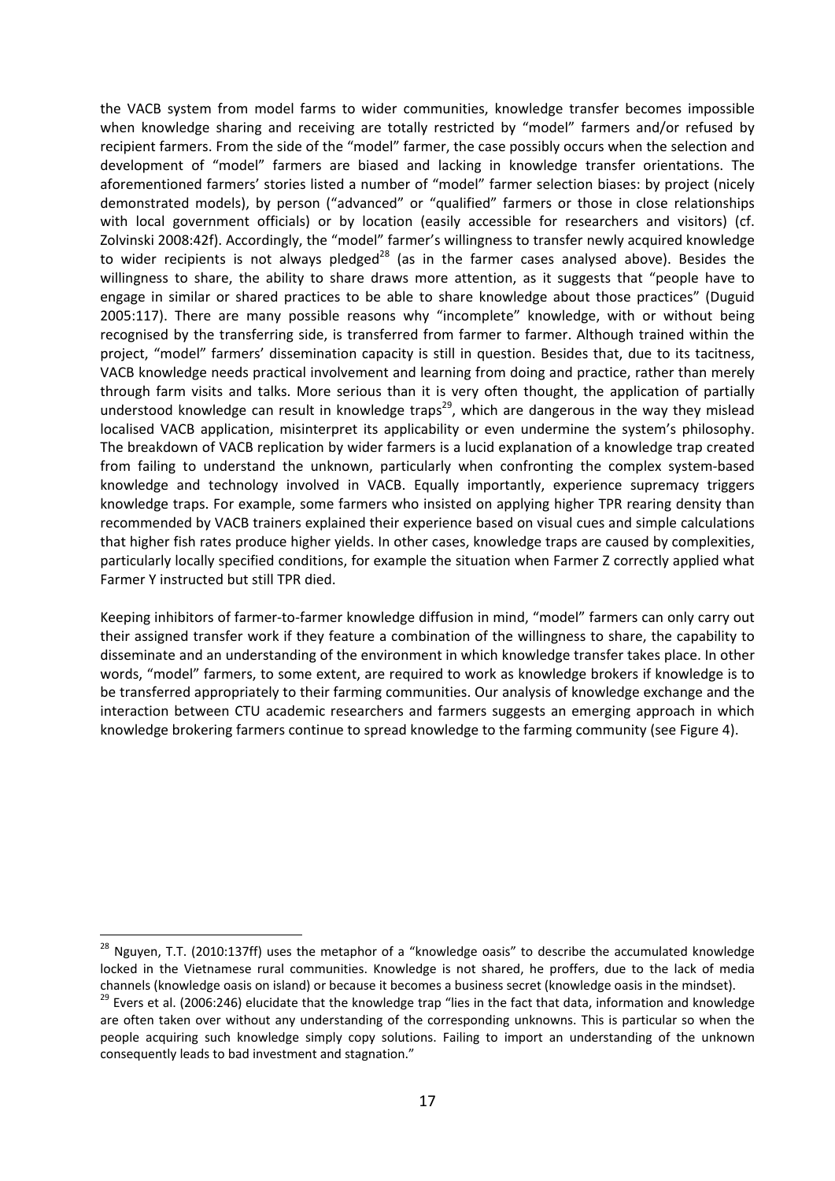the VACB system from model farms to wider communities, knowledge transfer becomes impossible when knowledge sharing and receiving are totally restricted by "model" farmers and/or refused by recipient farmers. From the side of the "model" farmer, the case possibly occurs when the selection and development of "model" farmers are biased and lacking in knowledge transfer orientations. The aforementioned farmers' stories listed a number of "model" farmer selection biases: by project (nicely demonstrated models), by person ("advanced" or "qualified" farmers or those in close relationships with local government officials) or by location (easily accessible for researchers and visitors) (cf. Zolvinski 2008:42f). Accordingly, the "model" farmer's willingness to transfer newly acquired knowledge to wider recipients is not always pledged[28] (as in the farmer cases analysed above). Besides the willingness to share, the ability to share draws more attention, as it suggests that "people have to engage in similar or shared practices to be able to share knowledge about those practices" (Duguid 2005:117). There are many possible reasons why "incomplete" knowledge, with or without being recognised by the transferring side, is transferred from farmer to farmer. Although trained within the project, "model" farmers' dissemination capacity is still in question. Besides that, due to its tacitness, VACB knowledge needs practical involvement and learning from doing and practice, rather than merely through farm visits and talks. More serious than it is very often thought, the application of partially understood knowledge can result in knowledge traps[29], which are dangerous in the way they mislead localised VACB application, misinterpret its applicability or even undermine the system's philosophy. The breakdown of VACB replication by wider farmers is a lucid explanation of a knowledge trap created from failing to understand the unknown, particularly when confronting the complex system-based knowledge and technology involved in VACB. Equally importantly, experience supremacy triggers knowledge traps. For example, some farmers who insisted on applying higher TPR rearing density than recommended by VACB trainers explained their experience based on visual cues and simple calculations that higher fish rates produce higher yields. In other cases, knowledge traps are caused by complexities, particularly locally specified conditions, for example the situation when Farmer Z correctly applied what Farmer Y instructed but still TPR died.

Keeping inhibitors of farmer-to-farmer knowledge diffusion in mind, "model" farmers can only carry out their assigned transfer work if they feature a combination of the willingness to share, the capability to disseminate and an understanding of the environment in which knowledge transfer takes place. In other words, "model" farmers, to some extent, are required to work as knowledge brokers if knowledge is to be transferred appropriately to their farming communities. Our analysis of knowledge exchange and the interaction between CTU academic researchers and farmers suggests an emerging approach in which knowledge brokering farmers continue to spread knowledge to the farming community (see Figure 4).

[28] Nguyen, T.T. (2010:137ff) uses the metaphor of a "knowledge oasis" to describe the accumulated knowledge locked in the Vietnamese rural communities. Knowledge is not shared, he proffers, due to the lack of media channels (knowledge oasis on island) or because it becomes a business secret (knowledge oasis in the mindset).

[29] Evers et al. (2006:246) elucidate that the knowledge trap "lies in the fact that data, information and knowledge are often taken over without any understanding of the corresponding unknowns. This is particular so when the people acquiring such knowledge simply copy solutions. Failing to import an understanding of the unknown consequently leads to bad investment and stagnation."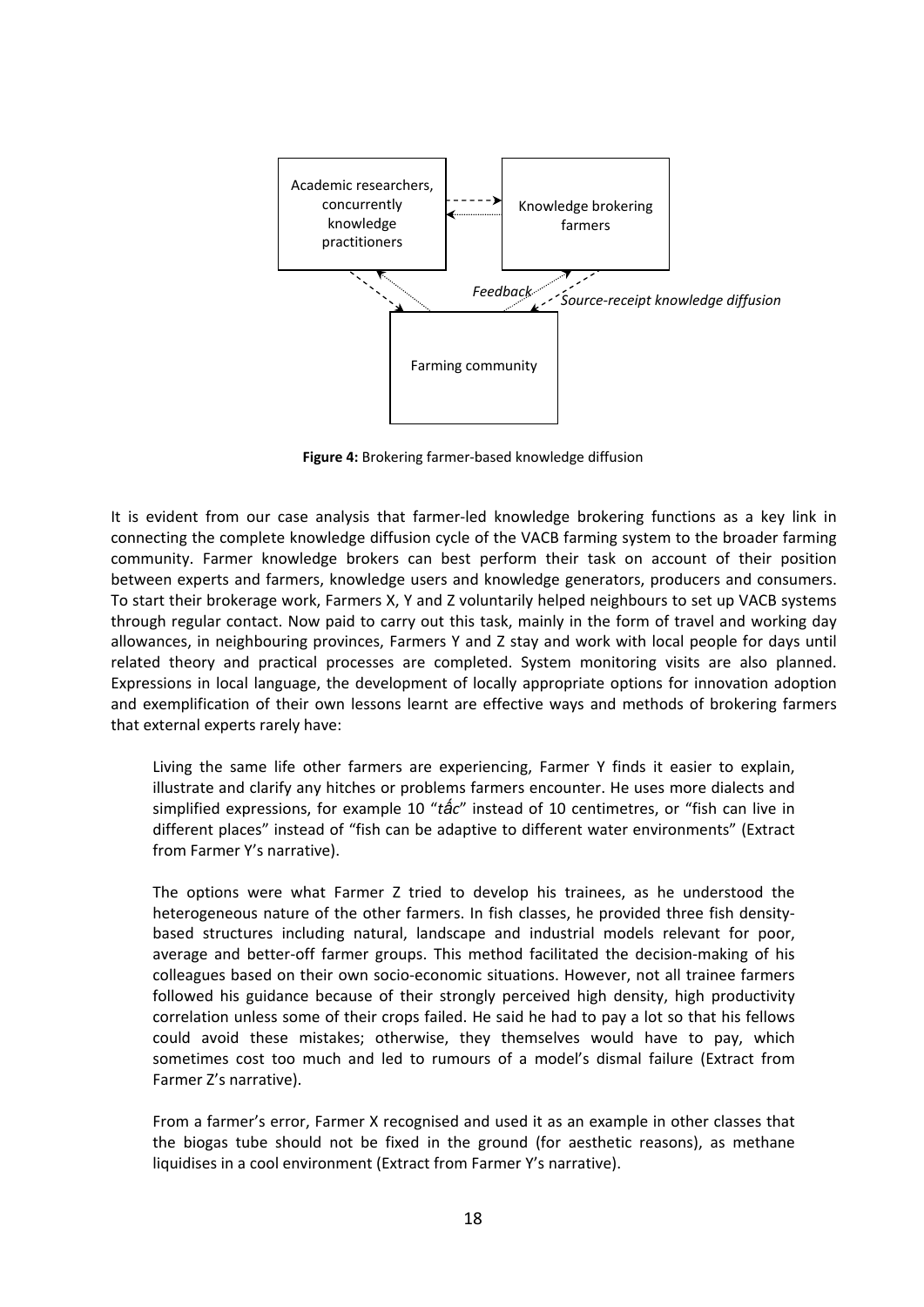Academic researchers, concurrently knowledge practitioners

Knowledge brokering farmers

Feedback

Source-receipt knowledge diffusion

Farming community

**Figure 4:** Brokering farmer-based knowledge diffusion

It is evident from our case analysis that farmer-led knowledge brokering functions as a key link in connecting the complete knowledge diffusion cycle of the VACB farming system to the broader farming community. Farmer knowledge brokers can best perform their task on account of their position between experts and farmers, knowledge users and knowledge generators, producers and consumers. To start their brokerage work, Farmers X, Y and Z voluntarily helped neighbours to set up VACB systems through regular contact. Now paid to carry out this task, mainly in the form of travel and working day allowances, in neighbouring provinces, Farmers Y and Z stay and work with local people for days until related theory and practical processes are completed. System monitoring visits are also planned. Expressions in local language, the development of locally appropriate options for innovation adoption and exemplification of their own lessons learnt are effective ways and methods of brokering farmers that external experts rarely have:

> Living the same life other farmers are experiencing, Farmer Y finds it easier to explain, illustrate and clarify any hitches or problems farmers encounter. He uses more dialects and simplified expressions, for example 10 "*tấc*" instead of 10 centimetres, or "fish can live in different places" instead of "fish can be adaptive to different water environments" (Extract from Farmer Y's narrative).

> The options were what Farmer Z tried to develop his trainees, as he understood the heterogeneous nature of the other farmers. In fish classes, he provided three fish density-based structures including natural, landscape and industrial models relevant for poor, average and better-off farmer groups. This method facilitated the decision-making of his colleagues based on their own socio-economic situations. However, not all trainee farmers followed his guidance because of their strongly perceived high density, high productivity correlation unless some of their crops failed. He said he had to pay a lot so that his fellows could avoid these mistakes; otherwise, they themselves would have to pay, which sometimes cost too much and led to rumours of a model's dismal failure (Extract from Farmer Z's narrative).

> From a farmer's error, Farmer X recognised and used it as an example in other classes that the biogas tube should not be fixed in the ground (for aesthetic reasons), as methane liquidises in a cool environment (Extract from Farmer Y's narrative).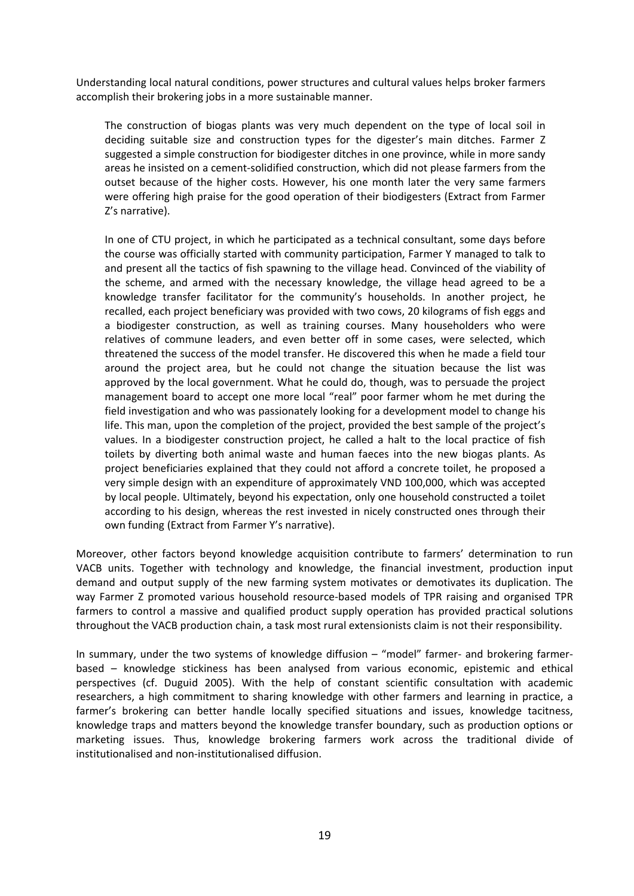Understanding local natural conditions, power structures and cultural values helps broker farmers accomplish their brokering jobs in a more sustainable manner.

> The construction of biogas plants was very much dependent on the type of local soil in deciding suitable size and construction types for the digester's main ditches. Farmer Z suggested a simple construction for biodigester ditches in one province, while in more sandy areas he insisted on a cement-solidified construction, which did not please farmers from the outset because of the higher costs. However, his one month later the very same farmers were offering high praise for the good operation of their biodigesters (Extract from Farmer Z's narrative).
>
> In one of CTU project, in which he participated as a technical consultant, some days before the course was officially started with community participation, Farmer Y managed to talk to and present all the tactics of fish spawning to the village head. Convinced of the viability of the scheme, and armed with the necessary knowledge, the village head agreed to be a knowledge transfer facilitator for the community's households. In another project, he recalled, each project beneficiary was provided with two cows, 20 kilograms of fish eggs and a biodigester construction, as well as training courses. Many householders who were relatives of commune leaders, and even better off in some cases, were selected, which threatened the success of the model transfer. He discovered this when he made a field tour around the project area, but he could not change the situation because the list was approved by the local government. What he could do, though, was to persuade the project management board to accept one more local "real" poor farmer whom he met during the field investigation and who was passionately looking for a development model to change his life. This man, upon the completion of the project, provided the best sample of the project's values. In a biodigester construction project, he called a halt to the local practice of fish toilets by diverting both animal waste and human faeces into the new biogas plants. As project beneficiaries explained that they could not afford a concrete toilet, he proposed a very simple design with an expenditure of approximately VND 100,000, which was accepted by local people. Ultimately, beyond his expectation, only one household constructed a toilet according to his design, whereas the rest invested in nicely constructed ones through their own funding (Extract from Farmer Y's narrative).

Moreover, other factors beyond knowledge acquisition contribute to farmers' determination to run VACB units. Together with technology and knowledge, the financial investment, production input demand and output supply of the new farming system motivates or demotivates its duplication. The way Farmer Z promoted various household resource-based models of TPR raising and organised TPR farmers to control a massive and qualified product supply operation has provided practical solutions throughout the VACB production chain, a task most rural extensionists claim is not their responsibility.

In summary, under the two systems of knowledge diffusion – "model" farmer- and brokering farmer-based – knowledge stickiness has been analysed from various economic, epistemic and ethical perspectives (cf. Duguid 2005). With the help of constant scientific consultation with academic researchers, a high commitment to sharing knowledge with other farmers and learning in practice, a farmer's brokering can better handle locally specified situations and issues, knowledge tacitness, knowledge traps and matters beyond the knowledge transfer boundary, such as production options or marketing issues. Thus, knowledge brokering farmers work across the traditional divide of institutionalised and non-institutionalised diffusion.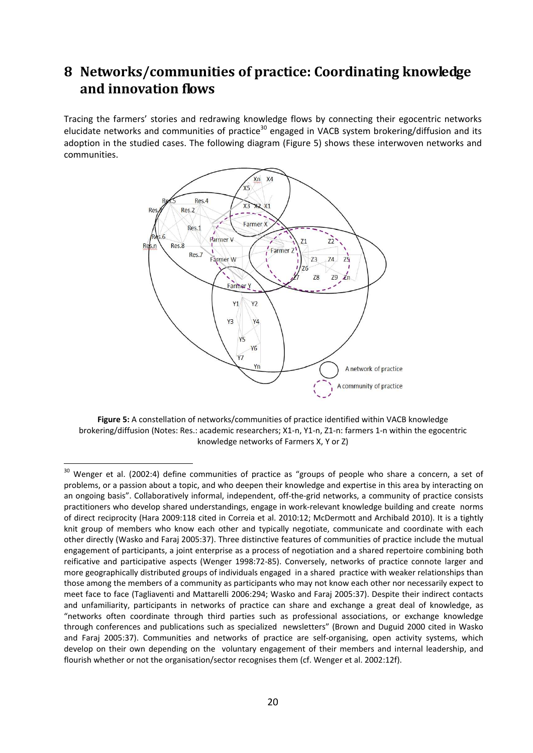# 8 Networks/communities of practice: Coordinating knowledge and innovation flows

Tracing the farmers' stories and redrawing knowledge flows by connecting their egocentric networks elucidate networks and communities of practice[30] engaged in VACB system brokering/diffusion and its adoption in the studied cases. The following diagram (Figure 5) shows these interwoven networks and communities.

Xn X4
X5
X3 X2 X1
Farmer X
Res.5 Res.4
Res.3 Res.2
Res.1
Res.6
Res.n Res.8
Res.7
Farmer V
Farmer W
Farmer Z
Z1 Z2
Z3 Z4 Z5
Z6
Z7 Z8 Z9 Zn
Farmer Y
Y1 Y2
Y3 Y4
Y5
Y6
Y7
Yn
A network of practice
A community of practice

**Figure 5:** A constellation of networks/communities of practice identified within VACB knowledge brokering/diffusion (Notes: Res.: academic researchers; X1-n, Y1-n, Z1-n: farmers 1-n within the egocentric knowledge networks of Farmers X, Y or Z)

[30] Wenger et al. (2002:4) define communities of practice as "groups of people who share a concern, a set of problems, or a passion about a topic, and who deepen their knowledge and expertise in this area by interacting on an ongoing basis". Collaboratively informal, independent, off-the-grid networks, a community of practice consists practitioners who develop shared understandings, engage in work-relevant knowledge building and create norms of direct reciprocity (Hara 2009:118 cited in Correia et al. 2010:12; McDermott and Archibald 2010). It is a tightly knit group of members who know each other and typically negotiate, communicate and coordinate with each other directly (Wasko and Faraj 2005:37). Three distinctive features of communities of practice include the mutual engagement of participants, a joint enterprise as a process of negotiation and a shared repertoire combining both reificative and participative aspects (Wenger 1998:72-85). Conversely, networks of practice connote larger and more geographically distributed groups of individuals engaged in a shared practice with weaker relationships than those among the members of a community as participants who may not know each other nor necessarily expect to meet face to face (Tagliaventi and Mattarelli 2006:294; Wasko and Faraj 2005:37). Despite their indirect contacts and unfamiliarity, participants in networks of practice can share and exchange a great deal of knowledge, as "networks often coordinate through third parties such as professional associations, or exchange knowledge through conferences and publications such as specialized newsletters" (Brown and Duguid 2000 cited in Wasko and Faraj 2005:37). Communities and networks of practice are self-organising, open activity systems, which develop on their own depending on the voluntary engagement of their members and internal leadership, and flourish whether or not the organisation/sector recognises them (cf. Wenger et al. 2002:12f).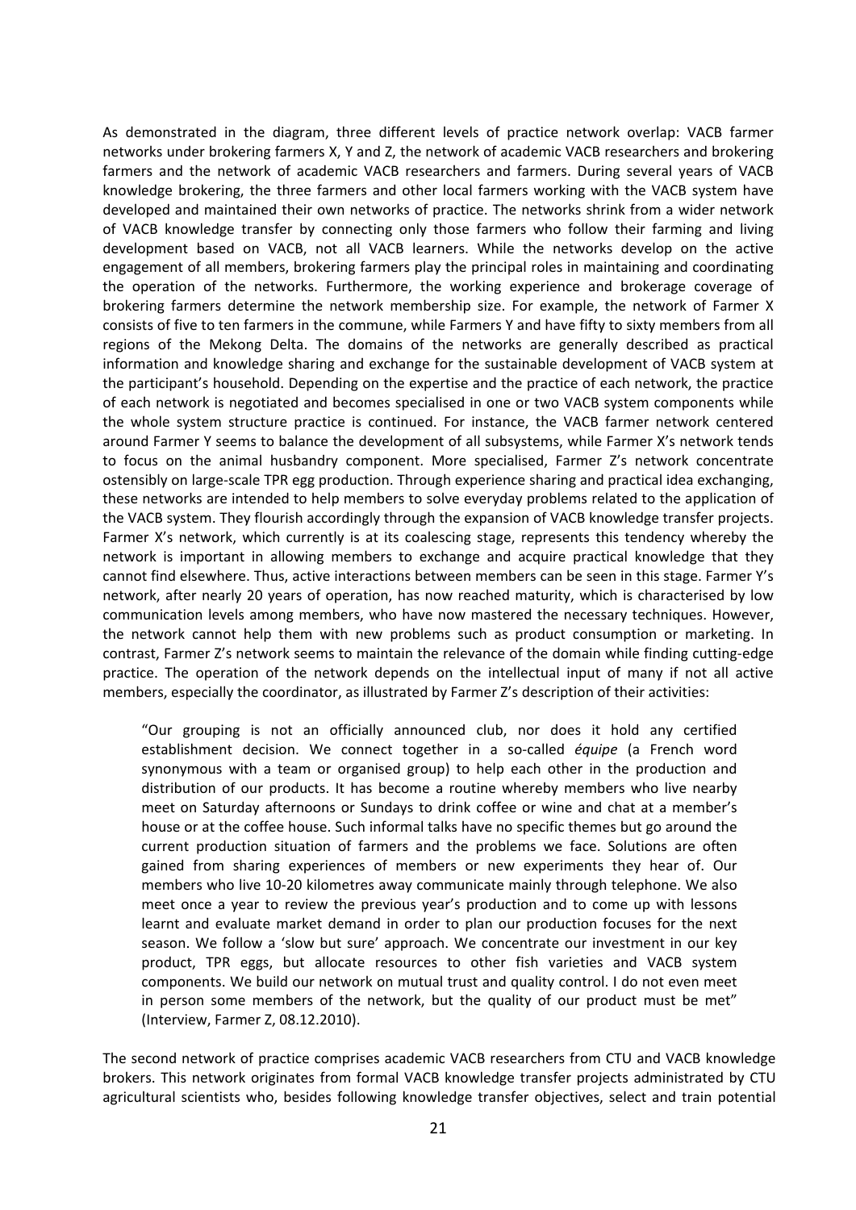As demonstrated in the diagram, three different levels of practice network overlap: VACB farmer networks under brokering farmers X, Y and Z, the network of academic VACB researchers and brokering farmers and the network of academic VACB researchers and farmers. During several years of VACB knowledge brokering, the three farmers and other local farmers working with the VACB system have developed and maintained their own networks of practice. The networks shrink from a wider network of VACB knowledge transfer by connecting only those farmers who follow their farming and living development based on VACB, not all VACB learners. While the networks develop on the active engagement of all members, brokering farmers play the principal roles in maintaining and coordinating the operation of the networks. Furthermore, the working experience and brokerage coverage of brokering farmers determine the network membership size. For example, the network of Farmer X consists of five to ten farmers in the commune, while Farmers Y and have fifty to sixty members from all regions of the Mekong Delta. The domains of the networks are generally described as practical information and knowledge sharing and exchange for the sustainable development of VACB system at the participant's household. Depending on the expertise and the practice of each network, the practice of each network is negotiated and becomes specialised in one or two VACB system components while the whole system structure practice is continued. For instance, the VACB farmer network centered around Farmer Y seems to balance the development of all subsystems, while Farmer X's network tends to focus on the animal husbandry component. More specialised, Farmer Z's network concentrate ostensibly on large-scale TPR egg production. Through experience sharing and practical idea exchanging, these networks are intended to help members to solve everyday problems related to the application of the VACB system. They flourish accordingly through the expansion of VACB knowledge transfer projects. Farmer X's network, which currently is at its coalescing stage, represents this tendency whereby the network is important in allowing members to exchange and acquire practical knowledge that they cannot find elsewhere. Thus, active interactions between members can be seen in this stage. Farmer Y's network, after nearly 20 years of operation, has now reached maturity, which is characterised by low communication levels among members, who have now mastered the necessary techniques. However, the network cannot help them with new problems such as product consumption or marketing. In contrast, Farmer Z's network seems to maintain the relevance of the domain while finding cutting-edge practice. The operation of the network depends on the intellectual input of many if not all active members, especially the coordinator, as illustrated by Farmer Z's description of their activities:

> "Our grouping is not an officially announced club, nor does it hold any certified establishment decision. We connect together in a so-called *équipe* (a French word synonymous with a team or organised group) to help each other in the production and distribution of our products. It has become a routine whereby members who live nearby meet on Saturday afternoons or Sundays to drink coffee or wine and chat at a member's house or at the coffee house. Such informal talks have no specific themes but go around the current production situation of farmers and the problems we face. Solutions are often gained from sharing experiences of members or new experiments they hear of. Our members who live 10-20 kilometres away communicate mainly through telephone. We also meet once a year to review the previous year's production and to come up with lessons learnt and evaluate market demand in order to plan our production focuses for the next season. We follow a 'slow but sure' approach. We concentrate our investment in our key product, TPR eggs, but allocate resources to other fish varieties and VACB system components. We build our network on mutual trust and quality control. I do not even meet in person some members of the network, but the quality of our product must be met" (Interview, Farmer Z, 08.12.2010).

The second network of practice comprises academic VACB researchers from CTU and VACB knowledge brokers. This network originates from formal VACB knowledge transfer projects administrated by CTU agricultural scientists who, besides following knowledge transfer objectives, select and train potential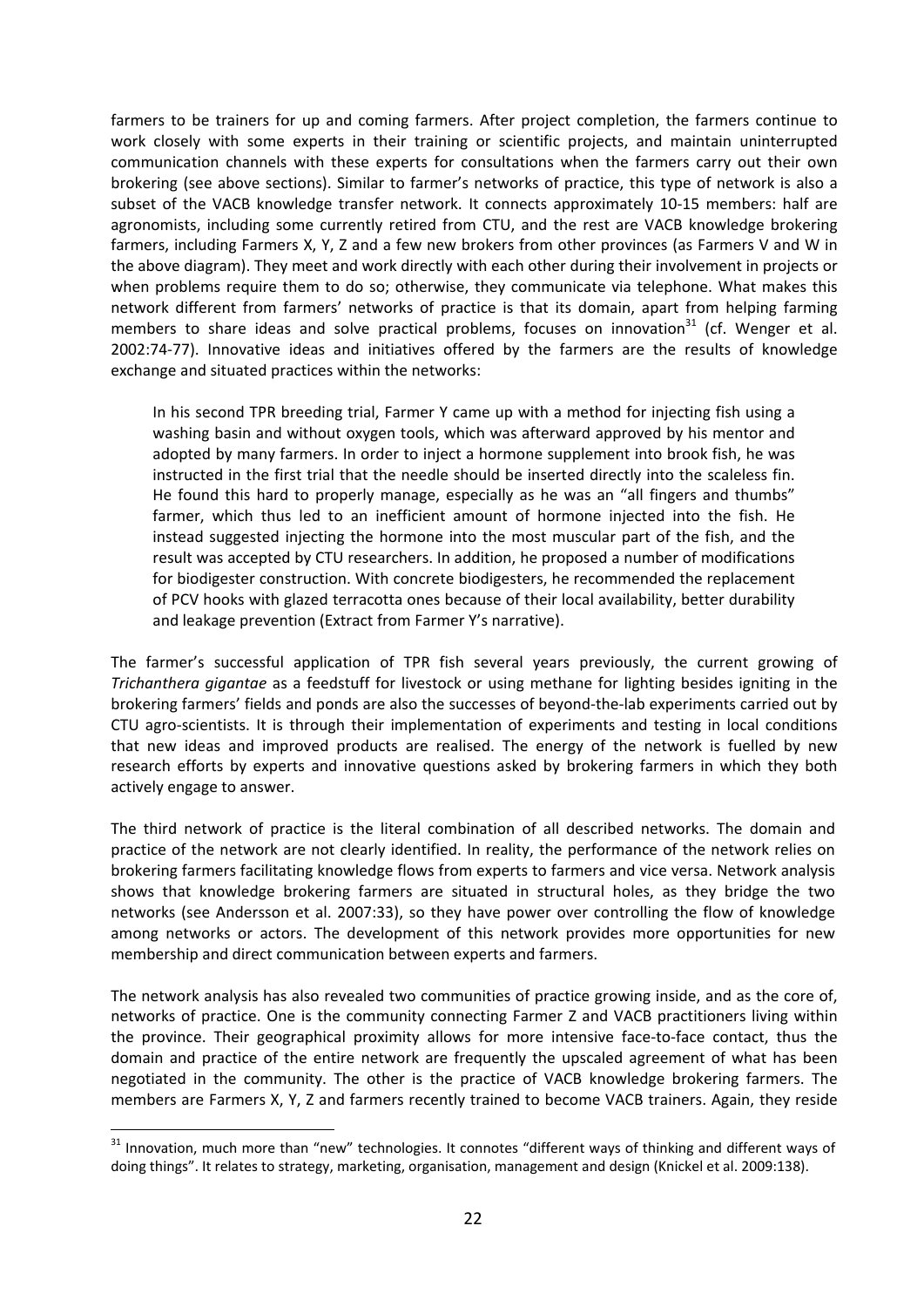farmers to be trainers for up and coming farmers. After project completion, the farmers continue to work closely with some experts in their training or scientific projects, and maintain uninterrupted communication channels with these experts for consultations when the farmers carry out their own brokering (see above sections). Similar to farmer's networks of practice, this type of network is also a subset of the VACB knowledge transfer network. It connects approximately 10-15 members: half are agronomists, including some currently retired from CTU, and the rest are VACB knowledge brokering farmers, including Farmers X, Y, Z and a few new brokers from other provinces (as Farmers V and W in the above diagram). They meet and work directly with each other during their involvement in projects or when problems require them to do so; otherwise, they communicate via telephone. What makes this network different from farmers' networks of practice is that its domain, apart from helping farming members to share ideas and solve practical problems, focuses on innovation[31] (cf. Wenger et al. 2002:74-77). Innovative ideas and initiatives offered by the farmers are the results of knowledge exchange and situated practices within the networks:

> In his second TPR breeding trial, Farmer Y came up with a method for injecting fish using a washing basin and without oxygen tools, which was afterward approved by his mentor and adopted by many farmers. In order to inject a hormone supplement into brook fish, he was instructed in the first trial that the needle should be inserted directly into the scaleless fin. He found this hard to properly manage, especially as he was an "all fingers and thumbs" farmer, which thus led to an inefficient amount of hormone injected into the fish. He instead suggested injecting the hormone into the most muscular part of the fish, and the result was accepted by CTU researchers. In addition, he proposed a number of modifications for biodigester construction. With concrete biodigesters, he recommended the replacement of PCV hooks with glazed terracotta ones because of their local availability, better durability and leakage prevention (Extract from Farmer Y's narrative).

The farmer's successful application of TPR fish several years previously, the current growing of *Trichanthera gigantae* as a feedstuff for livestock or using methane for lighting besides igniting in the brokering farmers' fields and ponds are also the successes of beyond-the-lab experiments carried out by CTU agro-scientists. It is through their implementation of experiments and testing in local conditions that new ideas and improved products are realised. The energy of the network is fuelled by new research efforts by experts and innovative questions asked by brokering farmers in which they both actively engage to answer.

The third network of practice is the literal combination of all described networks. The domain and practice of the network are not clearly identified. In reality, the performance of the network relies on brokering farmers facilitating knowledge flows from experts to farmers and vice versa. Network analysis shows that knowledge brokering farmers are situated in structural holes, as they bridge the two networks (see Andersson et al. 2007:33), so they have power over controlling the flow of knowledge among networks or actors. The development of this network provides more opportunities for new membership and direct communication between experts and farmers.

The network analysis has also revealed two communities of practice growing inside, and as the core of, networks of practice. One is the community connecting Farmer Z and VACB practitioners living within the province. Their geographical proximity allows for more intensive face-to-face contact, thus the domain and practice of the entire network are frequently the upscaled agreement of what has been negotiated in the community. The other is the practice of VACB knowledge brokering farmers. The members are Farmers X, Y, Z and farmers recently trained to become VACB trainers. Again, they reside

[31] Innovation, much more than "new" technologies. It connotes "different ways of thinking and different ways of doing things". It relates to strategy, marketing, organisation, management and design (Knickel et al. 2009:138).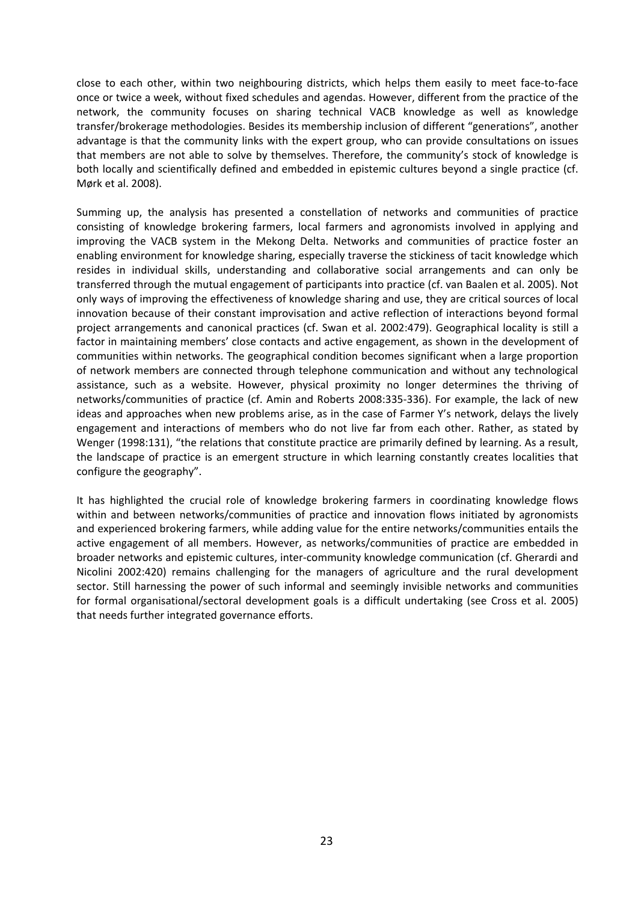close to each other, within two neighbouring districts, which helps them easily to meet face-to-face once or twice a week, without fixed schedules and agendas. However, different from the practice of the network, the community focuses on sharing technical VACB knowledge as well as knowledge transfer/brokerage methodologies. Besides its membership inclusion of different "generations", another advantage is that the community links with the expert group, who can provide consultations on issues that members are not able to solve by themselves. Therefore, the community's stock of knowledge is both locally and scientifically defined and embedded in epistemic cultures beyond a single practice (cf. Mørk et al. 2008).

Summing up, the analysis has presented a constellation of networks and communities of practice consisting of knowledge brokering farmers, local farmers and agronomists involved in applying and improving the VACB system in the Mekong Delta. Networks and communities of practice foster an enabling environment for knowledge sharing, especially traverse the stickiness of tacit knowledge which resides in individual skills, understanding and collaborative social arrangements and can only be transferred through the mutual engagement of participants into practice (cf. van Baalen et al. 2005). Not only ways of improving the effectiveness of knowledge sharing and use, they are critical sources of local innovation because of their constant improvisation and active reflection of interactions beyond formal project arrangements and canonical practices (cf. Swan et al. 2002:479). Geographical locality is still a factor in maintaining members' close contacts and active engagement, as shown in the development of communities within networks. The geographical condition becomes significant when a large proportion of network members are connected through telephone communication and without any technological assistance, such as a website. However, physical proximity no longer determines the thriving of networks/communities of practice (cf. Amin and Roberts 2008:335-336). For example, the lack of new ideas and approaches when new problems arise, as in the case of Farmer Y's network, delays the lively engagement and interactions of members who do not live far from each other. Rather, as stated by Wenger (1998:131), "the relations that constitute practice are primarily defined by learning. As a result, the landscape of practice is an emergent structure in which learning constantly creates localities that configure the geography".

It has highlighted the crucial role of knowledge brokering farmers in coordinating knowledge flows within and between networks/communities of practice and innovation flows initiated by agronomists and experienced brokering farmers, while adding value for the entire networks/communities entails the active engagement of all members. However, as networks/communities of practice are embedded in broader networks and epistemic cultures, inter-community knowledge communication (cf. Gherardi and Nicolini 2002:420) remains challenging for the managers of agriculture and the rural development sector. Still harnessing the power of such informal and seemingly invisible networks and communities for formal organisational/sectoral development goals is a difficult undertaking (see Cross et al. 2005) that needs further integrated governance efforts.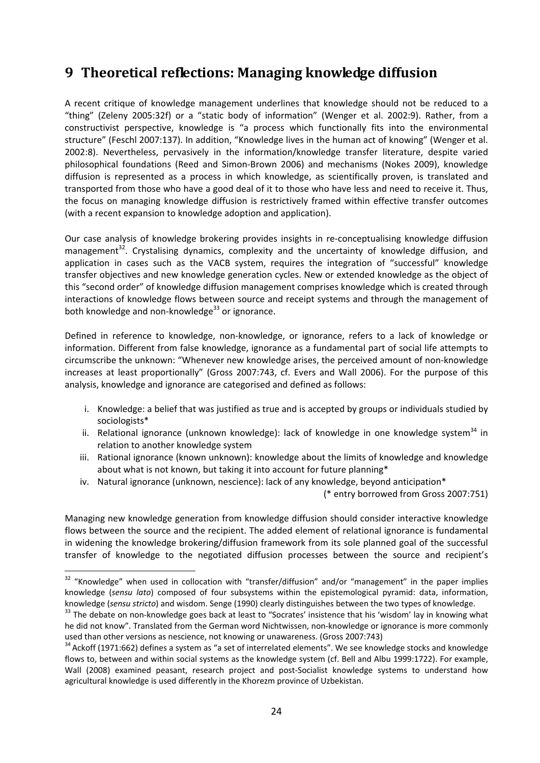# 9 Theoretical reflections: Managing knowledge diffusion

A recent critique of knowledge management underlines that knowledge should not be reduced to a "thing" (Zeleny 2005:32f) or a "static body of information" (Wenger et al. 2002:9). Rather, from a constructivist perspective, knowledge is "a process which functionally fits into the environmental structure" (Feschl 2007:137). In addition, "Knowledge lives in the human act of knowing" (Wenger et al. 2002:8). Nevertheless, pervasively in the information/knowledge transfer literature, despite varied philosophical foundations (Reed and Simon-Brown 2006) and mechanisms (Nokes 2009), knowledge diffusion is represented as a process in which knowledge, as scientifically proven, is translated and transported from those who have a good deal of it to those who have less and need to receive it. Thus, the focus on managing knowledge diffusion is restrictively framed within effective transfer outcomes (with a recent expansion to knowledge adoption and application).

Our case analysis of knowledge brokering provides insights in re-conceptualising knowledge diffusion management[32]. Crystalising dynamics, complexity and the uncertainty of knowledge diffusion, and application in cases such as the VACB system, requires the integration of "successful" knowledge transfer objectives and new knowledge generation cycles. New or extended knowledge as the object of this "second order" of knowledge diffusion management comprises knowledge which is created through interactions of knowledge flows between source and receipt systems and through the management of both knowledge and non-knowledge[33] or ignorance.

Defined in reference to knowledge, non-knowledge, or ignorance, refers to a lack of knowledge or information. Different from false knowledge, ignorance as a fundamental part of social life attempts to circumscribe the unknown: "Whenever new knowledge arises, the perceived amount of non-knowledge increases at least proportionally" (Gross 2007:743, cf. Evers and Wall 2006). For the purpose of this analysis, knowledge and ignorance are categorised and defined as follows:

i. Knowledge: a belief that was justified as true and is accepted by groups or individuals studied by sociologists*
ii. Relational ignorance (unknown knowledge): lack of knowledge in one knowledge system[34] in relation to another knowledge system
iii. Rational ignorance (known unknown): knowledge about the limits of knowledge and knowledge about what is not known, but taking it into account for future planning*
iv. Natural ignorance (unknown, nescience): lack of any knowledge, beyond anticipation*

(* entry borrowed from Gross 2007:751)

Managing new knowledge generation from knowledge diffusion should consider interactive knowledge flows between the source and the recipient. The added element of relational ignorance is fundamental in widening the knowledge brokering/diffusion framework from its sole planned goal of the successful transfer of knowledge to the negotiated diffusion processes between the source and recipient's

---

[32] "Knowledge" when used in collocation with "transfer/diffusion" and/or "management" in the paper implies knowledge (*sensu lato*) composed of four subsystems within the epistemological pyramid: data, information, knowledge (*sensu stricto*) and wisdom. Senge (1990) clearly distinguishes between the two types of knowledge.

[33] The debate on non-knowledge goes back at least to "Socrates' insistence that his 'wisdom' lay in knowing what he did not know". Translated from the German word Nichtwissen, non-knowledge or ignorance is more commonly used than other versions as nescience, not knowing or unawareness. (Gross 2007:743)

[34] Ackoff (1971:662) defines a system as "a set of interrelated elements". We see knowledge stocks and knowledge flows to, between and within social systems as the knowledge system (cf. Bell and Albu 1999:1722). For example, Wall (2008) examined peasant, research project and post-Socialist knowledge systems to understand how agricultural knowledge is used differently in the Khorezm province of Uzbekistan.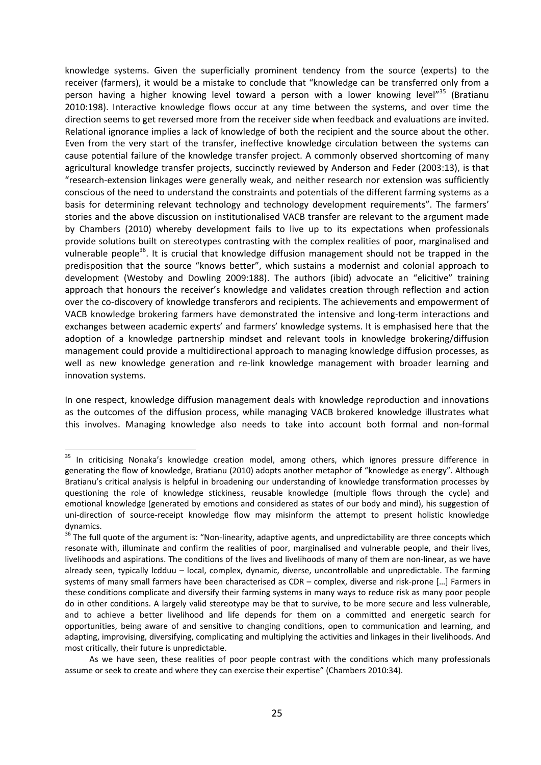knowledge systems. Given the superficially prominent tendency from the source (experts) to the receiver (farmers), it would be a mistake to conclude that "knowledge can be transferred only from a person having a higher knowing level toward a person with a lower knowing level"[35] (Bratianu 2010:198). Interactive knowledge flows occur at any time between the systems, and over time the direction seems to get reversed more from the receiver side when feedback and evaluations are invited. Relational ignorance implies a lack of knowledge of both the recipient and the source about the other. Even from the very start of the transfer, ineffective knowledge circulation between the systems can cause potential failure of the knowledge transfer project. A commonly observed shortcoming of many agricultural knowledge transfer projects, succinctly reviewed by Anderson and Feder (2003:13), is that "research-extension linkages were generally weak, and neither research nor extension was sufficiently conscious of the need to understand the constraints and potentials of the different farming systems as a basis for determining relevant technology and technology development requirements". The farmers' stories and the above discussion on institutionalised VACB transfer are relevant to the argument made by Chambers (2010) whereby development fails to live up to its expectations when professionals provide solutions built on stereotypes contrasting with the complex realities of poor, marginalised and vulnerable people[36]. It is crucial that knowledge diffusion management should not be trapped in the predisposition that the source "knows better", which sustains a modernist and colonial approach to development (Westoby and Dowling 2009:188). The authors (ibid) advocate an "elicitive" training approach that honours the receiver's knowledge and validates creation through reflection and action over the co-discovery of knowledge transferors and recipients. The achievements and empowerment of VACB knowledge brokering farmers have demonstrated the intensive and long-term interactions and exchanges between academic experts' and farmers' knowledge systems. It is emphasised here that the adoption of a knowledge partnership mindset and relevant tools in knowledge brokering/diffusion management could provide a multidirectional approach to managing knowledge diffusion processes, as well as new knowledge generation and re-link knowledge management with broader learning and innovation systems.

In one respect, knowledge diffusion management deals with knowledge reproduction and innovations as the outcomes of the diffusion process, while managing VACB brokered knowledge illustrates what this involves. Managing knowledge also needs to take into account both formal and non-formal

---

[35] In criticising Nonaka's knowledge creation model, among others, which ignores pressure difference in generating the flow of knowledge, Bratianu (2010) adopts another metaphor of "knowledge as energy". Although Bratianu's critical analysis is helpful in broadening our understanding of knowledge transformation processes by questioning the role of knowledge stickiness, reusable knowledge (multiple flows through the cycle) and emotional knowledge (generated by emotions and considered as states of our body and mind), his suggestion of uni-direction of source-receipt knowledge flow may misinform the attempt to present holistic knowledge dynamics.

[36] The full quote of the argument is: "Non-linearity, adaptive agents, and unpredictability are three concepts which resonate with, illuminate and confirm the realities of poor, marginalised and vulnerable people, and their lives, livelihoods and aspirations. The conditions of the lives and livelihoods of many of them are non-linear, as we have already seen, typically lcdduu – local, complex, dynamic, diverse, uncontrollable and unpredictable. The farming systems of many small farmers have been characterised as CDR – complex, diverse and risk-prone […] Farmers in these conditions complicate and diversify their farming systems in many ways to reduce risk as many poor people do in other conditions. A largely valid stereotype may be that to survive, to be more secure and less vulnerable, and to achieve a better livelihood and life depends for them on a committed and energetic search for opportunities, being aware of and sensitive to changing conditions, open to communication and learning, and adapting, improvising, diversifying, complicating and multiplying the activities and linkages in their livelihoods. And most critically, their future is unpredictable.

As we have seen, these realities of poor people contrast with the conditions which many professionals assume or seek to create and where they can exercise their expertise" (Chambers 2010:34).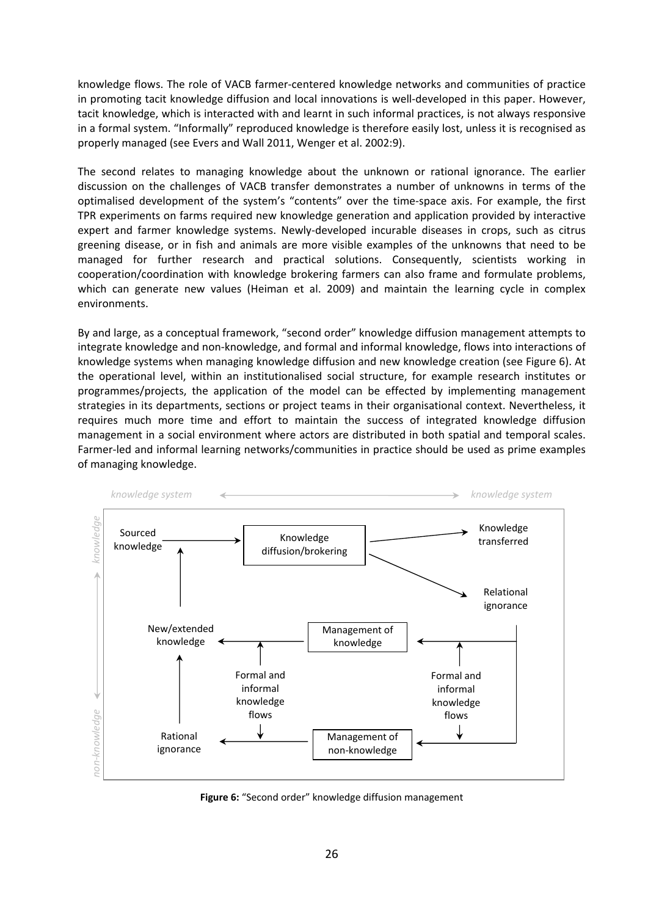knowledge flows. The role of VACB farmer-centered knowledge networks and communities of practice in promoting tacit knowledge diffusion and local innovations is well-developed in this paper. However, tacit knowledge, which is interacted with and learnt in such informal practices, is not always responsive in a formal system. "Informally" reproduced knowledge is therefore easily lost, unless it is recognised as properly managed (see Evers and Wall 2011, Wenger et al. 2002:9).

The second relates to managing knowledge about the unknown or rational ignorance. The earlier discussion on the challenges of VACB transfer demonstrates a number of unknowns in terms of the optimalised development of the system's "contents" over the time-space axis. For example, the first TPR experiments on farms required new knowledge generation and application provided by interactive expert and farmer knowledge systems. Newly-developed incurable diseases in crops, such as citrus greening disease, or in fish and animals are more visible examples of the unknowns that need to be managed for further research and practical solutions. Consequently, scientists working in cooperation/coordination with knowledge brokering farmers can also frame and formulate problems, which can generate new values (Heiman et al. 2009) and maintain the learning cycle in complex environments.

By and large, as a conceptual framework, "second order" knowledge diffusion management attempts to integrate knowledge and non-knowledge, and formal and informal knowledge, flows into interactions of knowledge systems when managing knowledge diffusion and new knowledge creation (see Figure 6). At the operational level, within an institutionalised social structure, for example research institutes or programmes/projects, the application of the model can be effected by implementing management strategies in its departments, sections or project teams in their organisational context. Nevertheless, it requires much more time and effort to maintain the success of integrated knowledge diffusion management in a social environment where actors are distributed in both spatial and temporal scales. Farmer-led and informal learning networks/communities in practice should be used as prime examples of managing knowledge.

knowledge system
knowledge system
knowledge
non-knowledge
Sourced knowledge
Knowledge diffusion/brokering
Knowledge transferred
Relational ignorance
New/extended knowledge
Management of knowledge
Formal and informal knowledge flows
Formal and informal knowledge flows
Rational ignorance
Management of non-knowledge

**Figure 6:** "Second order" knowledge diffusion management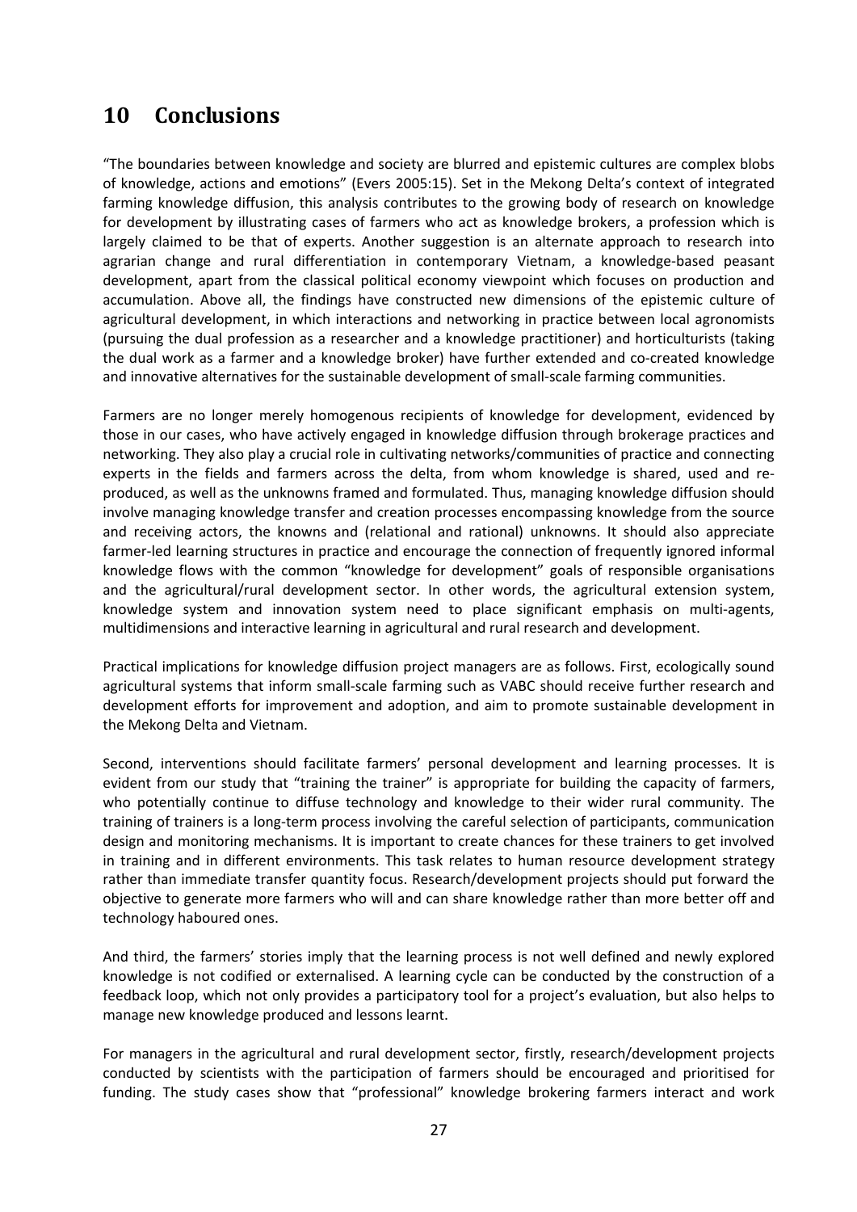# 10 Conclusions

"The boundaries between knowledge and society are blurred and epistemic cultures are complex blobs of knowledge, actions and emotions" (Evers 2005:15). Set in the Mekong Delta's context of integrated farming knowledge diffusion, this analysis contributes to the growing body of research on knowledge for development by illustrating cases of farmers who act as knowledge brokers, a profession which is largely claimed to be that of experts. Another suggestion is an alternate approach to research into agrarian change and rural differentiation in contemporary Vietnam, a knowledge-based peasant development, apart from the classical political economy viewpoint which focuses on production and accumulation. Above all, the findings have constructed new dimensions of the epistemic culture of agricultural development, in which interactions and networking in practice between local agronomists (pursuing the dual profession as a researcher and a knowledge practitioner) and horticulturists (taking the dual work as a farmer and a knowledge broker) have further extended and co-created knowledge and innovative alternatives for the sustainable development of small-scale farming communities.

Farmers are no longer merely homogenous recipients of knowledge for development, evidenced by those in our cases, who have actively engaged in knowledge diffusion through brokerage practices and networking. They also play a crucial role in cultivating networks/communities of practice and connecting experts in the fields and farmers across the delta, from whom knowledge is shared, used and re-produced, as well as the unknowns framed and formulated. Thus, managing knowledge diffusion should involve managing knowledge transfer and creation processes encompassing knowledge from the source and receiving actors, the knowns and (relational and rational) unknowns. It should also appreciate farmer-led learning structures in practice and encourage the connection of frequently ignored informal knowledge flows with the common "knowledge for development" goals of responsible organisations and the agricultural/rural development sector. In other words, the agricultural extension system, knowledge system and innovation system need to place significant emphasis on multi-agents, multidimensions and interactive learning in agricultural and rural research and development.

Practical implications for knowledge diffusion project managers are as follows. First, ecologically sound agricultural systems that inform small-scale farming such as VABC should receive further research and development efforts for improvement and adoption, and aim to promote sustainable development in the Mekong Delta and Vietnam.

Second, interventions should facilitate farmers' personal development and learning processes. It is evident from our study that "training the trainer" is appropriate for building the capacity of farmers, who potentially continue to diffuse technology and knowledge to their wider rural community. The training of trainers is a long-term process involving the careful selection of participants, communication design and monitoring mechanisms. It is important to create chances for these trainers to get involved in training and in different environments. This task relates to human resource development strategy rather than immediate transfer quantity focus. Research/development projects should put forward the objective to generate more farmers who will and can share knowledge rather than more better off and technology haboured ones.

And third, the farmers' stories imply that the learning process is not well defined and newly explored knowledge is not codified or externalised. A learning cycle can be conducted by the construction of a feedback loop, which not only provides a participatory tool for a project's evaluation, but also helps to manage new knowledge produced and lessons learnt.

For managers in the agricultural and rural development sector, firstly, research/development projects conducted by scientists with the participation of farmers should be encouraged and prioritised for funding. The study cases show that "professional" knowledge brokering farmers interact and work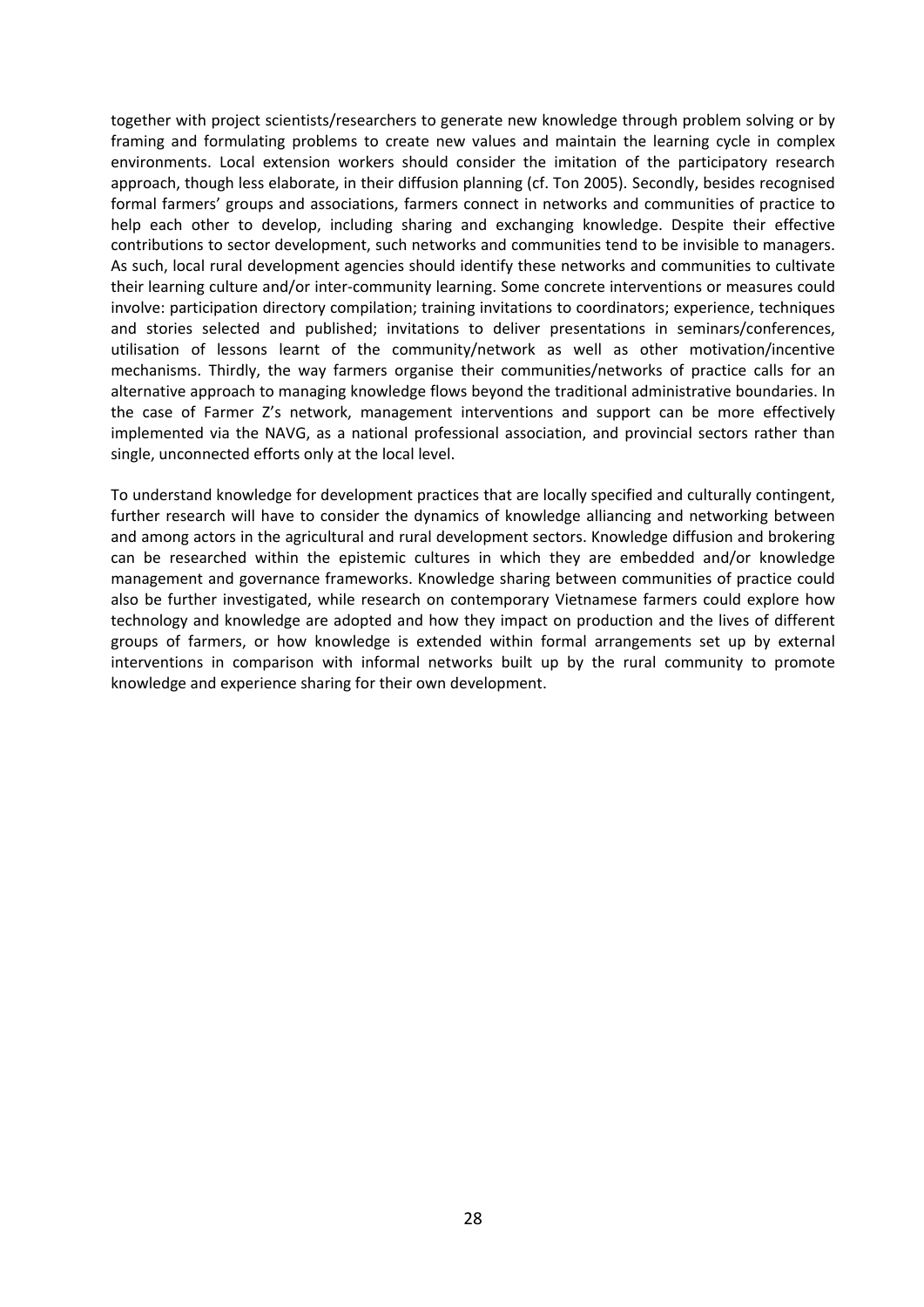together with project scientists/researchers to generate new knowledge through problem solving or by framing and formulating problems to create new values and maintain the learning cycle in complex environments. Local extension workers should consider the imitation of the participatory research approach, though less elaborate, in their diffusion planning (cf. Ton 2005). Secondly, besides recognised formal farmers' groups and associations, farmers connect in networks and communities of practice to help each other to develop, including sharing and exchanging knowledge. Despite their effective contributions to sector development, such networks and communities tend to be invisible to managers. As such, local rural development agencies should identify these networks and communities to cultivate their learning culture and/or inter-community learning. Some concrete interventions or measures could involve: participation directory compilation; training invitations to coordinators; experience, techniques and stories selected and published; invitations to deliver presentations in seminars/conferences, utilisation of lessons learnt of the community/network as well as other motivation/incentive mechanisms. Thirdly, the way farmers organise their communities/networks of practice calls for an alternative approach to managing knowledge flows beyond the traditional administrative boundaries. In the case of Farmer Z's network, management interventions and support can be more effectively implemented via the NAVG, as a national professional association, and provincial sectors rather than single, unconnected efforts only at the local level.

To understand knowledge for development practices that are locally specified and culturally contingent, further research will have to consider the dynamics of knowledge alliancing and networking between and among actors in the agricultural and rural development sectors. Knowledge diffusion and brokering can be researched within the epistemic cultures in which they are embedded and/or knowledge management and governance frameworks. Knowledge sharing between communities of practice could also be further investigated, while research on contemporary Vietnamese farmers could explore how technology and knowledge are adopted and how they impact on production and the lives of different groups of farmers, or how knowledge is extended within formal arrangements set up by external interventions in comparison with informal networks built up by the rural community to promote knowledge and experience sharing for their own development.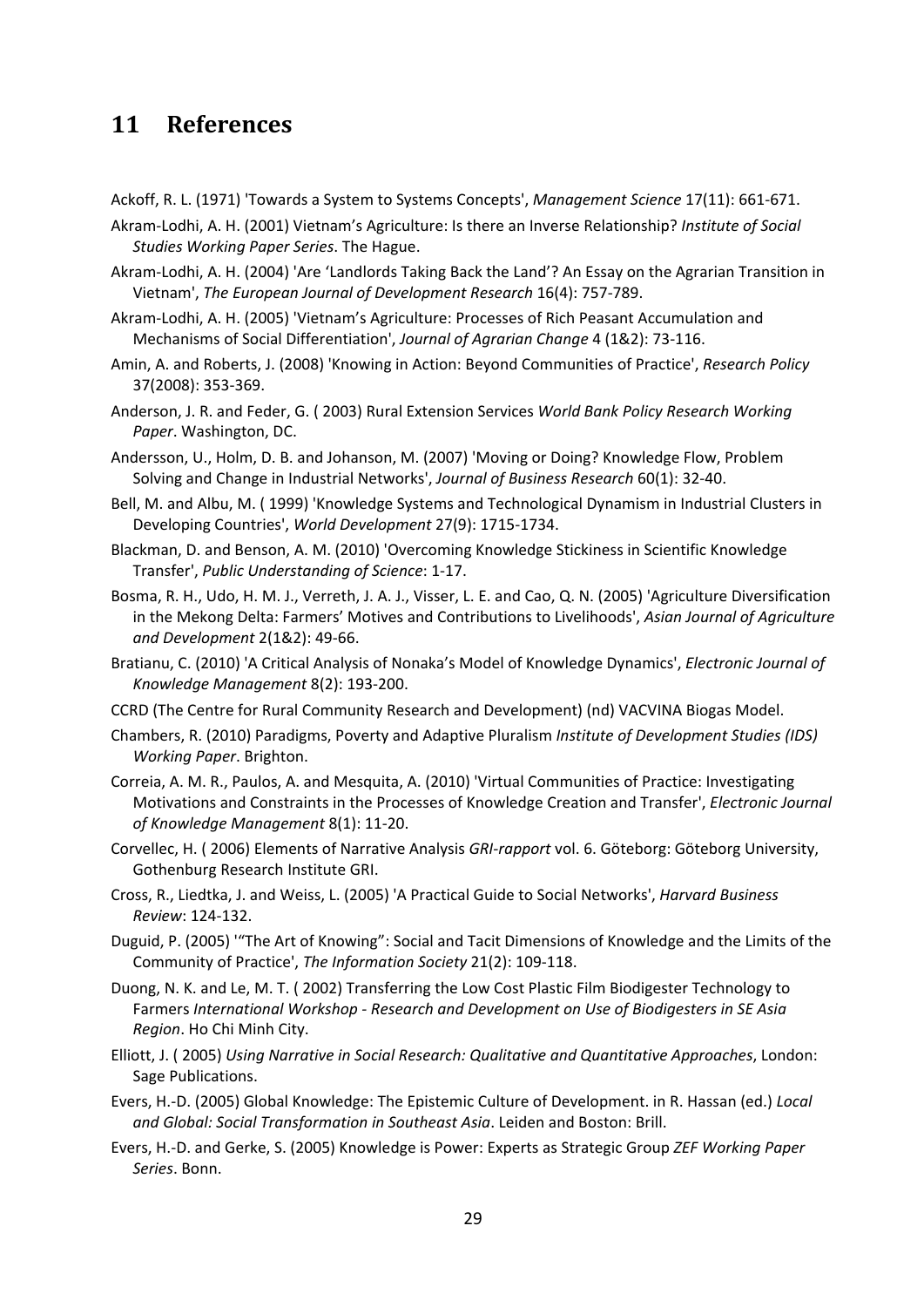# 11 References

Ackoff, R. L. (1971) 'Towards a System to Systems Concepts', *Management Science* 17(11): 661-671.

Akram-Lodhi, A. H. (2001) Vietnam's Agriculture: Is there an Inverse Relationship? *Institute of Social Studies Working Paper Series*. The Hague.

Akram-Lodhi, A. H. (2004) 'Are 'Landlords Taking Back the Land'? An Essay on the Agrarian Transition in Vietnam', *The European Journal of Development Research* 16(4): 757-789.

Akram-Lodhi, A. H. (2005) 'Vietnam's Agriculture: Processes of Rich Peasant Accumulation and Mechanisms of Social Differentiation', *Journal of Agrarian Change* 4 (1&2): 73-116.

Amin, A. and Roberts, J. (2008) 'Knowing in Action: Beyond Communities of Practice', *Research Policy* 37(2008): 353-369.

Anderson, J. R. and Feder, G. ( 2003) Rural Extension Services *World Bank Policy Research Working Paper*. Washington, DC.

Andersson, U., Holm, D. B. and Johanson, M. (2007) 'Moving or Doing? Knowledge Flow, Problem Solving and Change in Industrial Networks', *Journal of Business Research* 60(1): 32-40.

Bell, M. and Albu, M. ( 1999) 'Knowledge Systems and Technological Dynamism in Industrial Clusters in Developing Countries', *World Development* 27(9): 1715-1734.

Blackman, D. and Benson, A. M. (2010) 'Overcoming Knowledge Stickiness in Scientific Knowledge Transfer', *Public Understanding of Science*: 1-17.

Bosma, R. H., Udo, H. M. J., Verreth, J. A. J., Visser, L. E. and Cao, Q. N. (2005) 'Agriculture Diversification in the Mekong Delta: Farmers' Motives and Contributions to Livelihoods', *Asian Journal of Agriculture and Development* 2(1&2): 49-66.

Bratianu, C. (2010) 'A Critical Analysis of Nonaka's Model of Knowledge Dynamics', *Electronic Journal of Knowledge Management* 8(2): 193-200.

CCRD (The Centre for Rural Community Research and Development) (nd) VACVINA Biogas Model.

Chambers, R. (2010) Paradigms, Poverty and Adaptive Pluralism *Institute of Development Studies (IDS) Working Paper*. Brighton.

Correia, A. M. R., Paulos, A. and Mesquita, A. (2010) 'Virtual Communities of Practice: Investigating Motivations and Constraints in the Processes of Knowledge Creation and Transfer', *Electronic Journal of Knowledge Management* 8(1): 11-20.

Corvellec, H. ( 2006) Elements of Narrative Analysis *GRI-rapport* vol. 6. Göteborg: Göteborg University, Gothenburg Research Institute GRI.

Cross, R., Liedtka, J. and Weiss, L. (2005) 'A Practical Guide to Social Networks', *Harvard Business Review*: 124-132.

Duguid, P. (2005) '"The Art of Knowing": Social and Tacit Dimensions of Knowledge and the Limits of the Community of Practice', *The Information Society* 21(2): 109-118.

Duong, N. K. and Le, M. T. ( 2002) Transferring the Low Cost Plastic Film Biodigester Technology to Farmers *International Workshop - Research and Development on Use of Biodigesters in SE Asia Region*. Ho Chi Minh City.

Elliott, J. ( 2005) *Using Narrative in Social Research: Qualitative and Quantitative Approaches*, London: Sage Publications.

Evers, H.-D. (2005) Global Knowledge: The Epistemic Culture of Development. in R. Hassan (ed.) *Local and Global: Social Transformation in Southeast Asia*. Leiden and Boston: Brill.

Evers, H.-D. and Gerke, S. (2005) Knowledge is Power: Experts as Strategic Group *ZEF Working Paper Series*. Bonn.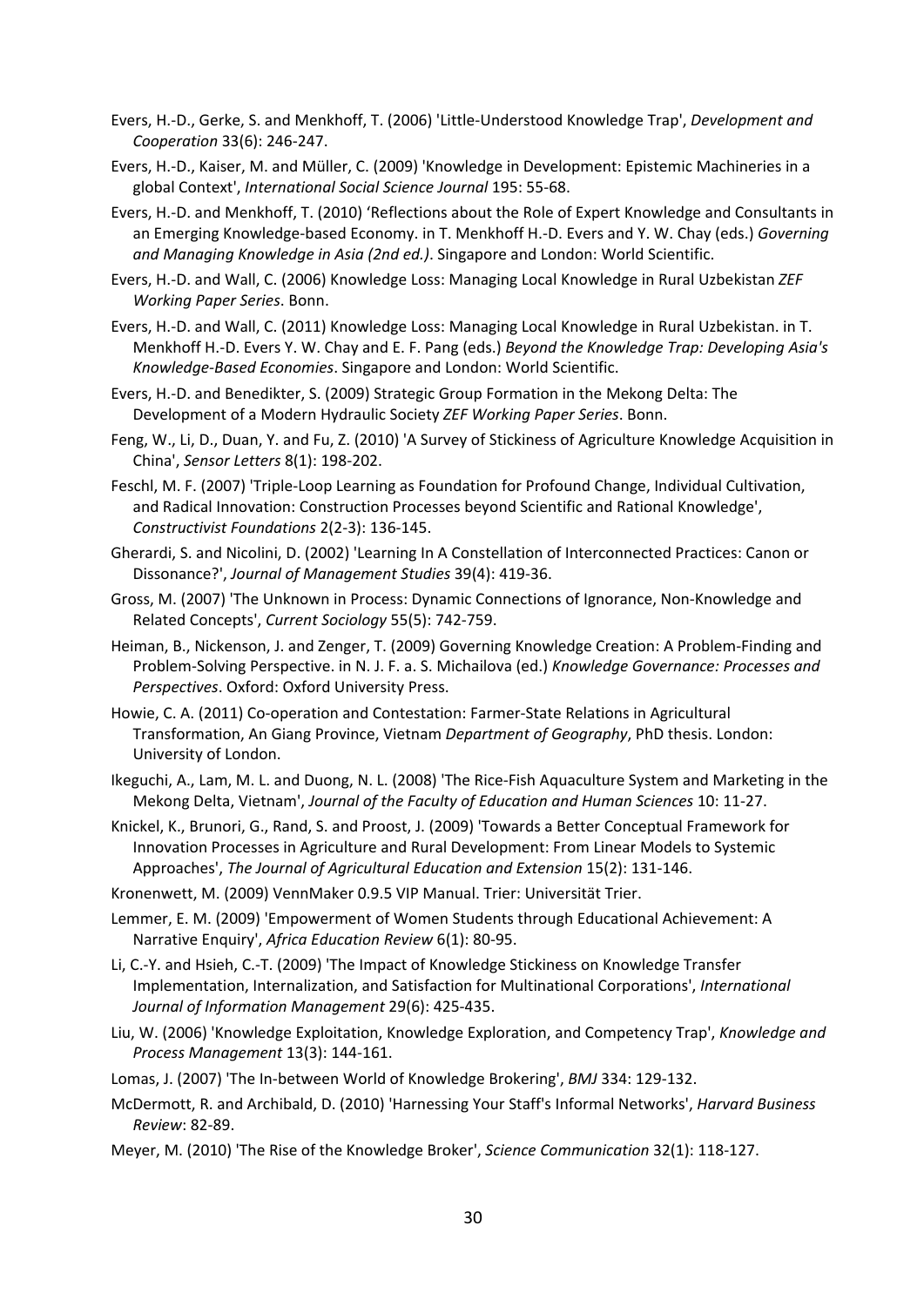Evers, H.-D., Gerke, S. and Menkhoff, T. (2006) 'Little-Understood Knowledge Trap', *Development and Cooperation* 33(6): 246-247.

Evers, H.-D., Kaiser, M. and Müller, C. (2009) 'Knowledge in Development: Epistemic Machineries in a global Context', *International Social Science Journal* 195: 55-68.

Evers, H.-D. and Menkhoff, T. (2010) 'Reflections about the Role of Expert Knowledge and Consultants in an Emerging Knowledge-based Economy. in T. Menkhoff H.-D. Evers and Y. W. Chay (eds.) *Governing and Managing Knowledge in Asia (2nd ed.)*. Singapore and London: World Scientific.

Evers, H.-D. and Wall, C. (2006) Knowledge Loss: Managing Local Knowledge in Rural Uzbekistan *ZEF Working Paper Series*. Bonn.

Evers, H.-D. and Wall, C. (2011) Knowledge Loss: Managing Local Knowledge in Rural Uzbekistan. in T. Menkhoff H.-D. Evers Y. W. Chay and E. F. Pang (eds.) *Beyond the Knowledge Trap: Developing Asia's Knowledge-Based Economies*. Singapore and London: World Scientific.

Evers, H.-D. and Benedikter, S. (2009) Strategic Group Formation in the Mekong Delta: The Development of a Modern Hydraulic Society *ZEF Working Paper Series*. Bonn.

Feng, W., Li, D., Duan, Y. and Fu, Z. (2010) 'A Survey of Stickiness of Agriculture Knowledge Acquisition in China', *Sensor Letters* 8(1): 198-202.

Feschl, M. F. (2007) 'Triple-Loop Learning as Foundation for Profound Change, Individual Cultivation, and Radical Innovation: Construction Processes beyond Scientific and Rational Knowledge', *Constructivist Foundations* 2(2-3): 136-145.

Gherardi, S. and Nicolini, D. (2002) 'Learning In A Constellation of Interconnected Practices: Canon or Dissonance?', *Journal of Management Studies* 39(4): 419-36.

Gross, M. (2007) 'The Unknown in Process: Dynamic Connections of Ignorance, Non-Knowledge and Related Concepts', *Current Sociology* 55(5): 742-759.

Heiman, B., Nickenson, J. and Zenger, T. (2009) Governing Knowledge Creation: A Problem-Finding and Problem-Solving Perspective. in N. J. F. a. S. Michailova (ed.) *Knowledge Governance: Processes and Perspectives*. Oxford: Oxford University Press.

Howie, C. A. (2011) Co-operation and Contestation: Farmer-State Relations in Agricultural Transformation, An Giang Province, Vietnam *Department of Geography*, PhD thesis. London: University of London.

Ikeguchi, A., Lam, M. L. and Duong, N. L. (2008) 'The Rice-Fish Aquaculture System and Marketing in the Mekong Delta, Vietnam', *Journal of the Faculty of Education and Human Sciences* 10: 11-27.

Knickel, K., Brunori, G., Rand, S. and Proost, J. (2009) 'Towards a Better Conceptual Framework for Innovation Processes in Agriculture and Rural Development: From Linear Models to Systemic Approaches', *The Journal of Agricultural Education and Extension* 15(2): 131-146.

Kronenwett, M. (2009) VennMaker 0.9.5 VIP Manual. Trier: Universität Trier.

Lemmer, E. M. (2009) 'Empowerment of Women Students through Educational Achievement: A Narrative Enquiry', *Africa Education Review* 6(1): 80-95.

Li, C.-Y. and Hsieh, C.-T. (2009) 'The Impact of Knowledge Stickiness on Knowledge Transfer Implementation, Internalization, and Satisfaction for Multinational Corporations', *International Journal of Information Management* 29(6): 425-435.

Liu, W. (2006) 'Knowledge Exploitation, Knowledge Exploration, and Competency Trap', *Knowledge and Process Management* 13(3): 144-161.

Lomas, J. (2007) 'The In-between World of Knowledge Brokering', *BMJ* 334: 129-132.

McDermott, R. and Archibald, D. (2010) 'Harnessing Your Staff's Informal Networks', *Harvard Business Review*: 82-89.

Meyer, M. (2010) 'The Rise of the Knowledge Broker', *Science Communication* 32(1): 118-127.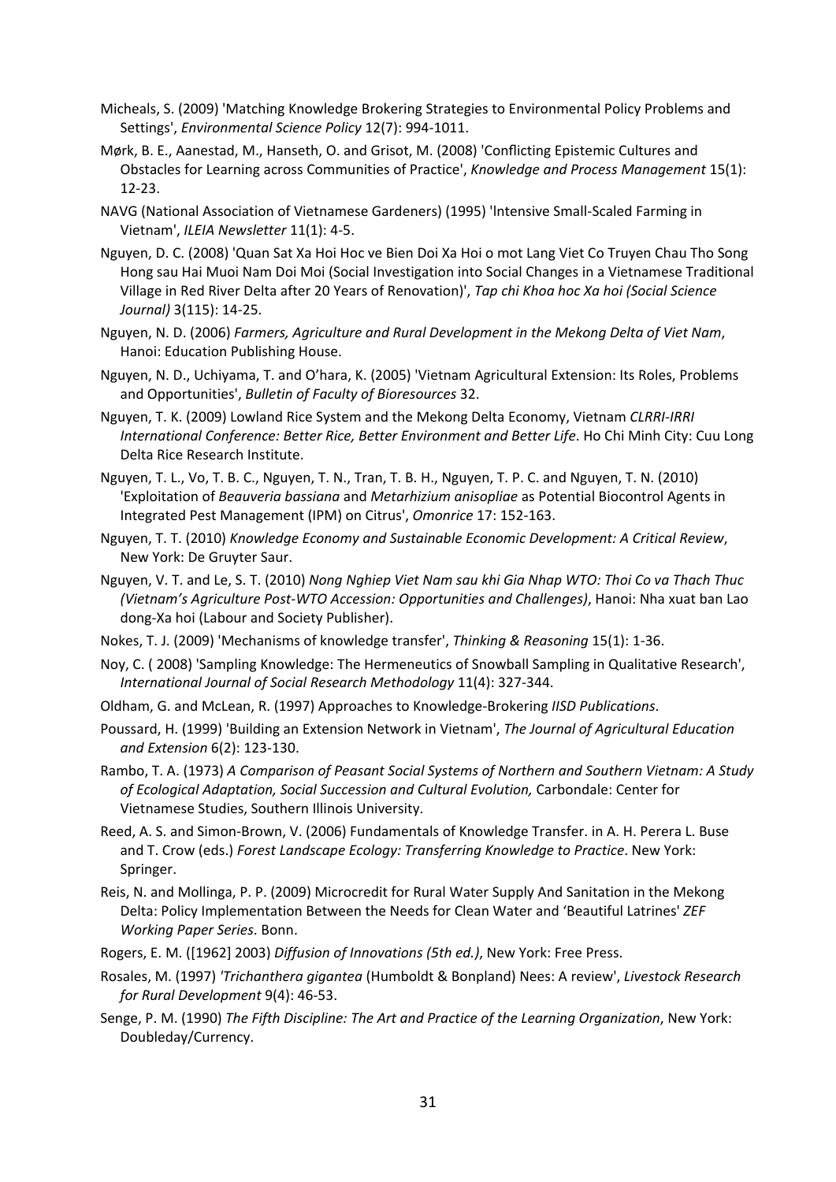Micheals, S. (2009) 'Matching Knowledge Brokering Strategies to Environmental Policy Problems and Settings', *Environmental Science Policy* 12(7): 994-1011.

Mørk, B. E., Aanestad, M., Hanseth, O. and Grisot, M. (2008) 'Conflicting Epistemic Cultures and Obstacles for Learning across Communities of Practice', *Knowledge and Process Management* 15(1): 12-23.

NAVG (National Association of Vietnamese Gardeners) (1995) 'Intensive Small-Scaled Farming in Vietnam', *ILEIA Newsletter* 11(1): 4-5.

Nguyen, D. C. (2008) 'Quan Sat Xa Hoi Hoc ve Bien Doi Xa Hoi o mot Lang Viet Co Truyen Chau Tho Song Hong sau Hai Muoi Nam Doi Moi (Social Investigation into Social Changes in a Vietnamese Traditional Village in Red River Delta after 20 Years of Renovation)', *Tap chi Khoa hoc Xa hoi (Social Science Journal)* 3(115): 14-25.

Nguyen, N. D. (2006) *Farmers, Agriculture and Rural Development in the Mekong Delta of Viet Nam*, Hanoi: Education Publishing House.

Nguyen, N. D., Uchiyama, T. and O'hara, K. (2005) 'Vietnam Agricultural Extension: Its Roles, Problems and Opportunities', *Bulletin of Faculty of Bioresources* 32.

Nguyen, T. K. (2009) Lowland Rice System and the Mekong Delta Economy, Vietnam *CLRRI-IRRI International Conference: Better Rice, Better Environment and Better Life*. Ho Chi Minh City: Cuu Long Delta Rice Research Institute.

Nguyen, T. L., Vo, T. B. C., Nguyen, T. N., Tran, T. B. H., Nguyen, T. P. C. and Nguyen, T. N. (2010) 'Exploitation of *Beauveria bassiana* and *Metarhizium anisopliae* as Potential Biocontrol Agents in Integrated Pest Management (IPM) on Citrus', *Omonrice* 17: 152-163.

Nguyen, T. T. (2010) *Knowledge Economy and Sustainable Economic Development: A Critical Review*, New York: De Gruyter Saur.

Nguyen, V. T. and Le, S. T. (2010) *Nong Nghiep Viet Nam sau khi Gia Nhap WTO: Thoi Co va Thach Thuc (Vietnam's Agriculture Post-WTO Accession: Opportunities and Challenges)*, Hanoi: Nha xuat ban Lao dong-Xa hoi (Labour and Society Publisher).

Nokes, T. J. (2009) 'Mechanisms of knowledge transfer', *Thinking & Reasoning* 15(1): 1-36.

Noy, C. ( 2008) 'Sampling Knowledge: The Hermeneutics of Snowball Sampling in Qualitative Research', *International Journal of Social Research Methodology* 11(4): 327-344.

Oldham, G. and McLean, R. (1997) Approaches to Knowledge-Brokering *IISD Publications*.

Poussard, H. (1999) 'Building an Extension Network in Vietnam', *The Journal of Agricultural Education and Extension* 6(2): 123-130.

Rambo, T. A. (1973) *A Comparison of Peasant Social Systems of Northern and Southern Vietnam: A Study of Ecological Adaptation, Social Succession and Cultural Evolution,* Carbondale: Center for Vietnamese Studies, Southern Illinois University.

Reed, A. S. and Simon-Brown, V. (2006) Fundamentals of Knowledge Transfer. in A. H. Perera L. Buse and T. Crow (eds.) *Forest Landscape Ecology: Transferring Knowledge to Practice*. New York: Springer.

Reis, N. and Mollinga, P. P. (2009) Microcredit for Rural Water Supply And Sanitation in the Mekong Delta: Policy Implementation Between the Needs for Clean Water and 'Beautiful Latrines' *ZEF Working Paper Series*. Bonn.

Rogers, E. M. ([1962] 2003) *Diffusion of Innovations (5th ed.)*, New York: Free Press.

Rosales, M. (1997) *'Trichanthera gigantea* (Humboldt & Bonpland) Nees: A review', *Livestock Research for Rural Development* 9(4): 46-53.

Senge, P. M. (1990) *The Fifth Discipline: The Art and Practice of the Learning Organization*, New York: Doubleday/Currency.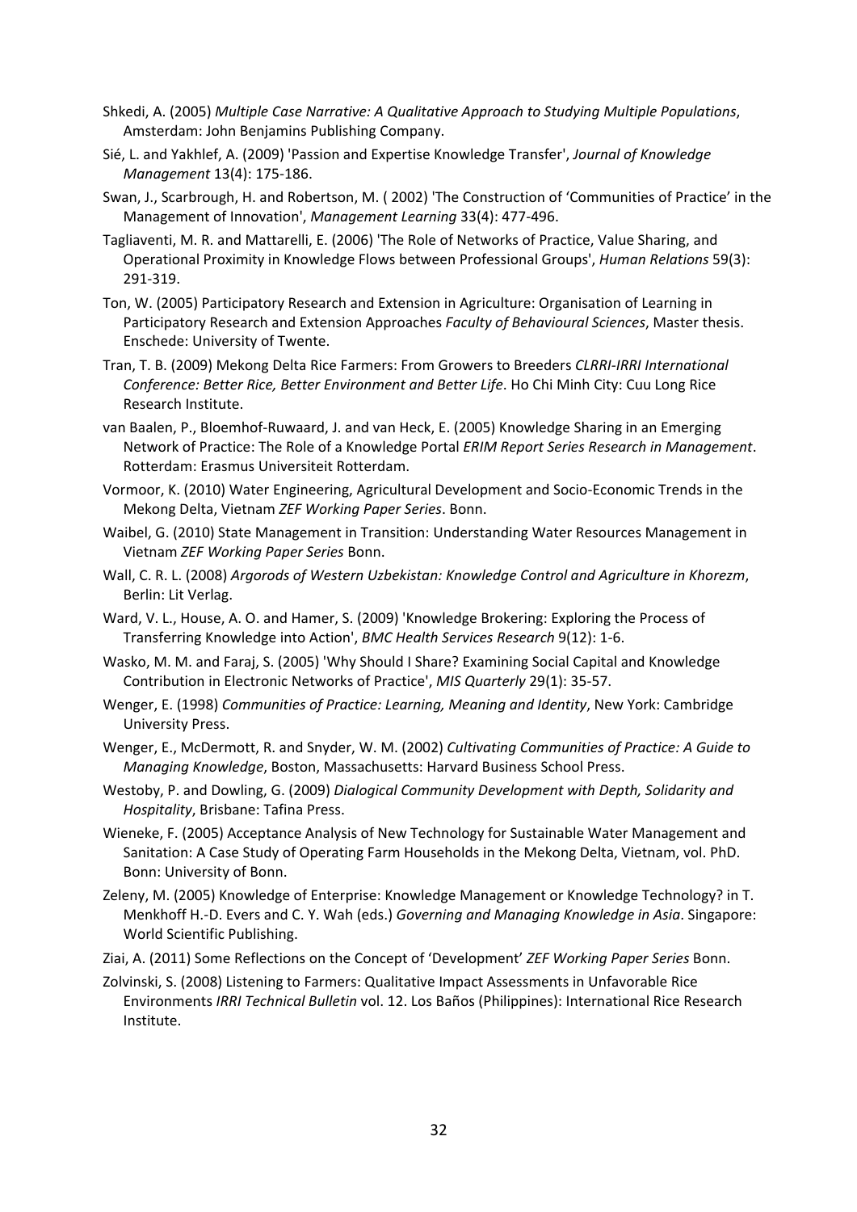Shkedi, A. (2005) *Multiple Case Narrative: A Qualitative Approach to Studying Multiple Populations*, Amsterdam: John Benjamins Publishing Company.

Sié, L. and Yakhlef, A. (2009) 'Passion and Expertise Knowledge Transfer', *Journal of Knowledge Management* 13(4): 175-186.

Swan, J., Scarbrough, H. and Robertson, M. ( 2002) 'The Construction of 'Communities of Practice' in the Management of Innovation', *Management Learning* 33(4): 477-496.

Tagliaventi, M. R. and Mattarelli, E. (2006) 'The Role of Networks of Practice, Value Sharing, and Operational Proximity in Knowledge Flows between Professional Groups', *Human Relations* 59(3): 291-319.

Ton, W. (2005) Participatory Research and Extension in Agriculture: Organisation of Learning in Participatory Research and Extension Approaches *Faculty of Behavioural Sciences*, Master thesis. Enschede: University of Twente.

Tran, T. B. (2009) Mekong Delta Rice Farmers: From Growers to Breeders *CLRRI-IRRI International Conference: Better Rice, Better Environment and Better Life*. Ho Chi Minh City: Cuu Long Rice Research Institute.

van Baalen, P., Bloemhof-Ruwaard, J. and van Heck, E. (2005) Knowledge Sharing in an Emerging Network of Practice: The Role of a Knowledge Portal *ERIM Report Series Research in Management*. Rotterdam: Erasmus Universiteit Rotterdam.

Vormoor, K. (2010) Water Engineering, Agricultural Development and Socio-Economic Trends in the Mekong Delta, Vietnam *ZEF Working Paper Series*. Bonn.

Waibel, G. (2010) State Management in Transition: Understanding Water Resources Management in Vietnam *ZEF Working Paper Series* Bonn.

Wall, C. R. L. (2008) *Argorods of Western Uzbekistan: Knowledge Control and Agriculture in Khorezm*, Berlin: Lit Verlag.

Ward, V. L., House, A. O. and Hamer, S. (2009) 'Knowledge Brokering: Exploring the Process of Transferring Knowledge into Action', *BMC Health Services Research* 9(12): 1-6.

Wasko, M. M. and Faraj, S. (2005) 'Why Should I Share? Examining Social Capital and Knowledge Contribution in Electronic Networks of Practice', *MIS Quarterly* 29(1): 35-57.

Wenger, E. (1998) *Communities of Practice: Learning, Meaning and Identity*, New York: Cambridge University Press.

Wenger, E., McDermott, R. and Snyder, W. M. (2002) *Cultivating Communities of Practice: A Guide to Managing Knowledge*, Boston, Massachusetts: Harvard Business School Press.

Westoby, P. and Dowling, G. (2009) *Dialogical Community Development with Depth, Solidarity and Hospitality*, Brisbane: Tafina Press.

Wieneke, F. (2005) Acceptance Analysis of New Technology for Sustainable Water Management and Sanitation: A Case Study of Operating Farm Households in the Mekong Delta, Vietnam, vol. PhD. Bonn: University of Bonn.

Zeleny, M. (2005) Knowledge of Enterprise: Knowledge Management or Knowledge Technology? in T. Menkhoff H.-D. Evers and C. Y. Wah (eds.) *Governing and Managing Knowledge in Asia*. Singapore: World Scientific Publishing.

Ziai, A. (2011) Some Reflections on the Concept of 'Development' *ZEF Working Paper Series* Bonn.

Zolvinski, S. (2008) Listening to Farmers: Qualitative Impact Assessments in Unfavorable Rice Environments *IRRI Technical Bulletin* vol. 12. Los Baños (Philippines): International Rice Research Institute.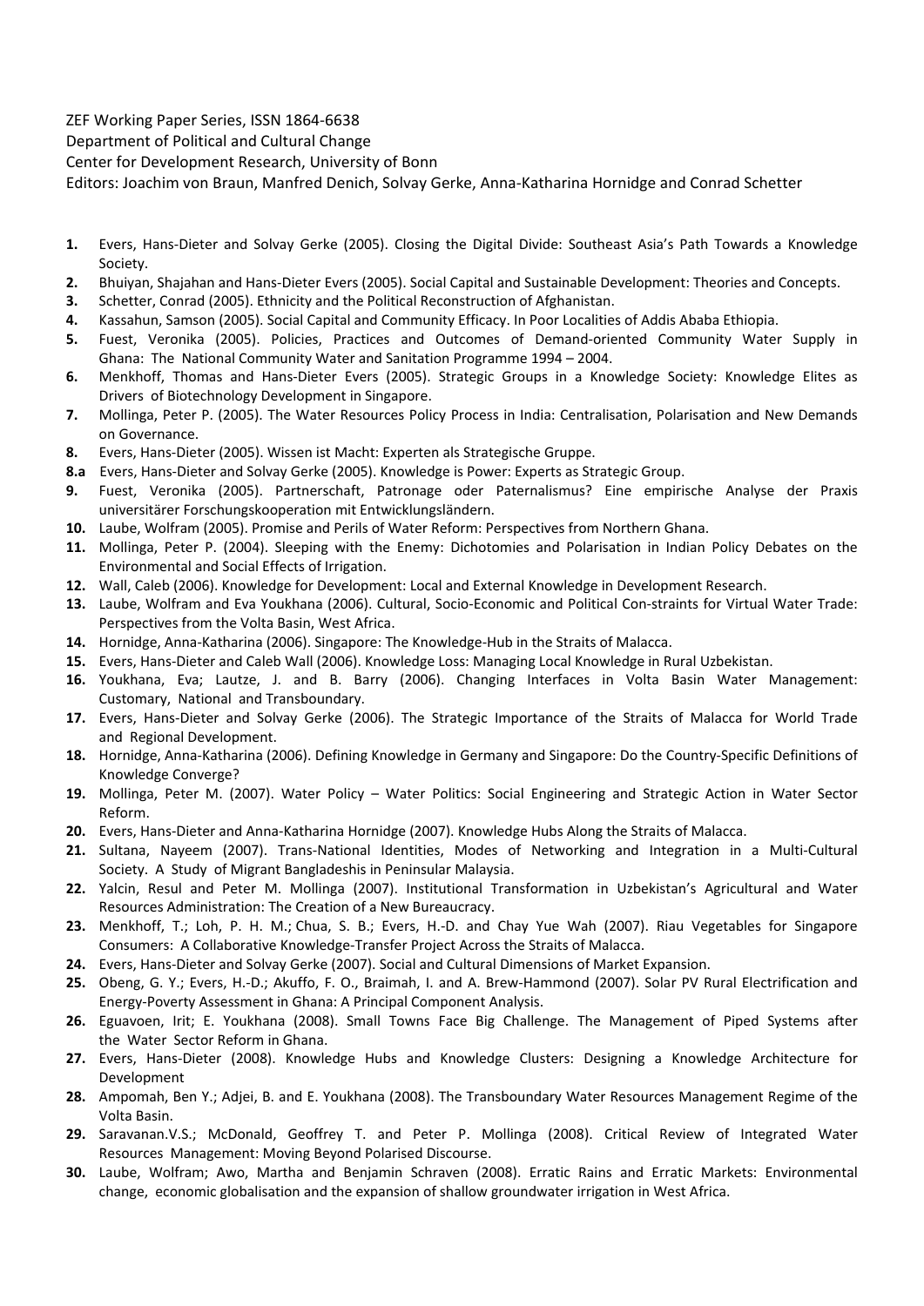ZEF Working Paper Series, ISSN 1864-6638

Department of Political and Cultural Change

Center for Development Research, University of Bonn

Editors: Joachim von Braun, Manfred Denich, Solvay Gerke, Anna-Katharina Hornidge and Conrad Schetter

1. Evers, Hans-Dieter and Solvay Gerke (2005). Closing the Digital Divide: Southeast Asia's Path Towards a Knowledge Society.
2. Bhuiyan, Shajahan and Hans-Dieter Evers (2005). Social Capital and Sustainable Development: Theories and Concepts.
3. Schetter, Conrad (2005). Ethnicity and the Political Reconstruction of Afghanistan.
4. Kassahun, Samson (2005). Social Capital and Community Efficacy. In Poor Localities of Addis Ababa Ethiopia.
5. Fuest, Veronika (2005). Policies, Practices and Outcomes of Demand-oriented Community Water Supply in Ghana: The National Community Water and Sanitation Programme 1994 – 2004.
6. Menkhoff, Thomas and Hans-Dieter Evers (2005). Strategic Groups in a Knowledge Society: Knowledge Elites as Drivers of Biotechnology Development in Singapore.
7. Mollinga, Peter P. (2005). The Water Resources Policy Process in India: Centralisation, Polarisation and New Demands on Governance.
8. Evers, Hans-Dieter (2005). Wissen ist Macht: Experten als Strategische Gruppe.

**8.a** Evers, Hans-Dieter and Solvay Gerke (2005). Knowledge is Power: Experts as Strategic Group.

9. Fuest, Veronika (2005). Partnerschaft, Patronage oder Paternalismus? Eine empirische Analyse der Praxis universitärer Forschungskooperation mit Entwicklungsländern.
10. Laube, Wolfram (2005). Promise and Perils of Water Reform: Perspectives from Northern Ghana.
11. Mollinga, Peter P. (2004). Sleeping with the Enemy: Dichotomies and Polarisation in Indian Policy Debates on the Environmental and Social Effects of Irrigation.
12. Wall, Caleb (2006). Knowledge for Development: Local and External Knowledge in Development Research.
13. Laube, Wolfram and Eva Youkhana (2006). Cultural, Socio-Economic and Political Con-straints for Virtual Water Trade: Perspectives from the Volta Basin, West Africa.
14. Hornidge, Anna-Katharina (2006). Singapore: The Knowledge-Hub in the Straits of Malacca.
15. Evers, Hans-Dieter and Caleb Wall (2006). Knowledge Loss: Managing Local Knowledge in Rural Uzbekistan.
16. Youkhana, Eva; Lautze, J. and B. Barry (2006). Changing Interfaces in Volta Basin Water Management: Customary, National and Transboundary.
17. Evers, Hans-Dieter and Solvay Gerke (2006). The Strategic Importance of the Straits of Malacca for World Trade and Regional Development.
18. Hornidge, Anna-Katharina (2006). Defining Knowledge in Germany and Singapore: Do the Country-Specific Definitions of Knowledge Converge?
19. Mollinga, Peter M. (2007). Water Policy – Water Politics: Social Engineering and Strategic Action in Water Sector Reform.
20. Evers, Hans-Dieter and Anna-Katharina Hornidge (2007). Knowledge Hubs Along the Straits of Malacca.
21. Sultana, Nayeem (2007). Trans-National Identities, Modes of Networking and Integration in a Multi-Cultural Society. A Study of Migrant Bangladeshis in Peninsular Malaysia.
22. Yalcin, Resul and Peter M. Mollinga (2007). Institutional Transformation in Uzbekistan's Agricultural and Water Resources Administration: The Creation of a New Bureaucracy.
23. Menkhoff, T.; Loh, P. H. M.; Chua, S. B.; Evers, H.-D. and Chay Yue Wah (2007). Riau Vegetables for Singapore Consumers: A Collaborative Knowledge-Transfer Project Across the Straits of Malacca.
24. Evers, Hans-Dieter and Solvay Gerke (2007). Social and Cultural Dimensions of Market Expansion.
25. Obeng, G. Y.; Evers, H.-D.; Akuffo, F. O., Braimah, I. and A. Brew-Hammond (2007). Solar PV Rural Electrification and Energy-Poverty Assessment in Ghana: A Principal Component Analysis.
26. Eguavoen, Irit; E. Youkhana (2008). Small Towns Face Big Challenge. The Management of Piped Systems after the Water Sector Reform in Ghana.
27. Evers, Hans-Dieter (2008). Knowledge Hubs and Knowledge Clusters: Designing a Knowledge Architecture for Development
28. Ampomah, Ben Y.; Adjei, B. and E. Youkhana (2008). The Transboundary Water Resources Management Regime of the Volta Basin.
29. Saravanan.V.S.; McDonald, Geoffrey T. and Peter P. Mollinga (2008). Critical Review of Integrated Water Resources Management: Moving Beyond Polarised Discourse.
30. Laube, Wolfram; Awo, Martha and Benjamin Schraven (2008). Erratic Rains and Erratic Markets: Environmental change, economic globalisation and the expansion of shallow groundwater irrigation in West Africa.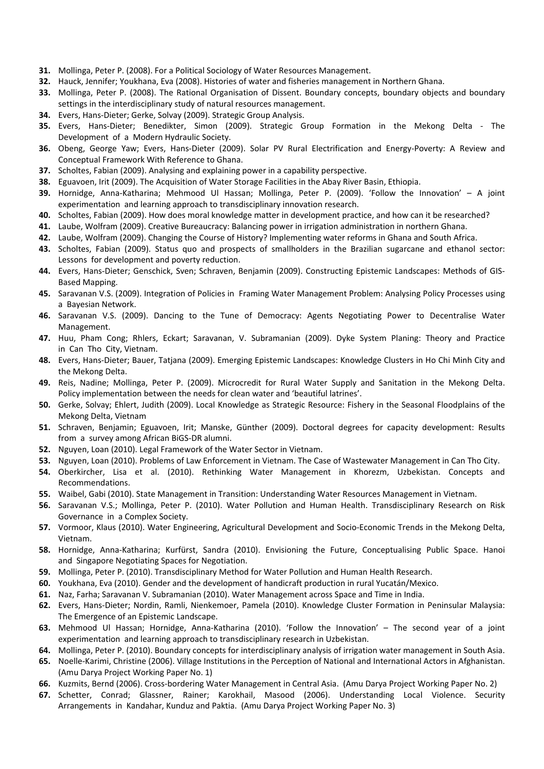31. Mollinga, Peter P. (2008). For a Political Sociology of Water Resources Management.
32. Hauck, Jennifer; Youkhana, Eva (2008). Histories of water and fisheries management in Northern Ghana.
33. Mollinga, Peter P. (2008). The Rational Organisation of Dissent. Boundary concepts, boundary objects and boundary settings in the interdisciplinary study of natural resources management.
34. Evers, Hans-Dieter; Gerke, Solvay (2009). Strategic Group Analysis.
35. Evers, Hans-Dieter; Benedikter, Simon (2009). Strategic Group Formation in the Mekong Delta - The Development of a Modern Hydraulic Society.
36. Obeng, George Yaw; Evers, Hans-Dieter (2009). Solar PV Rural Electrification and Energy-Poverty: A Review and Conceptual Framework With Reference to Ghana.
37. Scholtes, Fabian (2009). Analysing and explaining power in a capability perspective.
38. Eguavoen, Irit (2009). The Acquisition of Water Storage Facilities in the Abay River Basin, Ethiopia.
39. Hornidge, Anna-Katharina; Mehmood Ul Hassan; Mollinga, Peter P. (2009). 'Follow the Innovation' – A joint experimentation and learning approach to transdisciplinary innovation research.
40. Scholtes, Fabian (2009). How does moral knowledge matter in development practice, and how can it be researched?
41. Laube, Wolfram (2009). Creative Bureaucracy: Balancing power in irrigation administration in northern Ghana.
42. Laube, Wolfram (2009). Changing the Course of History? Implementing water reforms in Ghana and South Africa.
43. Scholtes, Fabian (2009). Status quo and prospects of smallholders in the Brazilian sugarcane and ethanol sector: Lessons for development and poverty reduction.
44. Evers, Hans-Dieter; Genschick, Sven; Schraven, Benjamin (2009). Constructing Epistemic Landscapes: Methods of GIS-Based Mapping.
45. Saravanan V.S. (2009). Integration of Policies in Framing Water Management Problem: Analysing Policy Processes using a Bayesian Network.
46. Saravanan V.S. (2009). Dancing to the Tune of Democracy: Agents Negotiating Power to Decentralise Water Management.
47. Huu, Pham Cong; Rhlers, Eckart; Saravanan, V. Subramanian (2009). Dyke System Planing: Theory and Practice in Can Tho City, Vietnam.
48. Evers, Hans-Dieter; Bauer, Tatjana (2009). Emerging Epistemic Landscapes: Knowledge Clusters in Ho Chi Minh City and the Mekong Delta.
49. Reis, Nadine; Mollinga, Peter P. (2009). Microcredit for Rural Water Supply and Sanitation in the Mekong Delta. Policy implementation between the needs for clean water and 'beautiful latrines'.
50. Gerke, Solvay; Ehlert, Judith (2009). Local Knowledge as Strategic Resource: Fishery in the Seasonal Floodplains of the Mekong Delta, Vietnam
51. Schraven, Benjamin; Eguavoen, Irit; Manske, Günther (2009). Doctoral degrees for capacity development: Results from a survey among African BiGS-DR alumni.
52. Nguyen, Loan (2010). Legal Framework of the Water Sector in Vietnam.
53. Nguyen, Loan (2010). Problems of Law Enforcement in Vietnam. The Case of Wastewater Management in Can Tho City.
54. Oberkircher, Lisa et al. (2010). Rethinking Water Management in Khorezm, Uzbekistan. Concepts and Recommendations.
55. Waibel, Gabi (2010). State Management in Transition: Understanding Water Resources Management in Vietnam.
56. Saravanan V.S.; Mollinga, Peter P. (2010). Water Pollution and Human Health. Transdisciplinary Research on Risk Governance in a Complex Society.
57. Vormoor, Klaus (2010). Water Engineering, Agricultural Development and Socio-Economic Trends in the Mekong Delta, Vietnam.
58. Hornidge, Anna-Katharina; Kurfürst, Sandra (2010). Envisioning the Future, Conceptualising Public Space. Hanoi and Singapore Negotiating Spaces for Negotiation.
59. Mollinga, Peter P. (2010). Transdisciplinary Method for Water Pollution and Human Health Research.
60. Youkhana, Eva (2010). Gender and the development of handicraft production in rural Yucatán/Mexico.
61. Naz, Farha; Saravanan V. Subramanian (2010). Water Management across Space and Time in India.
62. Evers, Hans-Dieter; Nordin, Ramli, Nienkemoer, Pamela (2010). Knowledge Cluster Formation in Peninsular Malaysia: The Emergence of an Epistemic Landscape.
63. Mehmood Ul Hassan; Hornidge, Anna-Katharina (2010). 'Follow the Innovation' – The second year of a joint experimentation and learning approach to transdisciplinary research in Uzbekistan.
64. Mollinga, Peter P. (2010). Boundary concepts for interdisciplinary analysis of irrigation water management in South Asia.
65. Noelle-Karimi, Christine (2006). Village Institutions in the Perception of National and International Actors in Afghanistan. (Amu Darya Project Working Paper No. 1)
66. Kuzmits, Bernd (2006). Cross-bordering Water Management in Central Asia. (Amu Darya Project Working Paper No. 2)
67. Schetter, Conrad; Glassner, Rainer; Karokhail, Masood (2006). Understanding Local Violence. Security Arrangements in Kandahar, Kunduz and Paktia. (Amu Darya Project Working Paper No. 3)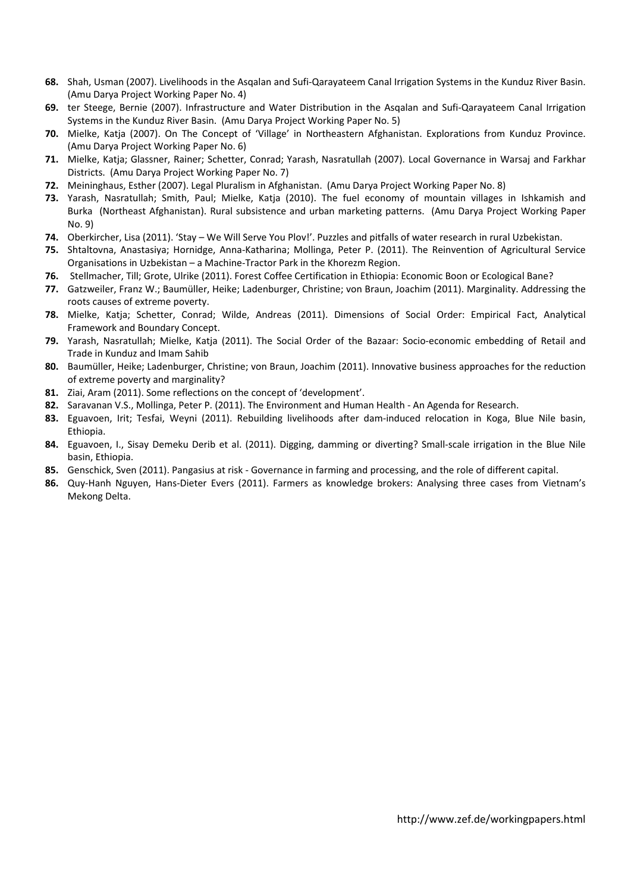68. Shah, Usman (2007). Livelihoods in the Asqalan and Sufi-Qarayateem Canal Irrigation Systems in the Kunduz River Basin. (Amu Darya Project Working Paper No. 4)
69. ter Steege, Bernie (2007). Infrastructure and Water Distribution in the Asqalan and Sufi-Qarayateem Canal Irrigation Systems in the Kunduz River Basin. (Amu Darya Project Working Paper No. 5)
70. Mielke, Katja (2007). On The Concept of 'Village' in Northeastern Afghanistan. Explorations from Kunduz Province. (Amu Darya Project Working Paper No. 6)
71. Mielke, Katja; Glassner, Rainer; Schetter, Conrad; Yarash, Nasratullah (2007). Local Governance in Warsaj and Farkhar Districts. (Amu Darya Project Working Paper No. 7)
72. Meininghaus, Esther (2007). Legal Pluralism in Afghanistan. (Amu Darya Project Working Paper No. 8)
73. Yarash, Nasratullah; Smith, Paul; Mielke, Katja (2010). The fuel economy of mountain villages in Ishkamish and Burka (Northeast Afghanistan). Rural subsistence and urban marketing patterns. (Amu Darya Project Working Paper No. 9)
74. Oberkircher, Lisa (2011). 'Stay – We Will Serve You Plov!'. Puzzles and pitfalls of water research in rural Uzbekistan.
75. Shtaltovna, Anastasiya; Hornidge, Anna-Katharina; Mollinga, Peter P. (2011). The Reinvention of Agricultural Service Organisations in Uzbekistan – a Machine-Tractor Park in the Khorezm Region.
76. Stellmacher, Till; Grote, Ulrike (2011). Forest Coffee Certification in Ethiopia: Economic Boon or Ecological Bane?
77. Gatzweiler, Franz W.; Baumüller, Heike; Ladenburger, Christine; von Braun, Joachim (2011). Marginality. Addressing the roots causes of extreme poverty.
78. Mielke, Katja; Schetter, Conrad; Wilde, Andreas (2011). Dimensions of Social Order: Empirical Fact, Analytical Framework and Boundary Concept.
79. Yarash, Nasratullah; Mielke, Katja (2011). The Social Order of the Bazaar: Socio-economic embedding of Retail and Trade in Kunduz and Imam Sahib
80. Baumüller, Heike; Ladenburger, Christine; von Braun, Joachim (2011). Innovative business approaches for the reduction of extreme poverty and marginality?
81. Ziai, Aram (2011). Some reflections on the concept of 'development'.
82. Saravanan V.S., Mollinga, Peter P. (2011). The Environment and Human Health - An Agenda for Research.
83. Eguavoen, Irit; Tesfai, Weyni (2011). Rebuilding livelihoods after dam-induced relocation in Koga, Blue Nile basin, Ethiopia.
84. Eguavoen, I., Sisay Demeku Derib et al. (2011). Digging, damming or diverting? Small-scale irrigation in the Blue Nile basin, Ethiopia.
85. Genschick, Sven (2011). Pangasius at risk - Governance in farming and processing, and the role of different capital.
86. Quy-Hanh Nguyen, Hans-Dieter Evers (2011). Farmers as knowledge brokers: Analysing three cases from Vietnam's Mekong Delta.

http://www.zef.de/workingpapers.html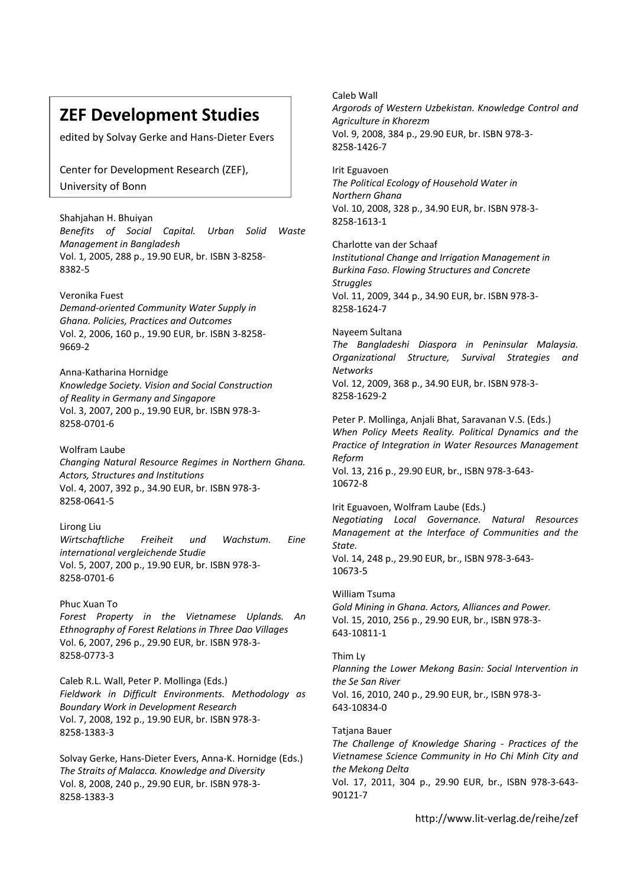## ZEF Development Studies

edited by Solvay Gerke and Hans-Dieter Evers

Center for Development Research (ZEF), University of Bonn

Shahjahan H. Bhuiyan
*Benefits of Social Capital. Urban Solid Waste Management in Bangladesh*
Vol. 1, 2005, 288 p., 19.90 EUR, br. ISBN 3-8258-8382-5

Veronika Fuest
*Demand-oriented Community Water Supply in Ghana. Policies, Practices and Outcomes*
Vol. 2, 2006, 160 p., 19.90 EUR, br. ISBN 3-8258-9669-2

Anna-Katharina Hornidge
*Knowledge Society. Vision and Social Construction of Reality in Germany and Singapore*
Vol. 3, 2007, 200 p., 19.90 EUR, br. ISBN 978-3-8258-0701-6

Wolfram Laube
*Changing Natural Resource Regimes in Northern Ghana. Actors, Structures and Institutions*
Vol. 4, 2007, 392 p., 34.90 EUR, br. ISBN 978-3-8258-0641-5

Lirong Liu
*Wirtschaftliche Freiheit und Wachstum. Eine international vergleichende Studie*
Vol. 5, 2007, 200 p., 19.90 EUR, br. ISBN 978-3-8258-0701-6

Phuc Xuan To
*Forest Property in the Vietnamese Uplands. An Ethnography of Forest Relations in Three Dao Villages*
Vol. 6, 2007, 296 p., 29.90 EUR, br. ISBN 978-3-8258-0773-3

Caleb R.L. Wall, Peter P. Mollinga (Eds.)
*Fieldwork in Difficult Environments. Methodology as Boundary Work in Development Research*
Vol. 7, 2008, 192 p., 19.90 EUR, br. ISBN 978-3-8258-1383-3

Solvay Gerke, Hans-Dieter Evers, Anna-K. Hornidge (Eds.)
*The Straits of Malacca. Knowledge and Diversity*
Vol. 8, 2008, 240 p., 29.90 EUR, br. ISBN 978-3-8258-1383-3

Caleb Wall
*Argorods of Western Uzbekistan. Knowledge Control and Agriculture in Khorezm*
Vol. 9, 2008, 384 p., 29.90 EUR, br. ISBN 978-3-8258-1426-7

Irit Eguavoen
*The Political Ecology of Household Water in Northern Ghana*
Vol. 10, 2008, 328 p., 34.90 EUR, br. ISBN 978-3-8258-1613-1

Charlotte van der Schaaf
*Institutional Change and Irrigation Management in Burkina Faso. Flowing Structures and Concrete Struggles*
Vol. 11, 2009, 344 p., 34.90 EUR, br. ISBN 978-3-8258-1624-7

Nayeem Sultana
*The Bangladeshi Diaspora in Peninsular Malaysia. Organizational Structure, Survival Strategies and Networks*
Vol. 12, 2009, 368 p., 34.90 EUR, br. ISBN 978-3-8258-1629-2

Peter P. Mollinga, Anjali Bhat, Saravanan V.S. (Eds.)
*When Policy Meets Reality. Political Dynamics and the Practice of Integration in Water Resources Management Reform*
Vol. 13, 216 p., 29.90 EUR, br., ISBN 978-3-643-10672-8

Irit Eguavoen, Wolfram Laube (Eds.)
*Negotiating Local Governance. Natural Resources Management at the Interface of Communities and the State.*
Vol. 14, 248 p., 29.90 EUR, br., ISBN 978-3-643-10673-5

William Tsuma
*Gold Mining in Ghana. Actors, Alliances and Power.*
Vol. 15, 2010, 256 p., 29.90 EUR, br., ISBN 978-3-643-10811-1

Thim Ly
*Planning the Lower Mekong Basin: Social Intervention in the Se San River*
Vol. 16, 2010, 240 p., 29.90 EUR, br., ISBN 978-3-643-10834-0

Tatjana Bauer
*The Challenge of Knowledge Sharing - Practices of the Vietnamese Science Community in Ho Chi Minh City and the Mekong Delta*
Vol. 17, 2011, 304 p., 29.90 EUR, br., ISBN 978-3-643-90121-7

http://www.lit-verlag.de/reihe/zef